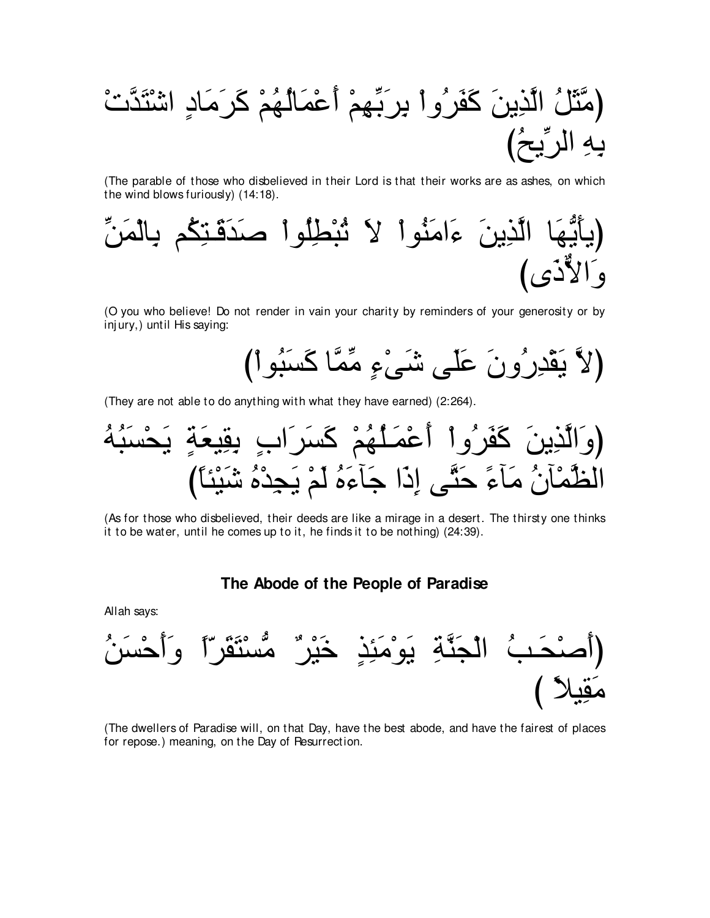(مَّثَلُ الَّذِينَ كَفَرُواْ بِرَبِّهِمْ أَعْمَالُهُمْ كَرَمَادٍ اشْتَدَّتْ بِهِ الرِّيحُ)

(The parable of those who disbelieved in their Lord is that their works are as ashes, on which the wind blows furiously) (14:18).

(يأَيُّهَا الَّذِينَ ءَامَنُواْ لاَ تُبْطِلُواْ صَدَقَـتِكُم بِالْمَنِّ وَالاٌّذَى)

(O you who believe! Do not render in vain your charity by reminders of your generosity or by injury,) until His saying:

(لاَّ يَقْدِرُونَ عَلَى شَىْءٍ مِّمَّا كَسَبُواْ)

(They are not able to do anything with what they have earned) (2:264).

(وَالَّذِينَ كَفَرُواْ أَعْمَـلُهُمْ كَسَرَابٍ بِقِيعَةٍ يَحْسَبُهُ الظَّمْآنُ مَآءً حَتَّى إِذَا جَآءَهُ لَمْ يَجِدْهُ شَيْئاً)

(As for those who disbelieved, their deeds are like a mirage in a desert. The thirsty one thinks it to be water, until he comes up to it, he finds it to be nothing) (24:39).

### The Abode of the People of Paradise

Allah says:

(أَصْحَـبُ الْجَنَّةِ يَوْمَئِذٍ خَيْرٌ مُّسْتَقَرّاً وَأَحْسَنُ مَقِيلاً )

(The dwellers of Paradise will, on that Day, have the best abode, and have the fairest of places for repose.) meaning, on the Day of Resurrection.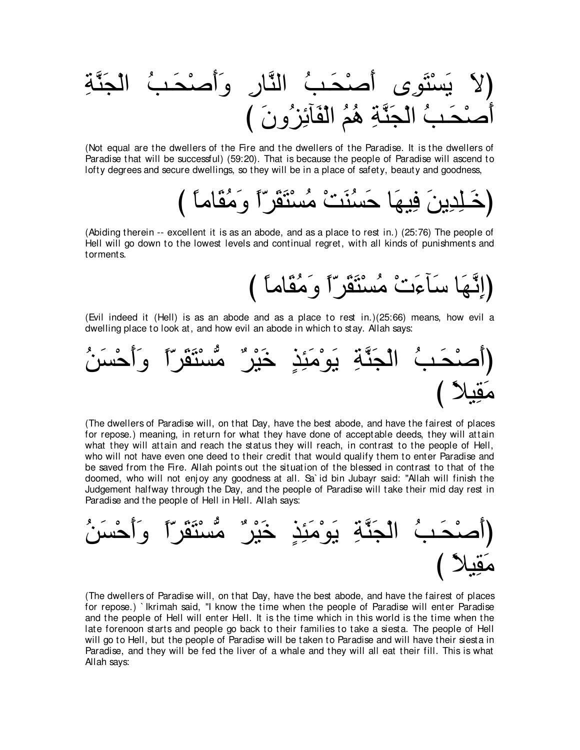(لاَ يَسْتَوِى أَصْحَـبُ النَّارِ وَأَصْحَـبُ الْجَنَّةِ أَصْحَـبُ الْجَنَّةِ هُمُ الْفَآئِزُونَ )

(Not equal are the dwellers of the Fire and the dwellers of the Paradise. It is the dwellers of Paradise that will be successful) (59:20). That is because the people of Paradise will ascend to lofty degrees and secure dwellings, so they will be in a place of safety, beauty and goodness,

(خَـلِدِينَ فِيهَا حَسُنَتْ مُسْتَقَرّاً وَمُقَاماً )

(Abiding therein -- excellent it is as an abode, and as a place to rest in.) (25:76) The people of Hell will go down to the lowest levels and continual regret, with all kinds of punishments and torments.

(إِنَّهَا سَآءَتْ مُسْتَقَرّاً وَمُقَاماً )

(Evil indeed it (Hell) is as an abode and as a place to rest in.)(25:66) means, how evil a dwelling place to look at, and how evil an abode in which to stay. Allah says:

(أَصْحَـبُ الْجَنَّةِ يَوْمَئِذٍ خَيْرٌ مُّسْتَقَرّاً وَأَحْسَنُ مَقِيلاً )

(The dwellers of Paradise will, on that Day, have the best abode, and have the fairest of places for repose.) meaning, in return for what they have done of acceptable deeds, they will attain what they will attain and reach the status they will reach, in contrast to the people of Hell, who will not have even one deed to their credit that would qualify them to enter Paradise and be saved from the Fire. Allah points out the situation of the blessed in contrast to that of the doomed, who will not enjoy any goodness at all. Sa`id bin Jubayr said: "Allah will finish the Judgement halfway through the Day, and the people of Paradise will take their mid day rest in Paradise and the people of Hell in Hell. Allah says:

(أَصْحَـبُ الْجَنَّةِ يَوْمَئِذٍ خَيْرٌ مُّسْتَقَرّاً وَأَحْسَنُ مَقِيلاً )

(The dwellers of Paradise will, on that Day, have the best abode, and have the fairest of places for repose.) `Ikrimah said, "I know the time when the people of Paradise will enter Paradise and the people of Hell will enter Hell. It is the time which in this world is the time when the late forenoon starts and people go back to their families to take a siesta. The people of Hell will go to Hell, but the people of Paradise will be taken to Paradise and will have their siesta in Paradise, and they will be fed the liver of a whale and they will all eat their fill. This is what Allah says: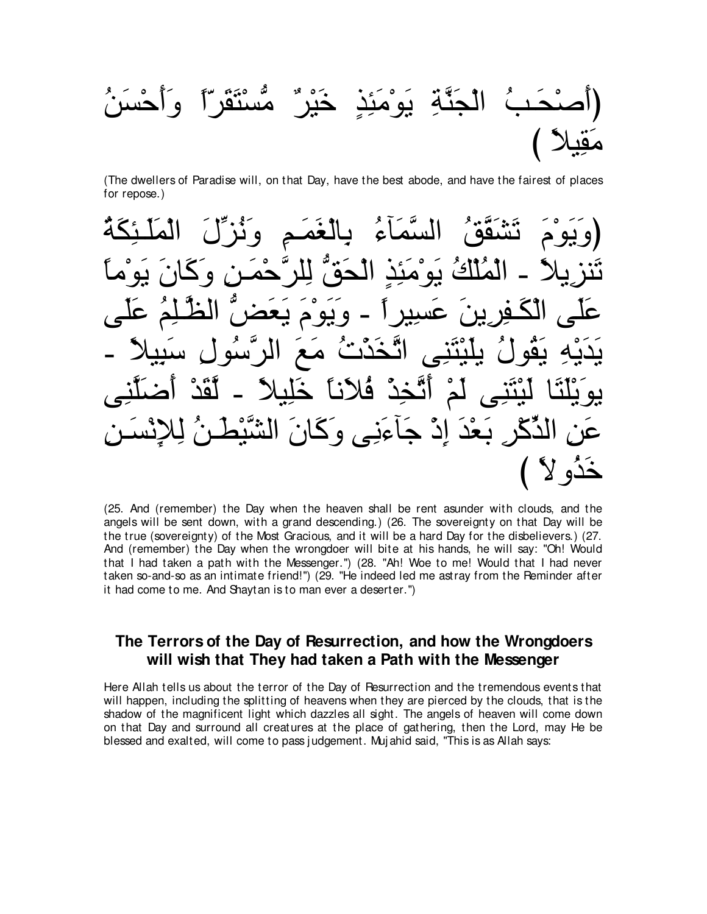(أَصْحَـبُ الْجَنَّةِ يَوْمَئِذٍ خَيْرٌ مُّسْتَقَرّاً وَأَحْسَنُ مَقِيلاً )

(The dwellers of Paradise will, on that Day, have the best abode, and have the fairest of places for repose.)

(وَيَوْمَ تَشَقَّقُ السَّمَآءُ بِالْغَمَـمِ وَنُزِّلَ الْمَلَـئِكَةُ تَنزِيلاً - الْمُلْكُ يَوْمَئِذٍ الْحَقُّ لِلرَّحْمَـنِ وَكَانَ يَوْماً عَلَى الْكَـفِرِينَ عَسِيراً - وَيَوْمَ يَعَضُّ الظَّـلِمُ عَلَى يَدَيْهِ يَقُولُ يلَيْتَنِى اتَّخَذْتُ مَعَ الرَّسُولِ سَبِيلاً - يوَيْلَتَا لَيْتَنِى لَمْ أَتَّخِذْ فُلاَناً خَلِيلاً - لَّقَدْ أَضَلَّنِى عَنِ الذِّكْرِ بَعْدَ إِذْ جَآءَنِى وَكَانَ الشَّيْطَـنُ لِلإِنْسَـنِ خَذُولاً )

(25. And (remember) the Day when the heaven shall be rent asunder with clouds, and the angels will be sent down, with a grand descending.) (26. The sovereignty on that Day will be the true (sovereignty) of the Most Gracious, and it will be a hard Day for the disbelievers.) (27. And (remember) the Day when the wrongdoer will bite at his hands, he will say: "Oh! Would that I had taken a path with the Messenger.") (28. "Ah! Woe to me! Would that I had never taken so-and-so as an intimate friend!") (29. "He indeed led me astray from the Reminder after it had come to me. And Shaytan is to man ever a deserter.")

## The Terrors of the Day of Resurrection, and how the Wrongdoers will wish that They had taken a Path with the Messenger

Here Allah tells us about the terror of the Day of Resurrection and the tremendous events that will happen, including the splitting of heavens when they are pierced by the clouds, that is the shadow of the magnificent light which dazzles all sight. The angels of heaven will come down on that Day and surround all creatures at the place of gathering, then the Lord, may He be blessed and exalted, will come to pass judgement. Mujahid said, "This is as Allah says: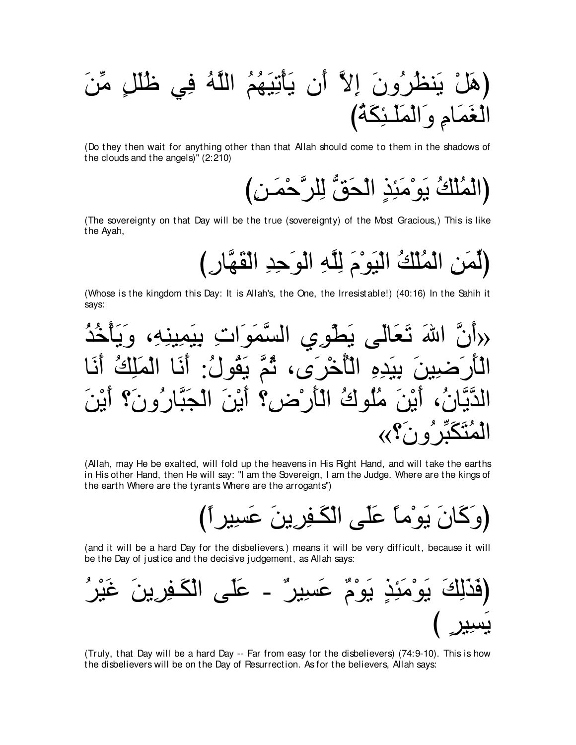(هَلْ يَنظُرُونَ إِلاَّ أَن يَأْتِيَهُمُ اللَّهُ فِي ظُلَلٍ مِّنَ الْغَمَامِ وَالْمَلَـئِكَةُ)

(Do they then wait for anything other than that Allah should come to them in the shadows of the clouds and the angels)" (2:210)

(الْمُلْكُ يَوْمَئِذٍ الْحَقُّ لِلرَّحْمَـنِ)

(The sovereignty on that Day will be the true (sovereignty) of the Most Gracious,) This is like the Ayah,

(لِّمَنِ الْمُلْكُ الْيَوْمَ لِلَّهِ الْوَحِدِ الْقَهَّارِ)

(Whose is the kingdom this Day: It is Allah's, the One, the Irresistable!) (40:16) In the Sahih it says:

«أَنَّ اللهَ تَعَالَى يَطْوِي السَّمَوَاتِ بِيَمِينِهِ، وَيَأْخُذُ الْأَرَضِينَ بِيَدِهِ الْأُخْرَى، ثُمَّ يَقُولُ: أَنَا الْمَلِكُ أَنَا الدَّيَّانُ، أَيْنَ مُلُوكُ الْأَرْضِ؟ أَيْنَ الْجَبَّارُونَ؟ أَيْنَ الْمُتَكَبِّرُونَ؟»

(Allah, may He be exalted, will fold up the heavens in His Right Hand, and will take the earths in His other Hand, then He will say: "I am the Sovereign, I am the Judge. Where are the kings of the earth Where are the tyrants Where are the arrogants")

(وَكَانَ يَوْماً عَلَى الْكَـفِرِينَ عَسِيراً)

(and it will be a hard Day for the disbelievers.) means it will be very difficult, because it will be the Day of justice and the decisive judgement, as Allah says:

(فَذَلِكَ يَوْمَئِذٍ يَوْمٌ عَسِيرٌ - عَلَى الْكَـفِرِينَ غَيْرُ يَسِيرٍ )

(Truly, that Day will be a hard Day -- Far from easy for the disbelievers) (74:9-10). This is how the disbelievers will be on the Day of Resurrection. As for the believers, Allah says: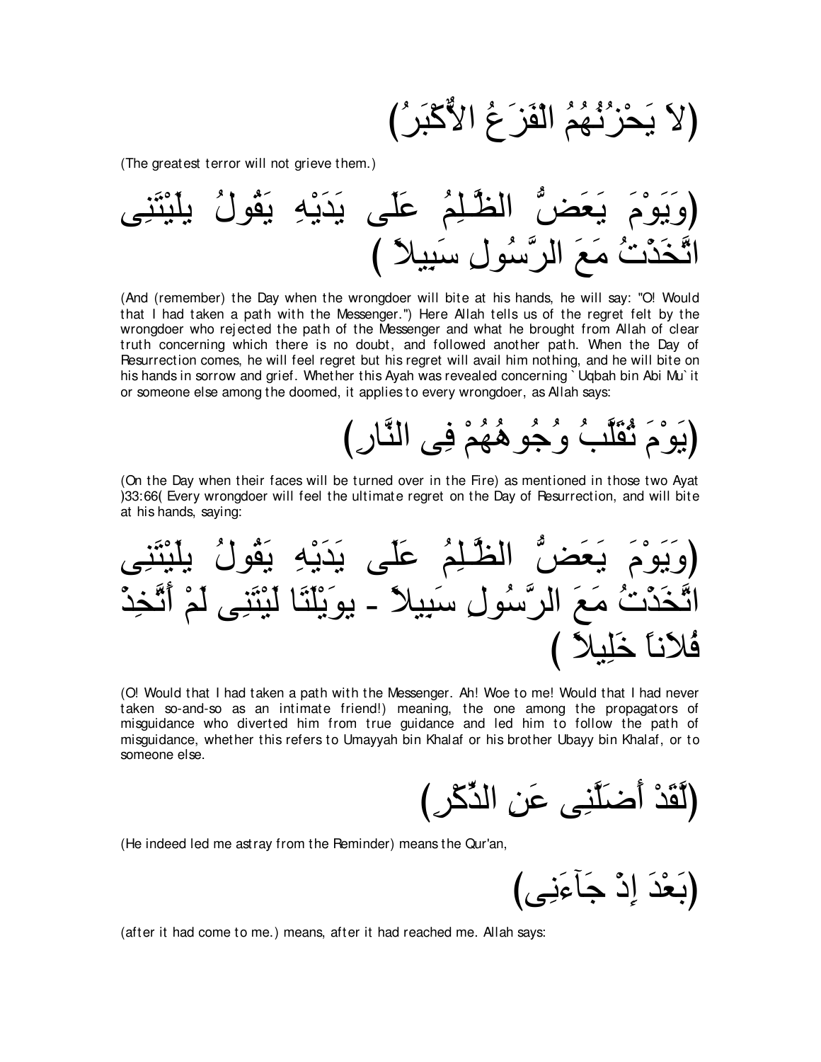(لاَ يَحْزُنُهُمُ الْفَزَعُ الاٌّكْبَرُ)

(The greatest terror will not grieve them.)

(وَيَوْمَ يَعَضُّ الظَّـلِمُ عَلَى يَدَيْهِ يَقُولُ يلَيْتَنِى اتَّخَذْتُ مَعَ الرَّسُولِ سَبِيلاً )

(And (remember) the Day when the wrongdoer will bite at his hands, he will say: "O! Would that I had taken a path with the Messenger.") Here Allah tells us of the regret felt by the wrongdoer who rejected the path of the Messenger and what he brought from Allah of clear truth concerning which there is no doubt, and followed another path. When the Day of Resurrection comes, he will feel regret but his regret will avail him nothing, and he will bite on his hands in sorrow and grief. Whether this Ayah was revealed concerning `Uqbah bin Abi Mu`it or someone else among the doomed, it applies to every wrongdoer, as Allah says:

(يَوْمَ تُقَلَّبُ وُجُوهُهُمْ فِى النَّارِ)

(On the Day when their faces will be turned over in the Fire) as mentioned in those two Ayat )33:66( Every wrongdoer will feel the ultimate regret on the Day of Resurrection, and will bite at his hands, saying:

(وَيَوْمَ يَعَضُّ الظَّـلِمُ عَلَى يَدَيْهِ يَقُولُ يلَيْتَنِى اتَّخَذْتُ مَعَ الرَّسُولِ سَبِيلاً - يوَيْلَتَا لَيْتَنِى لَمْ أَتَّخِذْ فُلاَناً خَلِيلاً )

(O! Would that I had taken a path with the Messenger. Ah! Woe to me! Would that I had never taken so-and-so as an intimate friend!) meaning, the one among the propagators of misguidance who diverted him from true guidance and led him to follow the path of misguidance, whether this refers to Umayyah bin Khalaf or his brother Ubayy bin Khalaf, or to someone else.

(لَّقَدْ أَضَلَّنِى عَنِ الذِّكْرِ)

(He indeed led me astray from the Reminder) means the Qur'an,

(بَعْدَ إِذْ جَآءَنِى)

(after it had come to me.) means, after it had reached me. Allah says: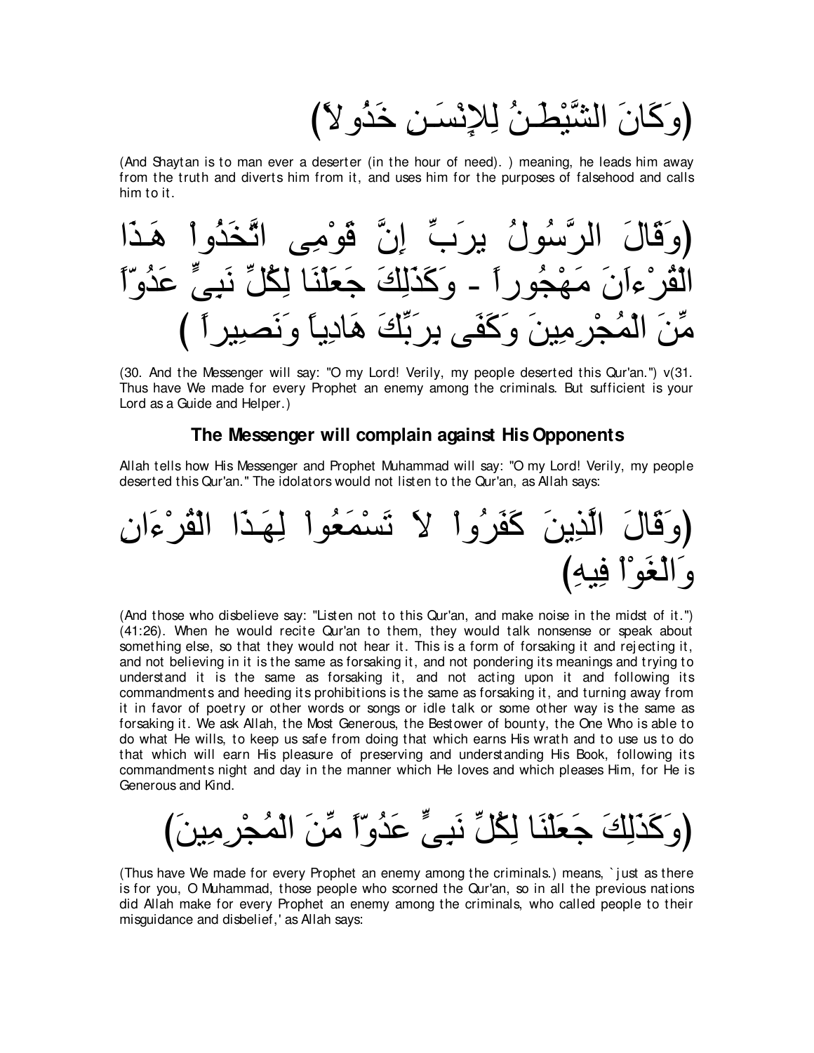(وَكَانَ الشَّيْطَـنُ لِلإِنْسَـنِ خَذُولاً)

(And Shaytan is to man ever a deserter (in the hour of need). ) meaning, he leads him away from the truth and diverts him from it, and uses him for the purposes of falsehood and calls him to it.

(وَقَالَ الرَّسُولُ يرَبِّ إِنَّ قَوْمِى اتَّخَذُواْ هَـذَا الْقُرْءَانَ مَهْجُوراً - وَكَذَلِكَ جَعَلْنَا لِكُلِّ نَبِىٍّ عَدُوّاً مِّنَ الْمُجْرِمِينَ وَكَفَى بِرَبِّكَ هَادِياً وَنَصِيراً )

(30. And the Messenger will say: "O my Lord! Verily, my people deserted this Qur'an.") v(31. Thus have We made for every Prophet an enemy among the criminals. But sufficient is your Lord as a Guide and Helper.)

### The Messenger will complain against His Opponents

Allah tells how His Messenger and Prophet Muhammad will say: "O my Lord! Verily, my people deserted this Qur'an." The idolators would not listen to the Qur'an, as Allah says:

(وَقَالَ الَّذِينَ كَفَرُواْ لاَ تَسْمَعُواْ لِهَـذَا الْقُرْءَانِ وَالْغَوْاْ فِيهِ)

(And those who disbelieve say: "Listen not to this Qur'an, and make noise in the midst of it.") (41:26). When he would recite Qur'an to them, they would talk nonsense or speak about something else, so that they would not hear it. This is a form of forsaking it and rejecting it, and not believing in it is the same as forsaking it, and not pondering its meanings and trying to understand it is the same as forsaking it, and not acting upon it and following its commandments and heeding its prohibitions is the same as forsaking it, and turning away from it in favor of poetry or other words or songs or idle talk or some other way is the same as forsaking it. We ask Allah, the Most Generous, the Bestower of bounty, the One Who is able to do what He wills, to keep us safe from doing that which earns His wrath and to use us to do that which will earn His pleasure of preserving and understanding His Book, following its commandments night and day in the manner which He loves and which pleases Him, for He is Generous and Kind.

(وَكَذَلِكَ جَعَلْنَا لِكُلِّ نَبِىٍّ عَدُوّاً مِّنَ الْمُجْرِمِينَ)

(Thus have We made for every Prophet an enemy among the criminals.) means, `just as there is for you, O Muhammad, those people who scorned the Qur'an, so in all the previous nations did Allah make for every Prophet an enemy among the criminals, who called people to their misguidance and disbelief,' as Allah says: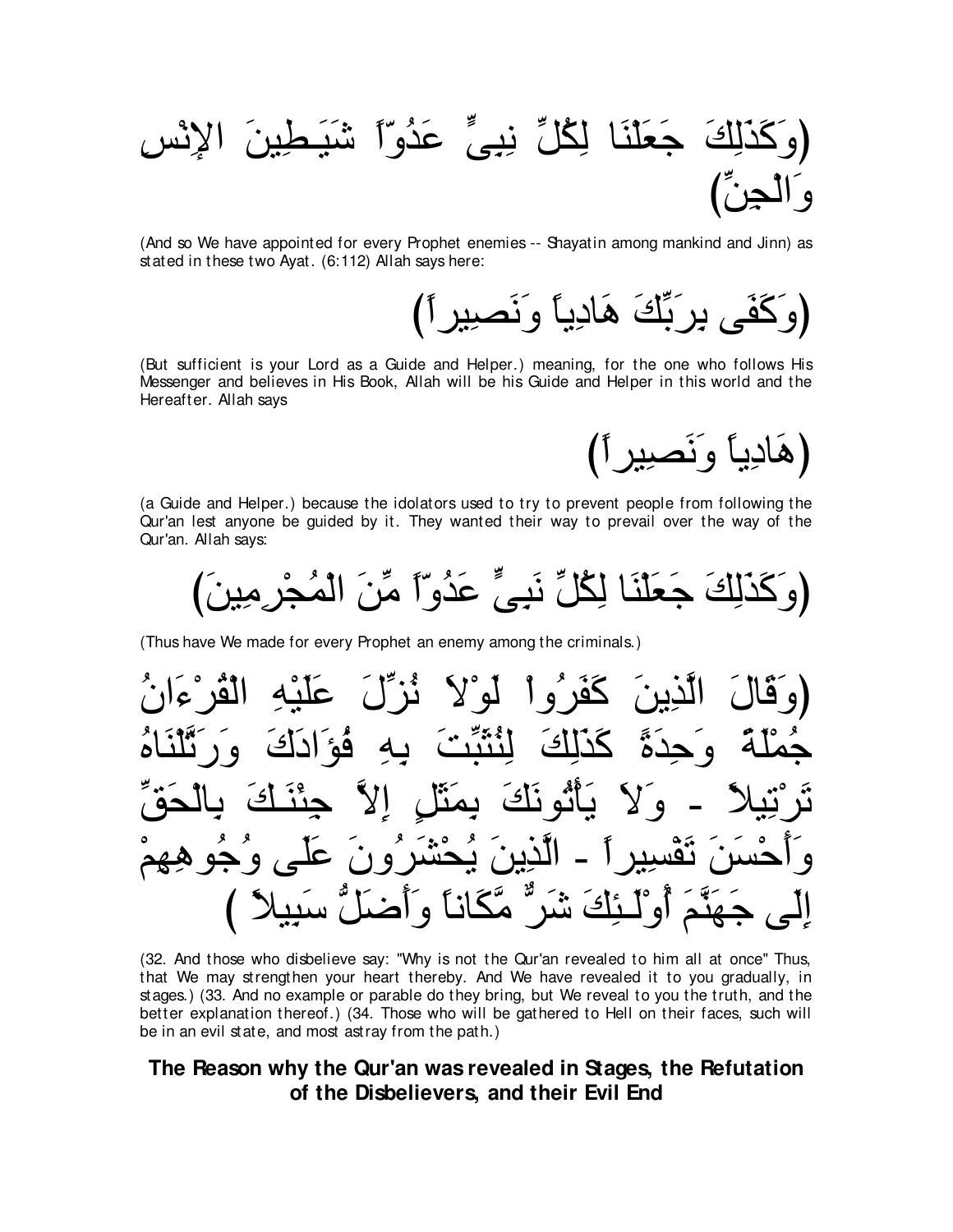(وَكَذَلِكَ جَعَلْنَا لِكُلِّ نِبِىٍّ عَدُوّاً شَيَـطِينَ الإِنْسِ وَالْجِنِّ)

(And so We have appointed for every Prophet enemies -- Shayatin among mankind and Jinn) as stated in these two Ayat. (6:112) Allah says here:

(وَكَفَى بِرَبِّكَ هَادِياً وَنَصِيراً)

(But sufficient is your Lord as a Guide and Helper.) meaning, for the one who follows His Messenger and believes in His Book, Allah will be his Guide and Helper in this world and the Hereafter. Allah says

(هَادِياً وَنَصِيراً)

(a Guide and Helper.) because the idolators used to try to prevent people from following the Qur'an lest anyone be guided by it. They wanted their way to prevail over the way of the Qur'an. Allah says:

(وَكَذَلِكَ جَعَلْنَا لِكُلِّ نَبِىٍّ عَدُوّاً مِّنَ الْمُجْرِمِينَ)

(Thus have We made for every Prophet an enemy among the criminals.)

(وَقَالَ الَّذِينَ كَفَرُواْ لَوْلاَ نُزِّلَ عَلَيْهِ الْقُرْءَانُ جُمْلَةً وَحِدَةً كَذَلِكَ لِنُثَبِّتَ بِهِ فُؤَادَكَ وَرَتَّلْنَاهُ تَرْتِيلاً - وَلاَ يَأْتُونَكَ بِمَثَلٍ إِلاَّ جِئْنَـكَ بِالْحَقِّ وَأَحْسَنَ تَفْسِيراً - الَّذِينَ يُحْشَرُونَ عَلَى وُجُوهِهِمْ إِلَى جَهَنَّمَ أُوْلَـئِكَ شَرٌّ مَّكَاناً وَأَضَلُّ سَبِيلاً )

(32. And those who disbelieve say: "Why is not the Qur'an revealed to him all at once" Thus, that We may strengthen your heart thereby. And We have revealed it to you gradually, in stages.) (33. And no example or parable do they bring, but We reveal to you the truth, and the better explanation thereof.) (34. Those who will be gathered to Hell on their faces, such will be in an evil state, and most astray from the path.)

## The Reason why the Qur'an was revealed in Stages, the Refutation of the Disbelievers, and their Evil End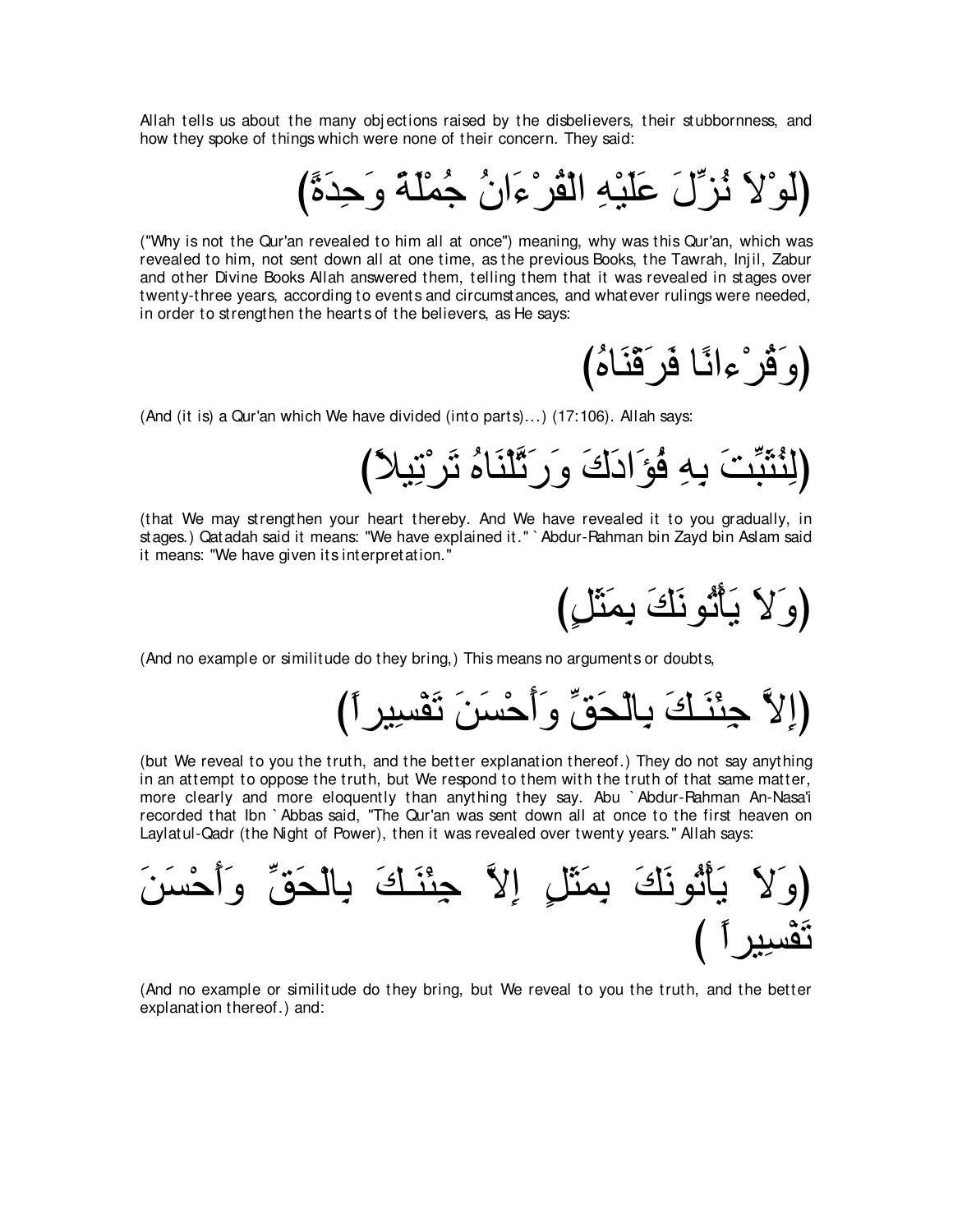Allah tells us about the many objections raised by the disbelievers, their stubbornness, and how they spoke of things which were none of their concern. They said:

(لَوْلاَ نُزِّلَ عَلَيْهِ الْقُرْءَانُ جُمْلَةً وَحِدَةً)

("Why is not the Qur'an revealed to him all at once") meaning, why was this Qur'an, which was revealed to him, not sent down all at one time, as the previous Books, the Tawrah, Injil, Zabur and other Divine Books Allah answered them, telling them that it was revealed in stages over twenty-three years, according to events and circumstances, and whatever rulings were needed, in order to strengthen the hearts of the believers, as He says:

(وَقُرْءانًا فَرَقْنَاهُ)

(And (it is) a Qur'an which We have divided (into parts)...) (17:106). Allah says:

(لِنُثَبِّتَ بِهِ فُؤَادَكَ وَرَتَّلْنَاهُ تَرْتِيلاً)

(that We may strengthen your heart thereby. And We have revealed it to you gradually, in stages.) Qatadah said it means: "We have explained it." `Abdur-Rahman bin Zayd bin Aslam said it means: "We have given its interpretation."

(وَلاَ يَأْتُونَكَ بِمَثَلٍ)

(And no example or similitude do they bring,) This means no arguments or doubts,

(إِلاَّ جِئْنَـكَ بِالْحَقِّ وَأَحْسَنَ تَفْسِيراً)

(but We reveal to you the truth, and the better explanation thereof.) They do not say anything in an attempt to oppose the truth, but We respond to them with the truth of that same matter, more clearly and more eloquently than anything they say. Abu `Abdur-Rahman An-Nasa'i recorded that Ibn `Abbas said, "The Qur'an was sent down all at once to the first heaven on Laylatul-Qadr (the Night of Power), then it was revealed over twenty years." Allah says:

(وَلاَ يَأْتُونَكَ بِمَثَلٍ إِلاَّ جِئْنَـكَ بِالْحَقِّ وَأَحْسَنَ تَفْسِيراً )

(And no example or similitude do they bring, but We reveal to you the truth, and the better explanation thereof.) and: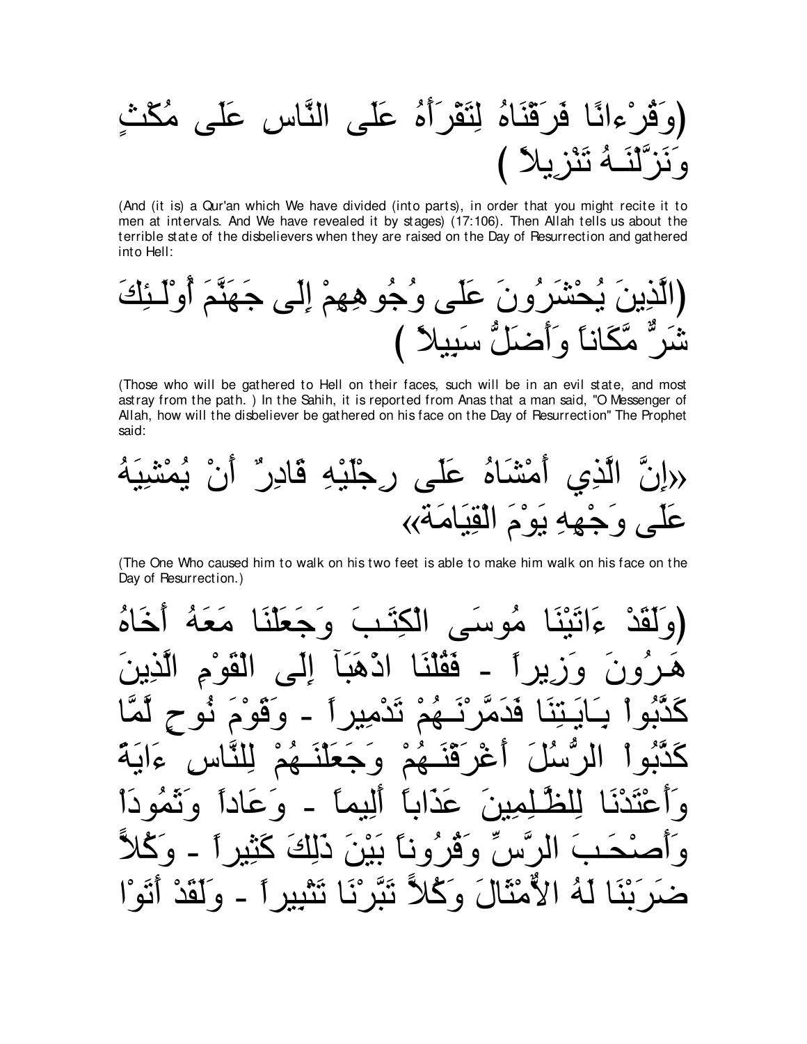(وَقُرْءانًا فَرَقْنَاهُ لِتَقْرَأَهُ عَلَى النَّاسِ عَلَى مُكْثٍ وَنَزَّلْنَـهُ تَنْزِيلاً )

(And (it is) a Qur'an which We have divided (into parts), in order that you might recite it to men at intervals. And We have revealed it by stages) (17:106). Then Allah tells us about the terrible state of the disbelievers when they are raised on the Day of Resurrection and gathered into Hell:

(الَّذِينَ يُحْشَرُونَ عَلَى وُجُوهِهِمْ إِلَى جَهَنَّمَ أُوْلَـئِكَ شَرٌّ مَّكَاناً وَأَضَلُّ سَبِيلاً )

(Those who will be gathered to Hell on their faces, such will be in an evil state, and most astray from the path. ) In the Sahih, it is reported from Anas that a man said, "O Messenger of Allah, how will the disbeliever be gathered on his face on the Day of Resurrection" The Prophet said:

«إِنَّ الَّذِي أَمْشَاهُ عَلَى رِجْلَيْهِ قَادِرٌ أَنْ يُمْشِيَهُ عَلَى وَجْهِهِ يَوْمَ الْقِيَامَةِ»

(The One Who caused him to walk on his two feet is able to make him walk on his face on the Day of Resurrection.)

(وَلَقَدْ ءَاتَيْنَا مُوسَى الْكِتَـبَ وَجَعَلْنَا مَعَهُ أَخَاهُ هَـرُونَ وَزِيراً - فَقُلْنَا اذْهَبَآ إِلَى الْقَوْمِ الَّذِينَ كَذَّبُواْ بِـَايَـتِنَا فَدَمَّرْنَـهُمْ تَدْمِيراً - وَقَوْمَ نُوحٍ لَّمَّا كَذَّبُواْ الرُّسُلَ أَغْرَقْنَـهُمْ وَجَعَلْنَـهُمْ لِلنَّاسِ ءَايَةً وَأَعْتَدْنَا لِلظَّـلِمِينَ عَذَاباً أَلِيماً - وَعَاداً وَثَمُودَاْ وَأَصْحَـبَ الرَّسِّ وَقُرُوناً بَيْنَ ذَلِكَ كَثِيراً - وَكُلاًّ ضَرَبْنَا لَهُ الأَمْثَالَ وَكُلاًّ تَبَّرْنَا تَتْبِيراً - وَلَقَدْ أَتَوْا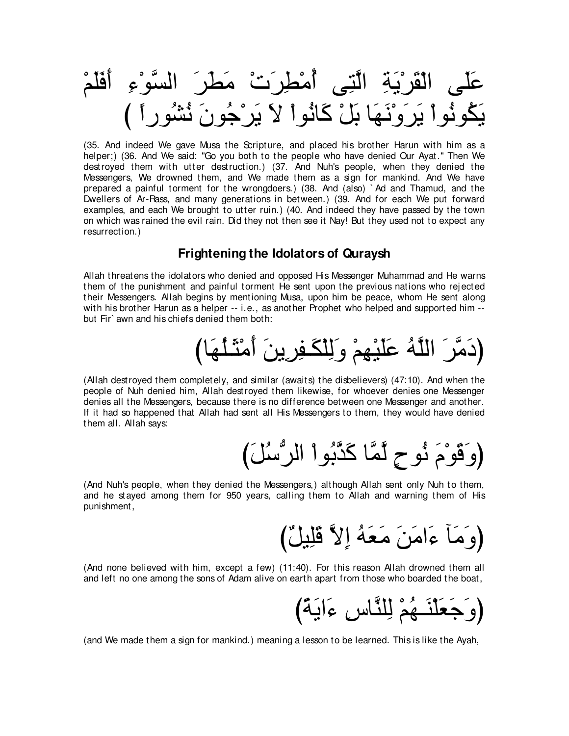عَلَى الْقَرْيَةِ الَّتِى أُمْطِرَتْ مَطَرَ السَّوْءِ أَفَلَمْ يَكُونُواْ يَرَوْنَهَا بَلْ كَانُواْ لاَ يَرْجُونَ نُشُوراً )

(35. And indeed We gave Musa the Scripture, and placed his brother Harun with him as a helper;) (36. And We said: "Go you both to the people who have denied Our Ayat." Then We destroyed them with utter destruction.) (37. And Nuh's people, when they denied the Messengers, We drowned them, and We made them as a sign for mankind. And We have prepared a painful torment for the wrongdoers.) (38. And (also) `Ad and Thamud, and the Dwellers of Ar-Rass, and many generations in between.) (39. And for each We put forward examples, and each We brought to utter ruin.) (40. And indeed they have passed by the town on which was rained the evil rain. Did they not then see it Nay! But they used not to expect any resurrection.)

### Frightening the Idolators of Quraysh

Allah threatens the idolators who denied and opposed His Messenger Muhammad and He warns them of the punishment and painful torment He sent upon the previous nations who rejected their Messengers. Allah begins by mentioning Musa, upon him be peace, whom He sent along with his brother Harun as a helper -- i.e., as another Prophet who helped and supported him -- but Fir`awn and his chiefs denied them both:

(دَمَّرَ اللَّهُ عَلَيْهِمْ وَلِلْكَـفِرِينَ أَمْثَـلُهَا)

(Allah destroyed them completely, and similar (awaits) the disbelievers) (47:10). And when the people of Nuh denied him, Allah destroyed them likewise, for whoever denies one Messenger denies all the Messengers, because there is no difference between one Messenger and another. If it had so happened that Allah had sent all His Messengers to them, they would have denied them all. Allah says:

(وَقَوْمَ نُوحٍ لَّمَّا كَذَّبُواْ الرُّسُلَ)

(And Nuh's people, when they denied the Messengers,) although Allah sent only Nuh to them, and he stayed among them for 950 years, calling them to Allah and warning them of His punishment,

(وَمَآ ءَامَنَ مَعَهُ إِلاَّ قَلِيلٌ)

(And none believed with him, except a few) (11:40). For this reason Allah drowned them all and left no one among the sons of Adam alive on earth apart from those who boarded the boat,

(وَجَعَلْنَـهُمْ لِلنَّاسِ ءَايَةً)

(and We made them a sign for mankind.) meaning a lesson to be learned. This is like the Ayah,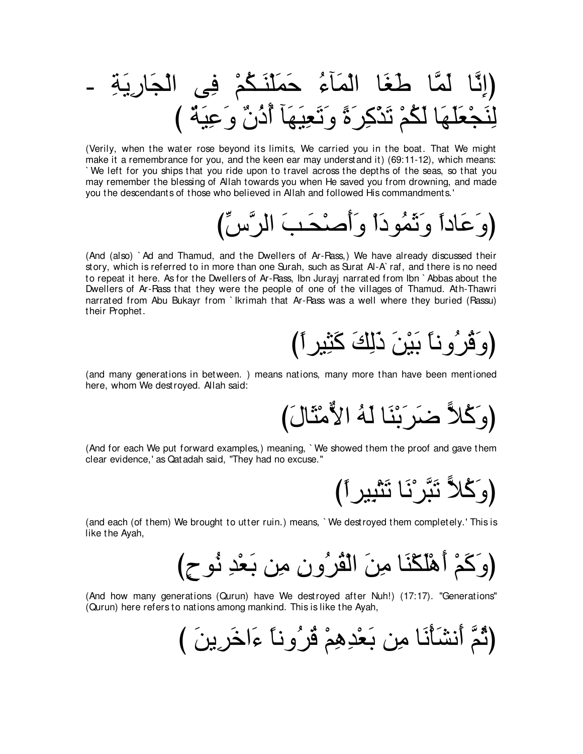(إِنَّا لَمَّا طَغَا الْمَآءُ حَمَلْنَـكُمْ فِى الْجَارِيَةِ - لِنَجْعَلَهَا لَكُمْ تَذْكِرَةً وَتَعِيَهَآ أُذُنٌ وَعِيَةٌ )

(Verily, when the water rose beyond its limits, We carried you in the boat. That We might make it a remembrance for you, and the keen ear may understand it) (69:11-12), which means: `We left for you ships that you ride upon to travel across the depths of the seas, so that you may remember the blessing of Allah towards you when He saved you from drowning, and made you the descendants of those who believed in Allah and followed His commandments.'

(وَعَاداً وَثَمُودَاْ وَأَصْحَـبَ الرَّسِّ)

(And (also) `Ad and Thamud, and the Dwellers of Ar-Rass,) We have already discussed their story, which is referred to in more than one Surah, such as Surat Al-A`raf, and there is no need to repeat it here. As for the Dwellers of Ar-Rass, Ibn Jurayj narrated from Ibn `Abbas about the Dwellers of Ar-Rass that they were the people of one of the villages of Thamud. Ath-Thawri narrated from Abu Bukayr from `Ikrimah that Ar-Rass was a well where they buried (Rassu) their Prophet.

(وَقُرُوناً بَيْنَ ذَلِكَ كَثِيراً)

(and many generations in between. ) means nations, many more than have been mentioned here, whom We destroyed. Allah said:

(وَكُلاًّ ضَرَبْنَا لَهُ الأَمْثَالَ)

(And for each We put forward examples,) meaning, `We showed them the proof and gave them clear evidence,' as Qatadah said, "They had no excuse."

(وَكُلاًّ تَبَّرْنَا تَتْبِيراً)

(and each (of them) We brought to utter ruin.) means, `We destroyed them completely.' This is like the Ayah,

(وَكَمْ أَهْلَكْنَا مِنَ الْقُرُونِ مِن بَعْدِ نُوحٍ)

(And how many generations (Qurun) have We destroyed after Nuh!) (17:17). "Generations" (Qurun) here refers to nations among mankind. This is like the Ayah,

(ثُمَّ أَنشَأْنَا مِن بَعْدِهِمْ قُرُوناً ءَاخَرِينَ )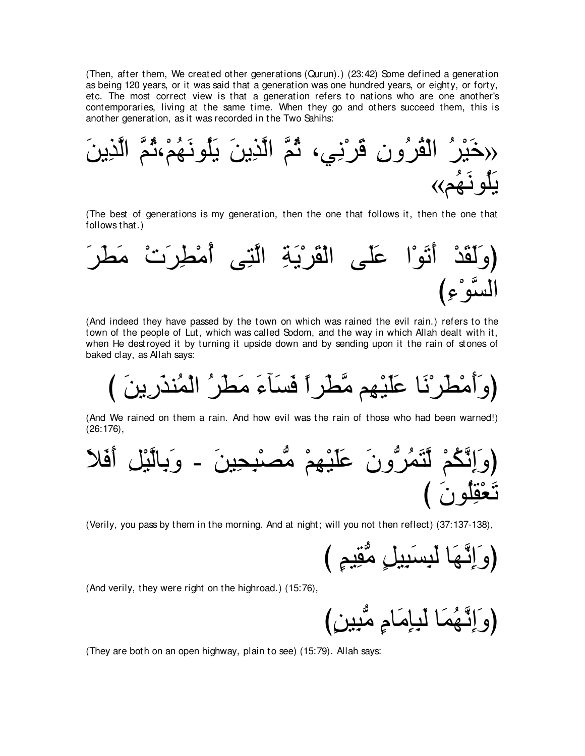(Then, after them, We created other generations (Qurun).) (23:42) Some defined a generation as being 120 years, or it was said that a generation was one hundred years, or eighty, or forty, etc. The most correct view is that a generation refers to nations who are one another's contemporaries, living at the same time. When they go and others succeed them, this is another generation, as it was recorded in the Two Sahihs:

«خَيْرُ الْقُرُونِ قَرْنِي، ثُمَّ الَّذِينَ يَلُونَهُمْ،ثُمَّ الَّذِينَ يَلُونَهُم»

(The best of generations is my generation, then the one that follows it, then the one that follows that.)

(وَلَقَدْ أَتَوْا عَلَى الْقَرْيَةِ الَّتِى أُمْطِرَتْ مَطَرَ السَّوْءِ)

(And indeed they have passed by the town on which was rained the evil rain.) refers to the town of the people of Lut, which was called Sodom, and the way in which Allah dealt with it, when He destroyed it by turning it upside down and by sending upon it the rain of stones of baked clay, as Allah says:

(وَأَمْطَرْنَا عَلَيْهِم مَّطَراً فَسَآءَ مَطَرُ الْمُنذَرِينَ )

(And We rained on them a rain. And how evil was the rain of those who had been warned!) (26:176),

(وَإِنَّكُمْ لَّتَمُرُّونَ عَلَيْهِمْ مُّصْبِحِينَ - وَبِالَّيْلِ أَفَلاَ تَعْقِلُونَ )

(Verily, you pass by them in the morning. And at night; will you not then reflect) (37:137-138),

(وَإِنَّهَا لَبِسَبِيلٍ مُّقِيمٍ )

(And verily, they were right on the highroad.) (15:76),

(وَإِنَّهُمَا لَبِإِمَامٍ مُّبِينٍ)

(They are both on an open highway, plain to see) (15:79). Allah says: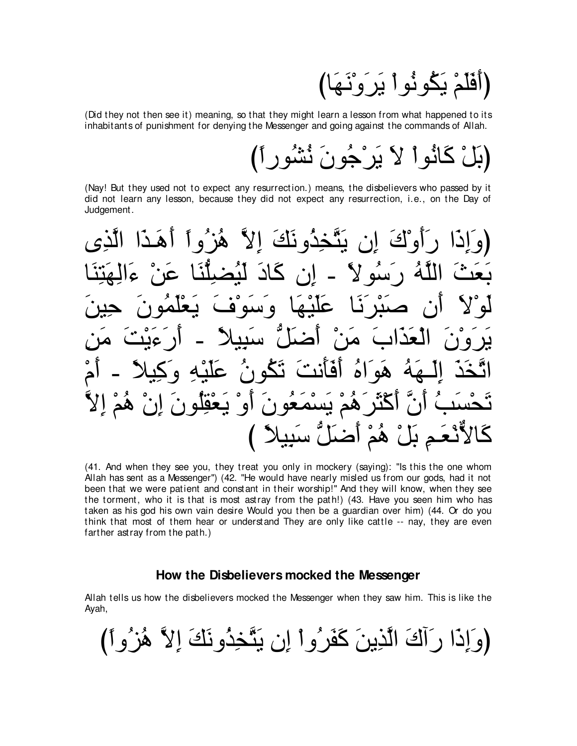(أَفَلَمْ يَكُونُواْ يَرَوْنَهَا)

(Did they not then see it) meaning, so that they might learn a lesson from what happened to its inhabitants of punishment for denying the Messenger and going against the commands of Allah.

(بَلْ كَانُواْ لاَ يَرْجُونَ نُشُوراً)

(Nay! But they used not to expect any resurrection.) means, the disbelievers who passed by it did not learn any lesson, because they did not expect any resurrection, i.e., on the Day of Judgement.

(وَإِذَا رَأَوْكَ إِن يَتَّخِذُونَكَ إِلاَّ هُزُواً أَهَـذَا الَّذِى بَعَثَ اللَّهُ رَسُولاً - إِن كَادَ لَيُضِلُّنَا عَنْ ءَالِهَتِنَا لَوْلاَ أَن صَبْرَنَا عَلَيْهَا وَسَوْفَ يَعْلَمُونَ حِينَ يَرَوْنَ الْعَذَابَ مَنْ أَضَلُّ سَبِيلاً - أَرَءَيْتَ مَنِ اتَّخَذَ إِلَـهَهُ هَوَاهُ أَفَأَنتَ تَكُونُ عَلَيْهِ وَكِيلاً - أَمْ تَحْسَبُ أَنَّ أَكْثَرَهُمْ يَسْمَعُونَ أَوْ يَعْقِلُونَ إِنْ هُمْ إِلاَّ كَالاٌّنْعَمِ بَلْ هُمْ أَضَلُّ سَبِيلاً )

(41. And when they see you, they treat you only in mockery (saying): "Is this the one whom Allah has sent as a Messenger") (42. "He would have nearly misled us from our gods, had it not been that we were patient and constant in their worship!" And they will know, when they see the torment, who it is that is most astray from the path!) (43. Have you seen him who has taken as his god his own vain desire Would you then be a guardian over him) (44. Or do you think that most of them hear or understand They are only like cattle -- nay, they are even farther astray from the path.)

### How the Disbelievers mocked the Messenger

Allah tells us how the disbelievers mocked the Messenger when they saw him. This is like the Ayah,

(وَإِذَا رَآكَ الَّذِينَ كَفَرُواْ إِن يَتَّخِذُونَكَ إِلاَّ هُزُواً)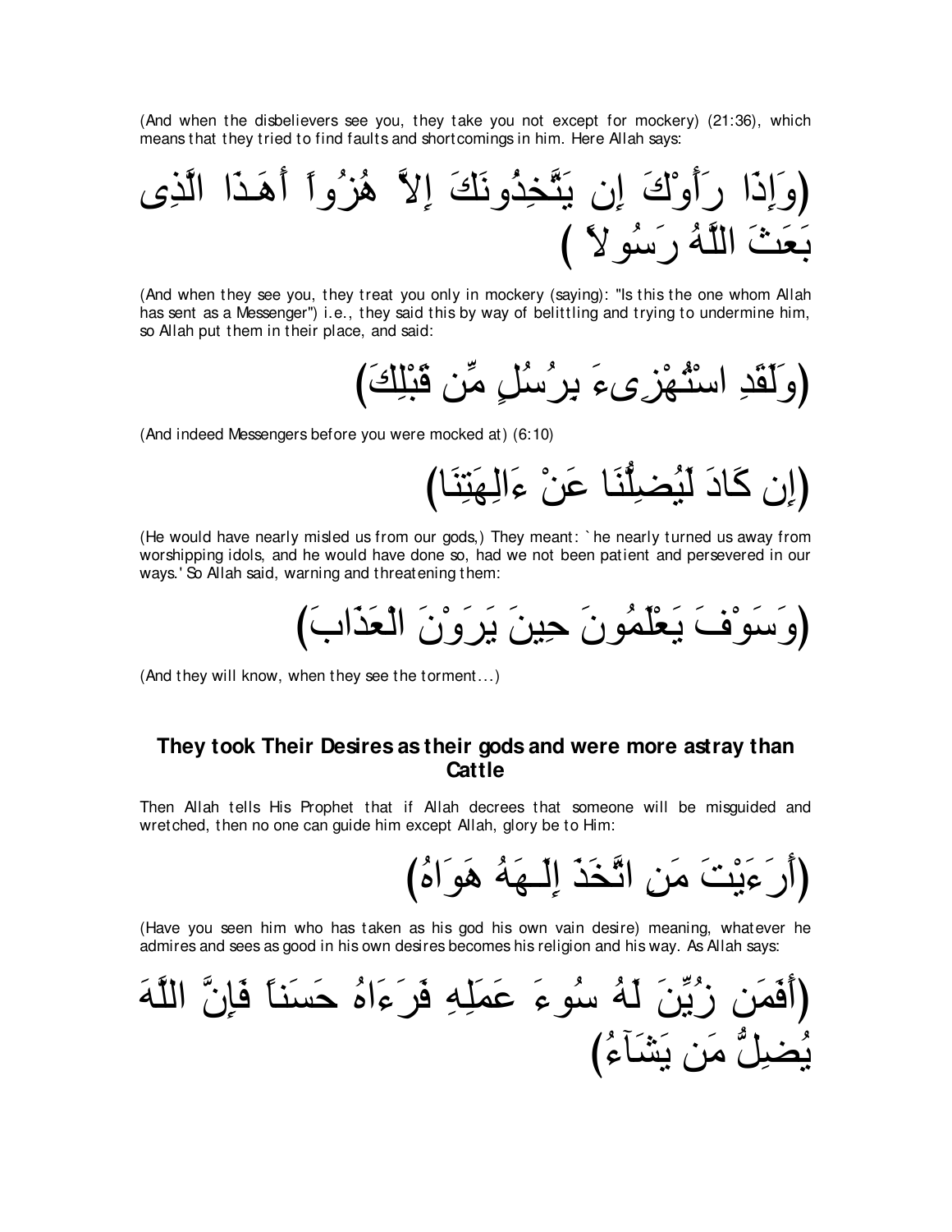(And when the disbelievers see you, they take you not except for mockery) (21:36), which means that they tried to find faults and shortcomings in him. Here Allah says:

(وَإِذَا رَأَوْكَ إِن يَتَّخِذُونَكَ إِلاَّ هُزُواً أَهَـذَا الَّذِى بَعَثَ اللَّهُ رَسُولاً )

(And when they see you, they treat you only in mockery (saying): "Is this the one whom Allah has sent as a Messenger") i.e., they said this by way of belittling and trying to undermine him, so Allah put them in their place, and said:

(وَلَقَدِ اسْتُهْزِىءَ بِرُسُلٍ مِّن قَبْلِكَ)

(And indeed Messengers before you were mocked at) (6:10)

(إِن كَادَ لَيُضِلُّنَا عَنْ ءَالِهَتِنَا)

(He would have nearly misled us from our gods,) They meant: `he nearly turned us away from worshipping idols, and he would have done so, had we not been patient and persevered in our ways.' So Allah said, warning and threatening them:

(وَسَوْفَ يَعْلَمُونَ حِينَ يَرَوْنَ الْعَذَابَ)

(And they will know, when they see the torment...)

## They took Their Desires as their gods and were more astray than Cattle

Then Allah tells His Prophet that if Allah decrees that someone will be misguided and wretched, then no one can guide him except Allah, glory be to Him:

(أَرَءَيْتَ مَنِ اتَّخَذَ إِلَـهَهُ هَوَاهُ)

(Have you seen him who has taken as his god his own vain desire) meaning, whatever he admires and sees as good in his own desires becomes his religion and his way. As Allah says:

(أَفَمَن زُيِّنَ لَهُ سُوءَ عَمَلِهِ فَرَءَاهُ حَسَناً فَإِنَّ اللَّهَ يُضِلُّ مَن يَشَآءُ)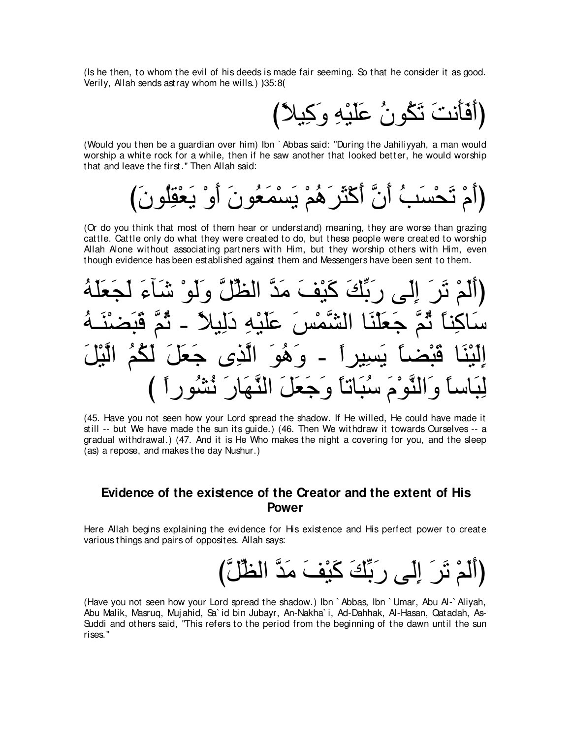(Is he then, to whom the evil of his deeds is made fair seeming. So that he consider it as good. Verily, Allah sends astray whom he wills.) )35:8(

(أَفَأَنتَ تَكُونُ عَلَيْهِ وَكِيلاً)

(Would you then be a guardian over him) Ibn `Abbas said: "During the Jahiliyyah, a man would worship a white rock for a while, then if he saw another that looked better, he would worship that and leave the first." Then Allah said:

(أَمْ تَحْسَبُ أَنَّ أَكْثَرَهُمْ يَسْمَعُونَ أَوْ يَعْقِلُونَ)

(Or do you think that most of them hear or understand) meaning, they are worse than grazing cattle. Cattle only do what they were created to do, but these people were created to worship Allah Alone without associating partners with Him, but they worship others with Him, even though evidence has been established against them and Messengers have been sent to them.

(أَلَمْ تَرَ إِلَى رَبِّكَ كَيْفَ مَدَّ الظِّلَّ وَلَوْ شَآءَ لَجَعَلَهُ سَاكِناً ثُمَّ جَعَلْنَا الشَّمْسَ عَلَيْهِ دَلِيلاً - ثُمَّ قَبَضْنَـهُ إِلَيْنَا قَبْضاً يَسِيراً - وَهُوَ الَّذِى جَعَلَ لَكُمُ الَّيْلَ لِبَاساً وَالنَّوْمَ سُبَاتاً وَجَعَلَ النَّهَارَ نُشُوراً )

(45. Have you not seen how your Lord spread the shadow. If He willed, He could have made it still -- but We have made the sun its guide.) (46. Then We withdraw it towards Ourselves -- a gradual withdrawal.) (47. And it is He Who makes the night a covering for you, and the sleep (as) a repose, and makes the day Nushur.)

## Evidence of the existence of the Creator and the extent of His Power

Here Allah begins explaining the evidence for His existence and His perfect power to create various things and pairs of opposites. Allah says:

(أَلَمْ تَرَ إِلَى رَبِّكَ كَيْفَ مَدَّ الظِّلَّ)

(Have you not seen how your Lord spread the shadow.) Ibn `Abbas, Ibn `Umar, Abu Al-`Aliyah, Abu Malik, Masruq, Mujahid, Sa`id bin Jubayr, An-Nakha`i, Ad-Dahhak, Al-Hasan, Qatadah, As-Suddi and others said, "This refers to the period from the beginning of the dawn until the sun rises."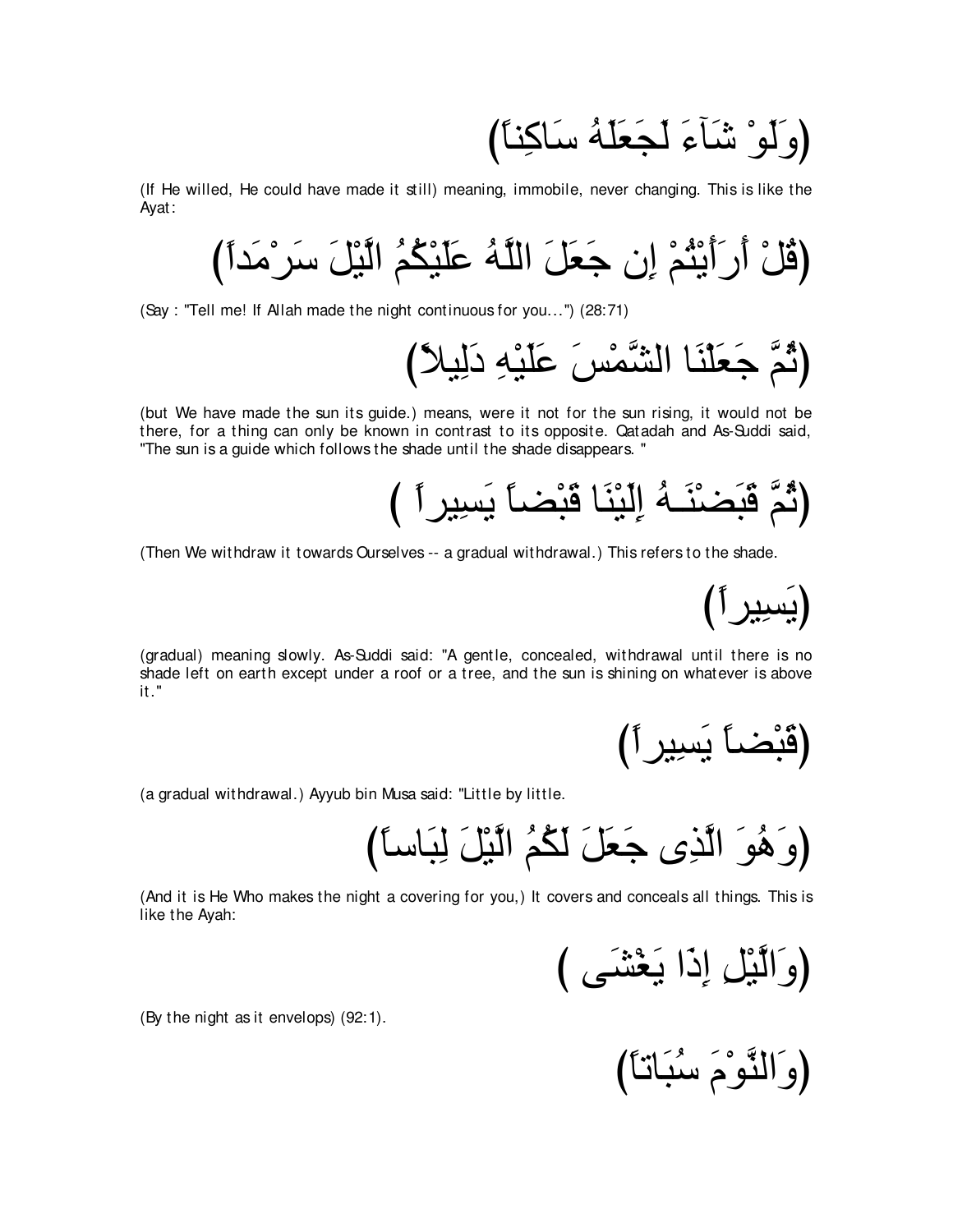(وَلَوْ شَآءَ لَجَعَلَهُ سَاكِناً)

(If He willed, He could have made it still) meaning, immobile, never changing. This is like the Ayat:

(قُلْ أَرَأَيْتُمْ إِن جَعَلَ اللَّهُ عَلَيْكُمُ الَّيْلَ سَرْمَداً)

(Say : "Tell me! If Allah made the night continuous for you...") (28:71)

(ثُمَّ جَعَلْنَا الشَّمْسَ عَلَيْهِ دَلِيلاً)

(but We have made the sun its guide.) means, were it not for the sun rising, it would not be there, for a thing can only be known in contrast to its opposite. Qatadah and As-Suddi said, "The sun is a guide which follows the shade until the shade disappears. "

(ثُمَّ قَبَضْنَـهُ إِلَيْنَا قَبْضاً يَسِيراً )

(Then We withdraw it towards Ourselves -- a gradual withdrawal.) This refers to the shade.

(يَسِيراً)

(gradual) meaning slowly. As-Suddi said: "A gentle, concealed, withdrawal until there is no shade left on earth except under a roof or a tree, and the sun is shining on whatever is above it."

(قَبْضاً يَسِيراً)

(a gradual withdrawal.) Ayyub bin Musa said: "Little by little.

(وَهُوَ الَّذِى جَعَلَ لَكُمُ الَّيْلَ لِبَاساً)

(And it is He Who makes the night a covering for you,) It covers and conceals all things. This is like the Ayah:

(وَالَّيْلِ إِذَا يَغْشَى )

(By the night as it envelops) (92:1).

(وَالنَّوْمَ سُبَاتاً)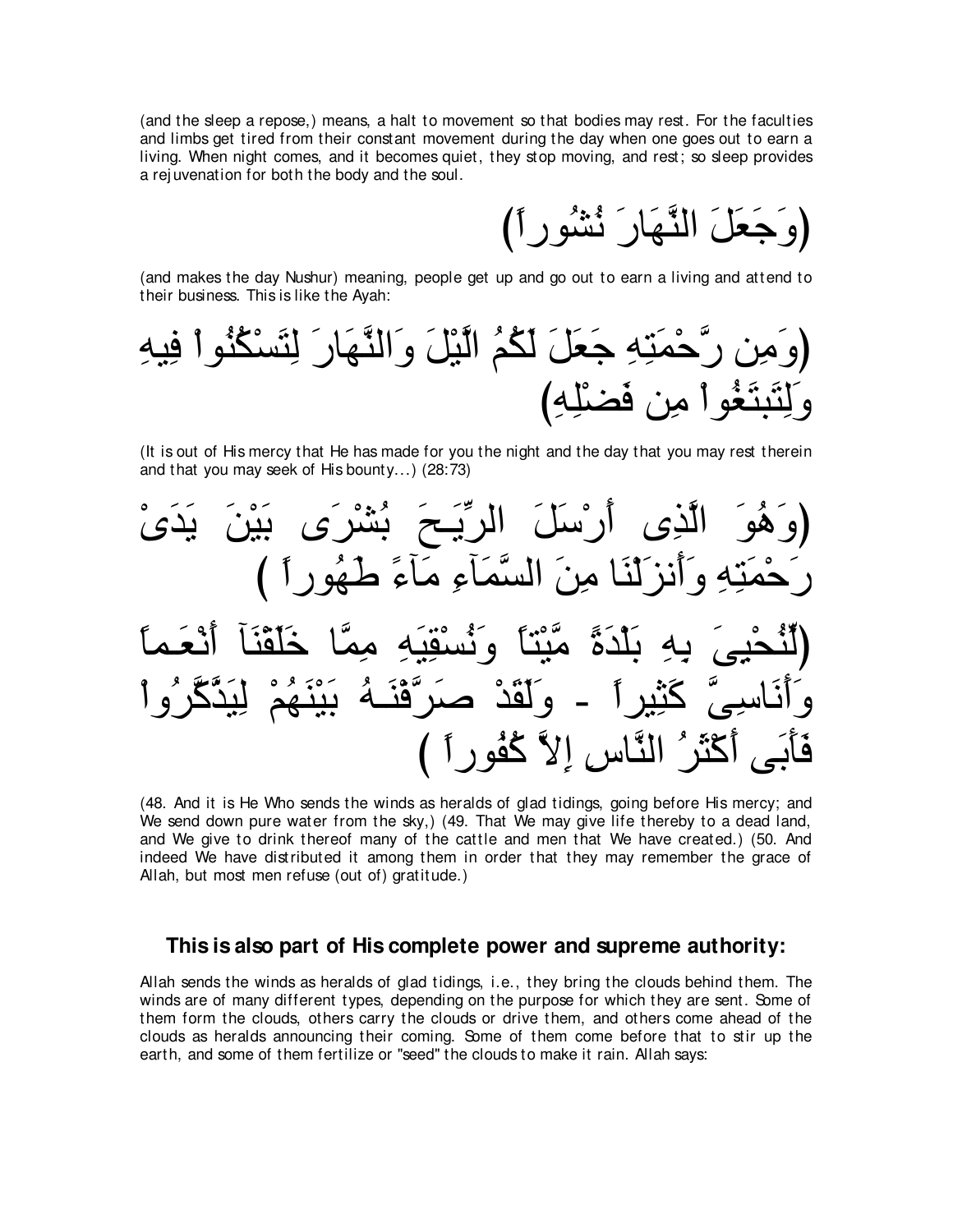(and the sleep a repose,) means, a halt to movement so that bodies may rest. For the faculties and limbs get tired from their constant movement during the day when one goes out to earn a living. When night comes, and it becomes quiet, they stop moving, and rest; so sleep provides a rejuvenation for both the body and the soul.

(وَجَعَلَ النَّهَارَ نُشُوراً)

(and makes the day Nushur) meaning, people get up and go out to earn a living and attend to their business. This is like the Ayah:

(وَمِن رَّحْمَتِهِ جَعَلَ لَكُمُ الَّيْلَ وَالنَّهَارَ لِتَسْكُنُواْ فِيهِ وَلِتَبْتَغُواْ مِن فَضْلِهِ)

(It is out of His mercy that He has made for you the night and the day that you may rest therein and that you may seek of His bounty...) (28:73)

(وَهُوَ الَّذِى أَرْسَلَ الرِّيَـحَ بُشْرَى بَيْنَ يَدَىْ رَحْمَتِهِ وَأَنزَلْنَا مِنَ السَّمَآءِ مَآءً طَهُوراً )

(لِّنُحْيِىَ بِهِ بَلْدَةً مَّيْتاً وَنُسْقِيَهِ مِمَّا خَلَقْنَآ أَنْعَـماً وَأَنَاسِىَّ كَثِيراً - وَلَقَدْ صَرَّفْنَـهُ بَيْنَهُمْ لِيَذَّكَّرُواْ فَأَبَى أَكْثَرُ النَّاسِ إِلاَّ كُفُوراً )

(48. And it is He Who sends the winds as heralds of glad tidings, going before His mercy; and We send down pure water from the sky,) (49. That We may give life thereby to a dead land, and We give to drink thereof many of the cattle and men that We have created.) (50. And indeed We have distributed it among them in order that they may remember the grace of Allah, but most men refuse (out of) gratitude.)

### This is also part of His complete power and supreme authority:

Allah sends the winds as heralds of glad tidings, i.e., they bring the clouds behind them. The winds are of many different types, depending on the purpose for which they are sent. Some of them form the clouds, others carry the clouds or drive them, and others come ahead of the clouds as heralds announcing their coming. Some of them come before that to stir up the earth, and some of them fertilize or "seed" the clouds to make it rain. Allah says: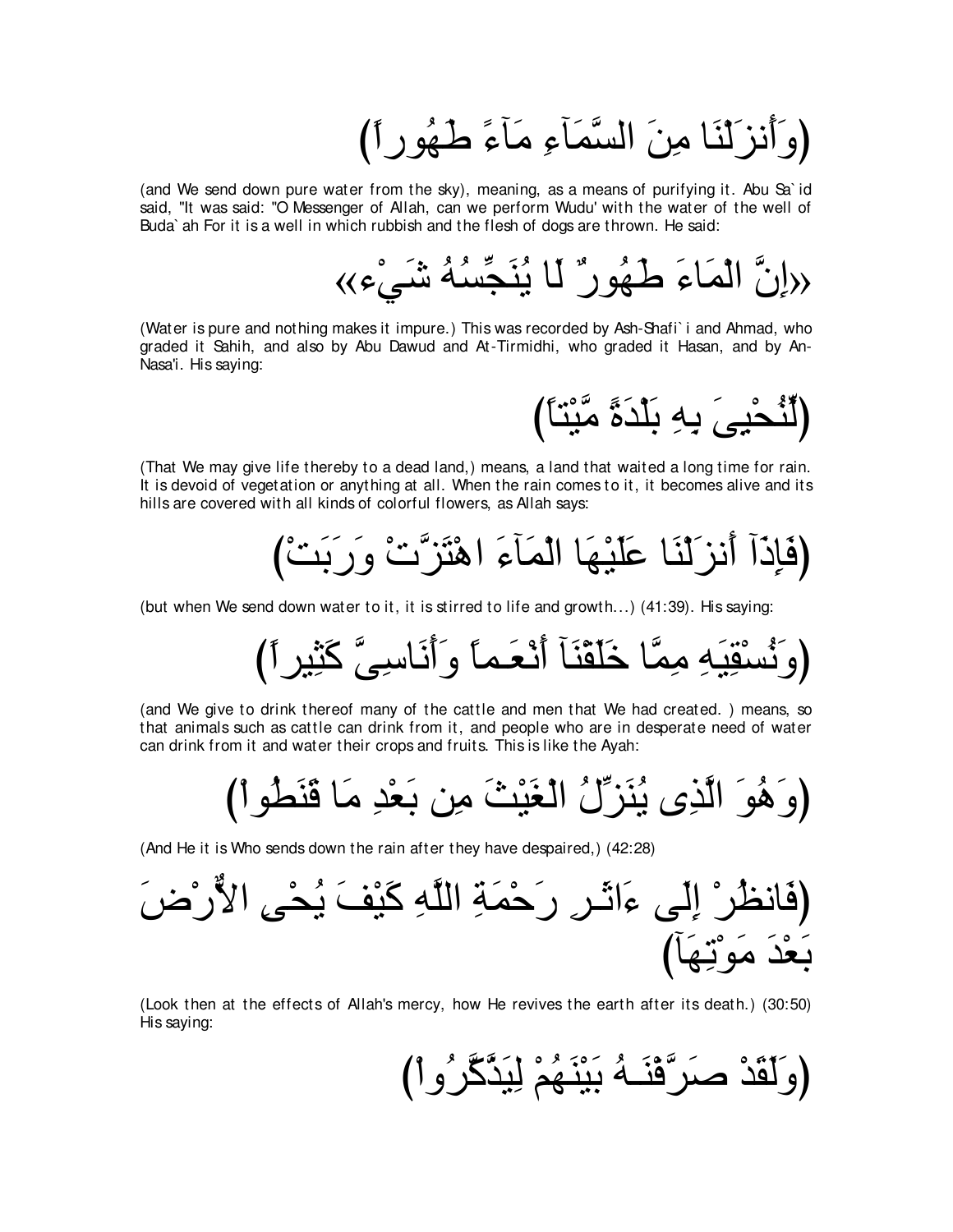(وَأَنزَلْنَا مِنَ السَّمَآءِ مَآءً طَهُوراً)

(and We send down pure water from the sky), meaning, as a means of purifying it. Abu Sa`id said, "It was said: "O Messenger of Allah, can we perform Wudu' with the water of the well of Buda`ah For it is a well in which rubbish and the flesh of dogs are thrown. He said:

«إِنَّ الْمَاءَ طَهُورٌ لَا يُنَجِّسُهُ شَيْءٌ»

(Water is pure and nothing makes it impure.) This was recorded by Ash-Shafi`i and Ahmad, who graded it Sahih, and also by Abu Dawud and At-Tirmidhi, who graded it Hasan, and by An-Nasa'i. His saying:

(لِّنُحْيِىَ بِهِ بَلْدَةً مَّيْتاً)

(That We may give life thereby to a dead land,) means, a land that waited a long time for rain. It is devoid of vegetation or anything at all. When the rain comes to it, it becomes alive and its hills are covered with all kinds of colorful flowers, as Allah says:

(فَإِذَآ أَنزَلْنَا عَلَيْهَا الْمَآءَ اهْتَزَّتْ وَرَبَتْ)

(but when We send down water to it, it is stirred to life and growth...) (41:39). His saying:

(وَنُسْقِيَهِ مِمَّا خَلَقْنَآ أَنْعَـماً وَأَنَاسِىَّ كَثِيراً)

(and We give to drink thereof many of the cattle and men that We had created. ) means, so that animals such as cattle can drink from it, and people who are in desperate need of water can drink from it and water their crops and fruits. This is like the Ayah:

(وَهُوَ الَّذِى يُنَزِّلُ الْغَيْثَ مِن بَعْدِ مَا قَنَطُواْ)

(And He it is Who sends down the rain after they have despaired,) (42:28)

(فَانظُرْ إِلَى ءَاثَـرِ رَحْمَةِ اللَّهِ كَيْفَ يُحْىِ الاٌّرْضَ بَعْدَ مَوْتِهَآ)

(Look then at the effects of Allah's mercy, how He revives the earth after its death.) (30:50) His saying:

(وَلَقَدْ صَرَّفْنَـهُ بَيْنَهُمْ لِيَذَّكَّرُواْ)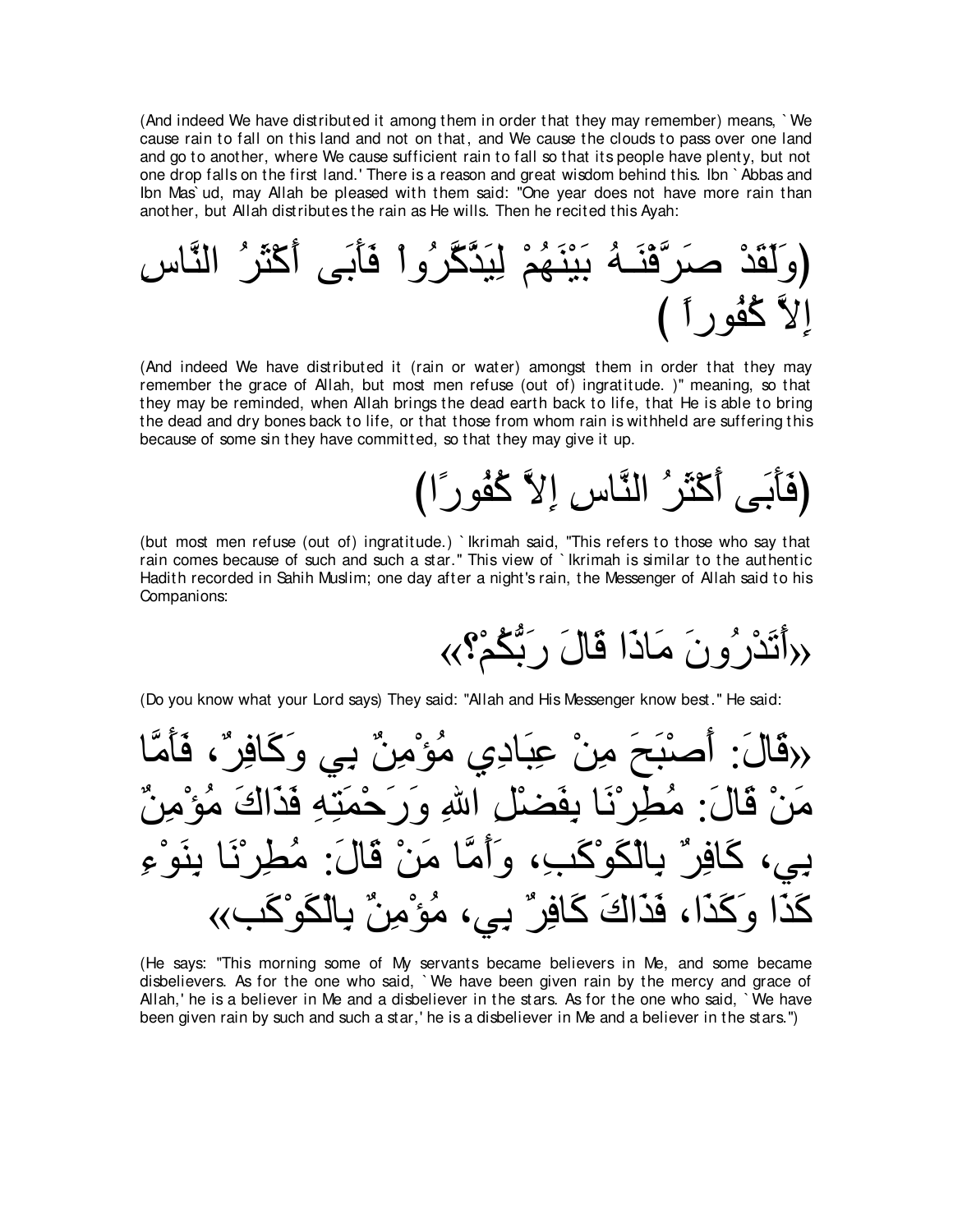(And indeed We have distributed it among them in order that they may remember) means, `We cause rain to fall on this land and not on that, and We cause the clouds to pass over one land and go to another, where We cause sufficient rain to fall so that its people have plenty, but not one drop falls on the first land.' There is a reason and great wisdom behind this. Ibn `Abbas and Ibn Mas`ud, may Allah be pleased with them said: "One year does not have more rain than another, but Allah distributes the rain as He wills. Then he recited this Ayah:

(وَلَقَدْ صَرَّفْنَـهُ بَيْنَهُمْ لِيَذَّكَّرُواْ فَأَبَى أَكْثَرُ النَّاسِ إِلاَّ كُفُوراً )

(And indeed We have distributed it (rain or water) amongst them in order that they may remember the grace of Allah, but most men refuse (out of) ingratitude. )" meaning, so that they may be reminded, when Allah brings the dead earth back to life, that He is able to bring the dead and dry bones back to life, or that those from whom rain is withheld are suffering this because of some sin they have committed, so that they may give it up.

(فَأَبَى أَكْثَرُ النَّاسِ إِلاَّ كُفُورًا)

(but most men refuse (out of) ingratitude.) `Ikrimah said, "This refers to those who say that rain comes because of such and such a star." This view of `Ikrimah is similar to the authentic Hadith recorded in Sahih Muslim; one day after a night's rain, the Messenger of Allah said to his Companions:

«أَتَدْرُونَ مَاذَا قَالَ رَبُّكُمْ؟»

(Do you know what your Lord says) They said: "Allah and His Messenger know best." He said:

«قَالَ: أَصْبَحَ مِنْ عِبَادِي مُؤْمِنٌ بِي وَكَافِرٌ، فَأَمَّا مَنْ قَالَ: مُطِرْنَا بِفَضْلِ اللهِ وَرَحْمَتِهِ فَذَاكَ مُؤْمِنٌ بِي، كَافِرٌ بِالْكَوْكَبِ، وَأَمَّا مَنْ قَالَ: مُطِرْنَا بِنَوْءِ كَذَا وَكَذَا، فَذَاكَ كَافِرٌ بِي، مُؤْمِنٌ بِالْكَوْكَب»

(He says: "This morning some of My servants became believers in Me, and some became disbelievers. As for the one who said, `We have been given rain by the mercy and grace of Allah,' he is a believer in Me and a disbeliever in the stars. As for the one who said, `We have been given rain by such and such a star,' he is a disbeliever in Me and a believer in the stars.")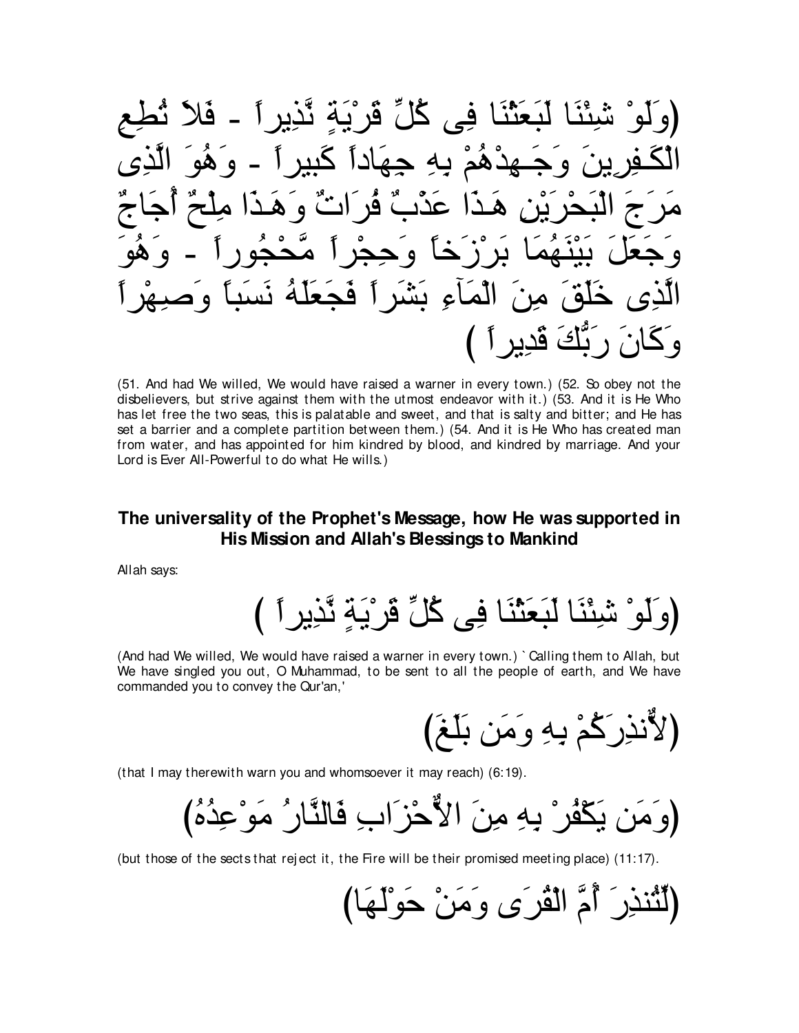(وَلَوْ شِئْنَا لَبَعَثْنَا فِى كُلِّ قَرْيَةٍ نَّذِيراً - فَلاَ تُطِعِ الْكَـفِرِينَ وَجَـهِدْهُمْ بِهِ جِهَاداً كَبيراً - وَهُوَ الَّذِى مَرَجَ الْبَحْرَيْنِ هَـذَا عَذْبٌ فُرَاتٌ وَهَـذَا مِلْحٌ أُجَاجٌ وَجَعَلَ بَيْنَهُمَا بَرْزَخاً وَحِجْراً مَّحْجُوراً - وَهُوَ الَّذِى خَلَقَ مِنَ الْمَآءِ بَشَراً فَجَعَلَهُ نَسَباً وَصِهْراً وَكَانَ رَبُّكَ قَدِيراً )

(51. And had We willed, We would have raised a warner in every town.) (52. So obey not the disbelievers, but strive against them with the utmost endeavor with it.) (53. And it is He Who has let free the two seas, this is palatable and sweet, and that is salty and bitter; and He has set a barrier and a complete partition between them.) (54. And it is He Who has created man from water, and has appointed for him kindred by blood, and kindred by marriage. And your Lord is Ever All-Powerful to do what He wills.)

## The universality of the Prophet's Message, how He was supported in His Mission and Allah's Blessings to Mankind

Allah says:

(وَلَوْ شِئْنَا لَبَعَثْنَا فِى كُلِّ قَرْيَةٍ نَّذِيراً )

(And had We willed, We would have raised a warner in every town.) `Calling them to Allah, but We have singled you out, O Muhammad, to be sent to all the people of earth, and We have commanded you to convey the Qur'an,'

(لأُنذِرَكُمْ بِهِ وَمَن بَلَغَ)

(that I may therewith warn you and whomsoever it may reach) (6:19).

(وَمَن يَكْفُرْ بِهِ مِنَ الأَحْزَابِ فَالنَّارُ مَوْعِدُهُ)

(but those of the sects that reject it, the Fire will be their promised meeting place) (11:17).

(لِّتُنذِرَ أُمَّ الْقُرَى وَمَنْ حَوْلَهَا)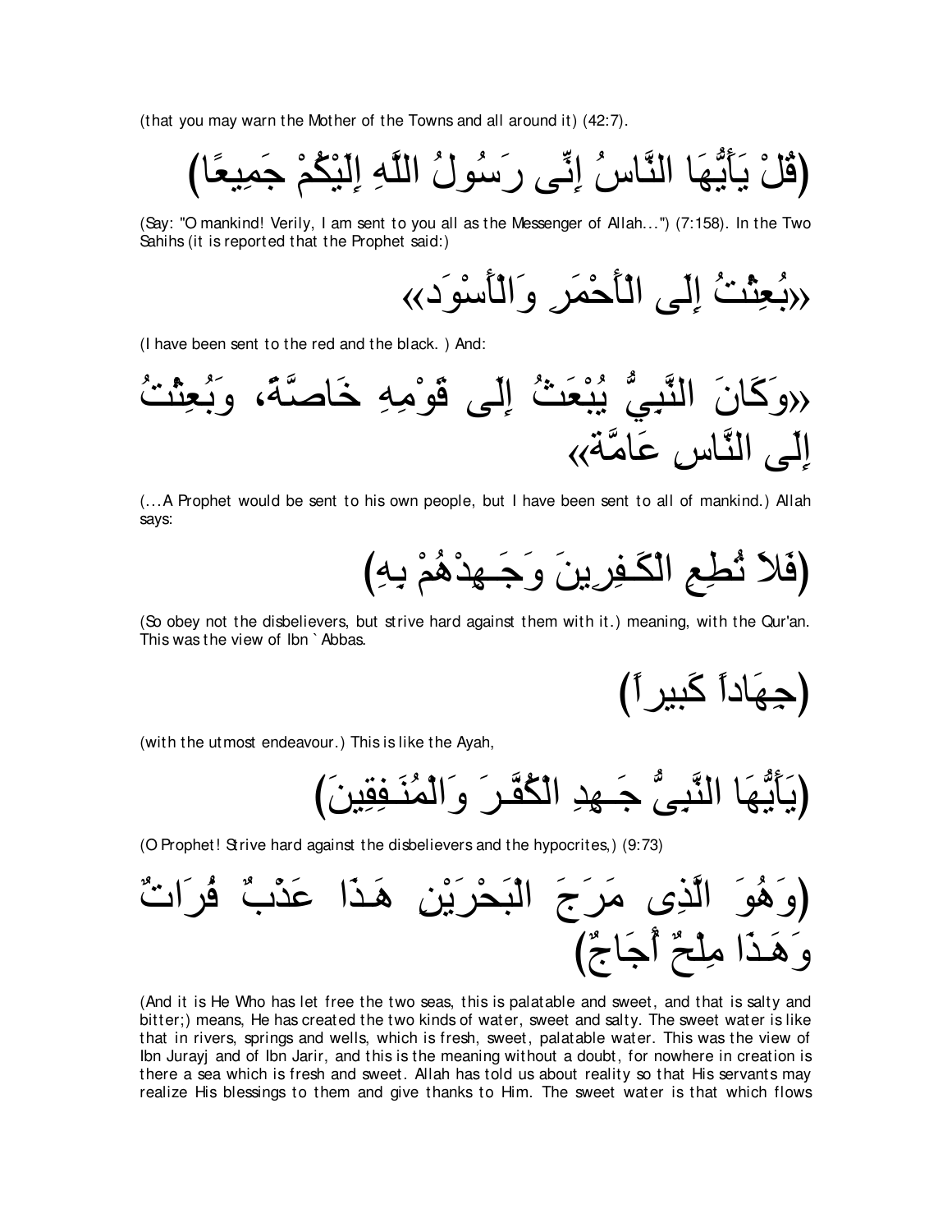(that you may warn the Mother of the Towns and all around it) (42:7).

(قُلْ يَأَيُّهَا النَّاسُ إِنِّى رَسُولُ اللَّهِ إِلَيْكُمْ جَمِيعًا)

(Say: "O mankind! Verily, I am sent to you all as the Messenger of Allah...") (7:158). In the Two Sahihs (it is reported that the Prophet said:)

«بُعِثْتُ إِلَى الْأَحْمَرِ وَالْأَسْوَد»

(I have been sent to the red and the black. ) And:

«وَكَانَ النَّبِيُّ يُبْعَثُ إِلَى قَوْمِهِ خَاصَّةً، وَبُعِثْتُ إِلَى النَّاسِ عَامَّةً»

(...A Prophet would be sent to his own people, but I have been sent to all of mankind.) Allah says:

(فَلاَ تُطِعِ الْكَـفِرِينَ وَجَـهِدْهُمْ بِهِ)

(So obey not the disbelievers, but strive hard against them with it.) meaning, with the Qur'an. This was the view of Ibn `Abbas.

(جِهَاداً كَبِيراً)

(with the utmost endeavour.) This is like the Ayah,

(يَأَيُّهَا النَّبِىُّ جَـهِدِ الْكُفَّـرَ وَالْمُنَـفِقِينَ)

(O Prophet! Strive hard against the disbelievers and the hypocrites,) (9:73)

(وَهُوَ الَّذِى مَرَجَ الْبَحْرَيْنِ هَـذَا عَذْبٌ فُرَاتٌ وَهَـذَا مِلْحٌ أُجَاجٌ)

(And it is He Who has let free the two seas, this is palatable and sweet, and that is salty and bitter;) means, He has created the two kinds of water, sweet and salty. The sweet water is like that in rivers, springs and wells, which is fresh, sweet, palatable water. This was the view of Ibn Jurayj and of Ibn Jarir, and this is the meaning without a doubt, for nowhere in creation is there a sea which is fresh and sweet. Allah has told us about reality so that His servants may realize His blessings to them and give thanks to Him. The sweet water is that which flows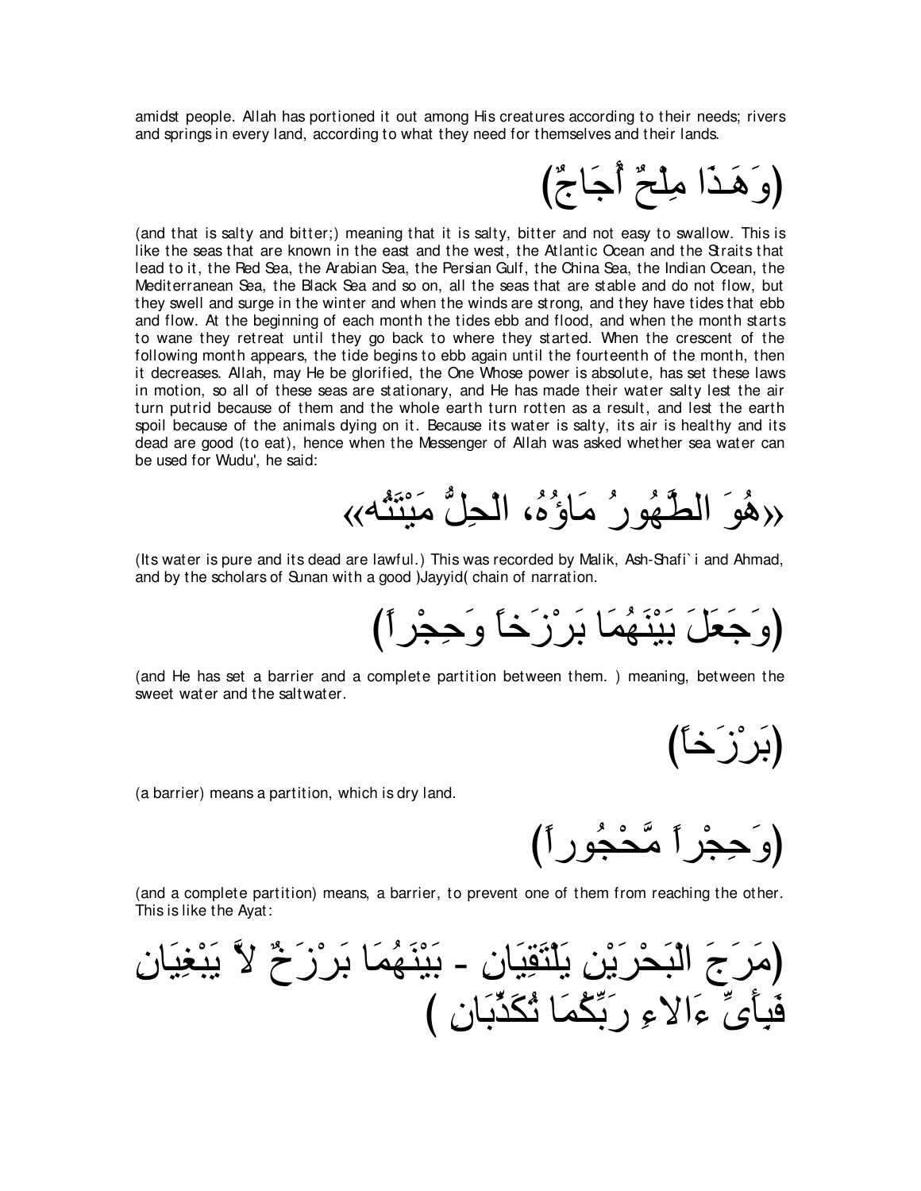amidst people. Allah has portioned it out among His creatures according to their needs; rivers and springs in every land, according to what they need for themselves and their lands.

(وَهَـذَا مِلْحٌ أُجَاجٌ)

(and that is salty and bitter;) meaning that it is salty, bitter and not easy to swallow. This is like the seas that are known in the east and the west, the Atlantic Ocean and the Straits that lead to it, the Red Sea, the Arabian Sea, the Persian Gulf, the China Sea, the Indian Ocean, the Mediterranean Sea, the Black Sea and so on, all the seas that are stable and do not flow, but they swell and surge in the winter and when the winds are strong, and they have tides that ebb and flow. At the beginning of each month the tides ebb and flood, and when the month starts to wane they retreat until they go back to where they started. When the crescent of the following month appears, the tide begins to ebb again until the fourteenth of the month, then it decreases. Allah, may He be glorified, the One Whose power is absolute, has set these laws in motion, so all of these seas are stationary, and He has made their water salty lest the air turn putrid because of them and the whole earth turn rotten as a result, and lest the earth spoil because of the animals dying on it. Because its water is salty, its air is healthy and its dead are good (to eat), hence when the Messenger of Allah was asked whether sea water can be used for Wudu', he said:

«هُوَ الطَّهُورُ مَاؤُهُ، الْحِلُّ مَيْتَتُه»

(Its water is pure and its dead are lawful.) This was recorded by Malik, Ash-Shafi`i and Ahmad, and by the scholars of Sunan with a good )Jayyid( chain of narration.

(وَجَعَلَ بَيْنَهُمَا بَرْزَخاً وَحِجْراً)

(and He has set a barrier and a complete partition between them. ) meaning, between the sweet water and the saltwater.

(بَرْزَخاً)

(a barrier) means a partition, which is dry land.

(وَحِجْراً مَّحْجُوراً)

(and a complete partition) means, a barrier, to prevent one of them from reaching the other. This is like the Ayat:

(مَرَجَ الْبَحْرَيْنِ يَلْتَقِيَانِ - بَيْنَهُمَا بَرْزَخٌ لاَّ يَبْغِيَانِ فَبِأَىِّ ءَالاءِ رَبِّكُمَا تُكَذِّبَانِ )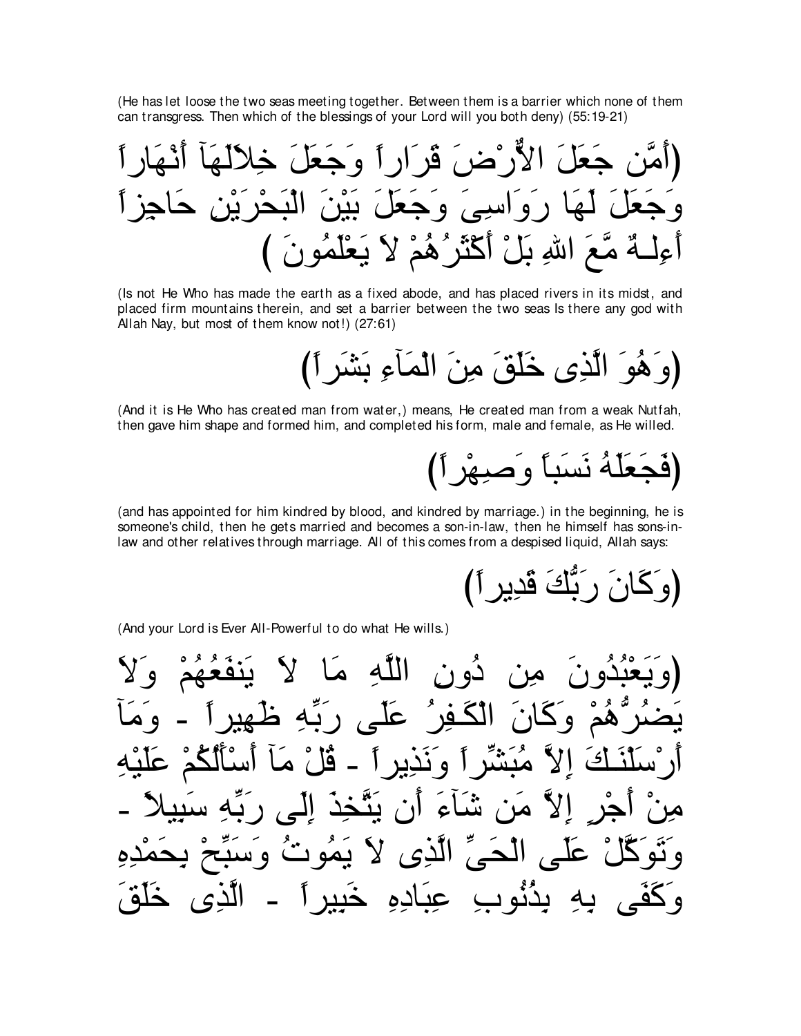(He has let loose the two seas meeting together. Between them is a barrier which none of them can transgress. Then which of the blessings of your Lord will you both deny) (55:19-21)

(أَمَّن جَعَلَ الاٌّرْضَ قَرَاراً وَجَعَلَ خِلاَلَهَآ أَنْهَاراً وَجَعَلَ لَهَا رَوَاسِىَ وَجَعَلَ بَيْنَ الْبَحْرَيْنِ حَاجِزاً أَءِلَـهٌ مَّعَ اللهِ بَلْ أَكْثَرُهُمْ لاَ يَعْلَمُونَ )

(Is not He Who has made the earth as a fixed abode, and has placed rivers in its midst, and placed firm mountains therein, and set a barrier between the two seas Is there any god with Allah Nay, but most of them know not!) (27:61)

(وَهُوَ الَّذِى خَلَقَ مِنَ الْمَآءِ بَشَراً)

(And it is He Who has created man from water,) means, He created man from a weak Nutfah, then gave him shape and formed him, and completed his form, male and female, as He willed.

(فَجَعَلَهُ نَسَباً وَصِهْراً)

(and has appointed for him kindred by blood, and kindred by marriage.) in the beginning, he is someone's child, then he gets married and becomes a son-in-law, then he himself has sons-in-law and other relatives through marriage. All of this comes from a despised liquid, Allah says:

(وَكَانَ رَبُّكَ قَدِيراً)

(And your Lord is Ever All-Powerful to do what He wills.)

(وَيَعْبُدُونَ مِن دُونِ اللَّهِ مَا لاَ يَنفَعُهُمْ وَلاَ يَضُرُّهُمْ وَكَانَ الْكَفِرُ عَلَى رَبِّهِ ظَهِيراً - وَمَآ أَرْسَلْنَـكَ إِلاَّ مُبَشِّراً وَنَذِيراً - قُلْ مَآ أَسْأَلُكُمْ عَلَيْهِ مِنْ أَجْرٍ إِلاَّ مَن شَآءَ أَن يَتَّخِذَ إِلَى رَبِّهِ سَبِيلاً - وَتَوَكَّلْ عَلَى الْحَىِّ الَّذِى لاَ يَمُوتُ وَسَبِّحْ بِحَمْدِهِ وَكَفَى بِهِ بِذُنُوبِ عِبَادِهِ خَبِيراً - الَّذِى خَلَقَ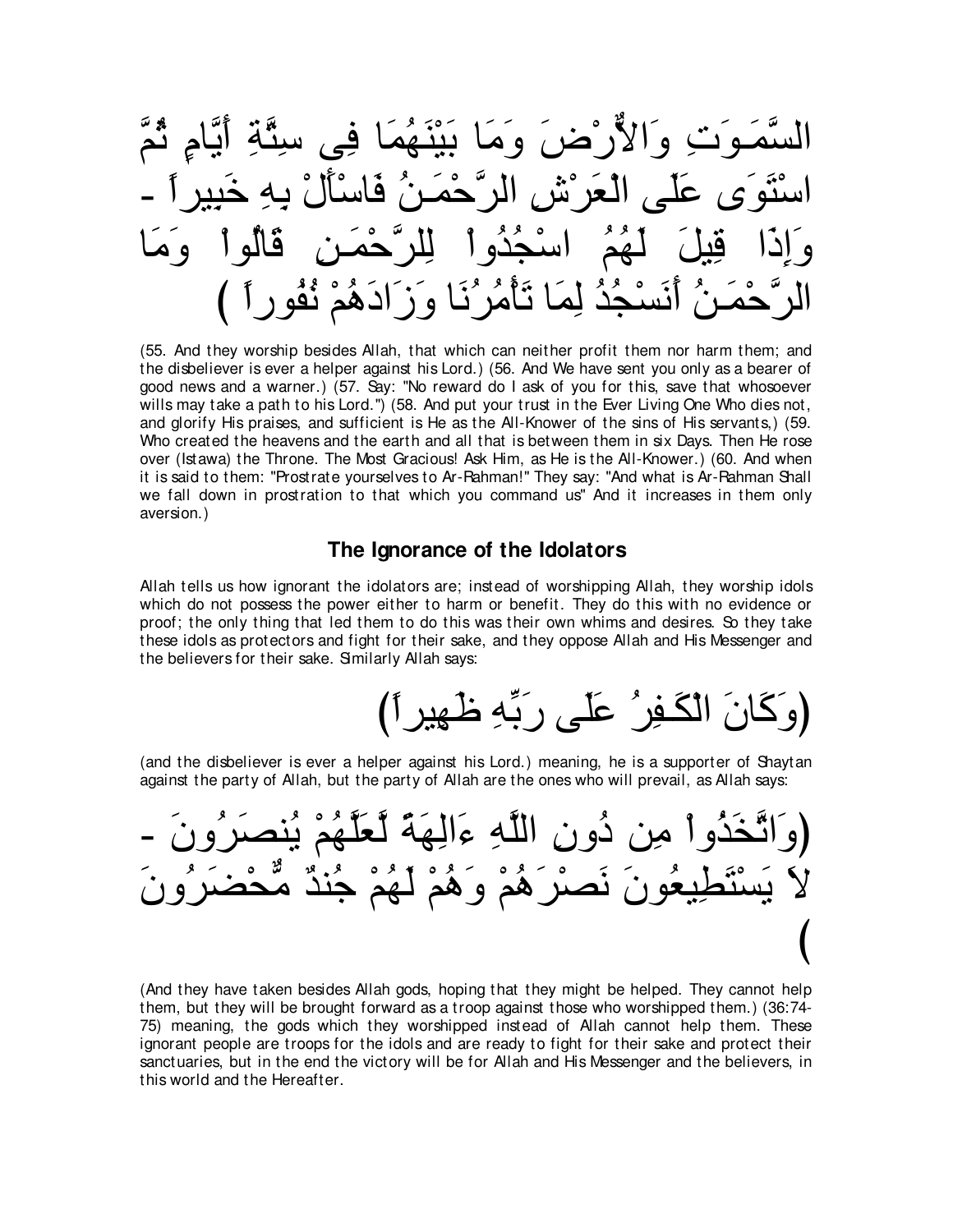السَّمَـوَتِ وَالاٌّرْضَ وَمَا بَيْنَهُمَا فِى سِتَّةِ أَيَّامٍ ثُمَّ اسْتَوَى عَلَى الْعَرْشِ الرَّحْمَـنُ فَاسْأَلْ بِهِ خَبِيراً - وَإِذَا قِيلَ لَهُمُ اسْجُدُواْ لِلرَّحْمَـنِ قَالُواْ وَمَا الرَّحْمَـنُ أَنَسْجُدُ لِمَا تَأْمُرُنَا وَزَادَهُمْ نُفُوراً )

(55. And they worship besides Allah, that which can neither profit them nor harm them; and the disbeliever is ever a helper against his Lord.) (56. And We have sent you only as a bearer of good news and a warner.) (57. Say: "No reward do I ask of you for this, save that whosoever wills may take a path to his Lord.") (58. And put your trust in the Ever Living One Who dies not, and glorify His praises, and sufficient is He as the All-Knower of the sins of His servants,) (59. Who created the heavens and the earth and all that is between them in six Days. Then He rose over (Istawa) the Throne. The Most Gracious! Ask Him, as He is the All-Knower.) (60. And when it is said to them: "Prostrate yourselves to Ar-Rahman!" They say: "And what is Ar-Rahman Shall we fall down in prostration to that which you command us" And it increases in them only aversion.)

## The Ignorance of the Idolators

Allah tells us how ignorant the idolators are; instead of worshipping Allah, they worship idols which do not possess the power either to harm or benefit. They do this with no evidence or proof; the only thing that led them to do this was their own whims and desires. So they take these idols as protectors and fight for their sake, and they oppose Allah and His Messenger and the believers for their sake. Similarly Allah says:

(وَكَانَ الْكَـفِرُ عَلَى رَبِّهِ ظَهِيراً)

(and the disbeliever is ever a helper against his Lord.) meaning, he is a supporter of Shaytan against the party of Allah, but the party of Allah are the ones who will prevail, as Allah says:

(وَاتَّخَذُواْ مِن دُونِ اللَّهِ ءَالِهَةً لَّعَلَّهُمْ يُنصَرُونَ - لاَ يَسْتَطِيعُونَ نَصْرَهُمْ وَهُمْ لَهُمْ جُندٌ مُّحْضَرُونَ )

(And they have taken besides Allah gods, hoping that they might be helped. They cannot help them, but they will be brought forward as a troop against those who worshipped them.) (36:74-75) meaning, the gods which they worshipped instead of Allah cannot help them. These ignorant people are troops for the idols and are ready to fight for their sake and protect their sanctuaries, but in the end the victory will be for Allah and His Messenger and the believers, in this world and the Hereafter.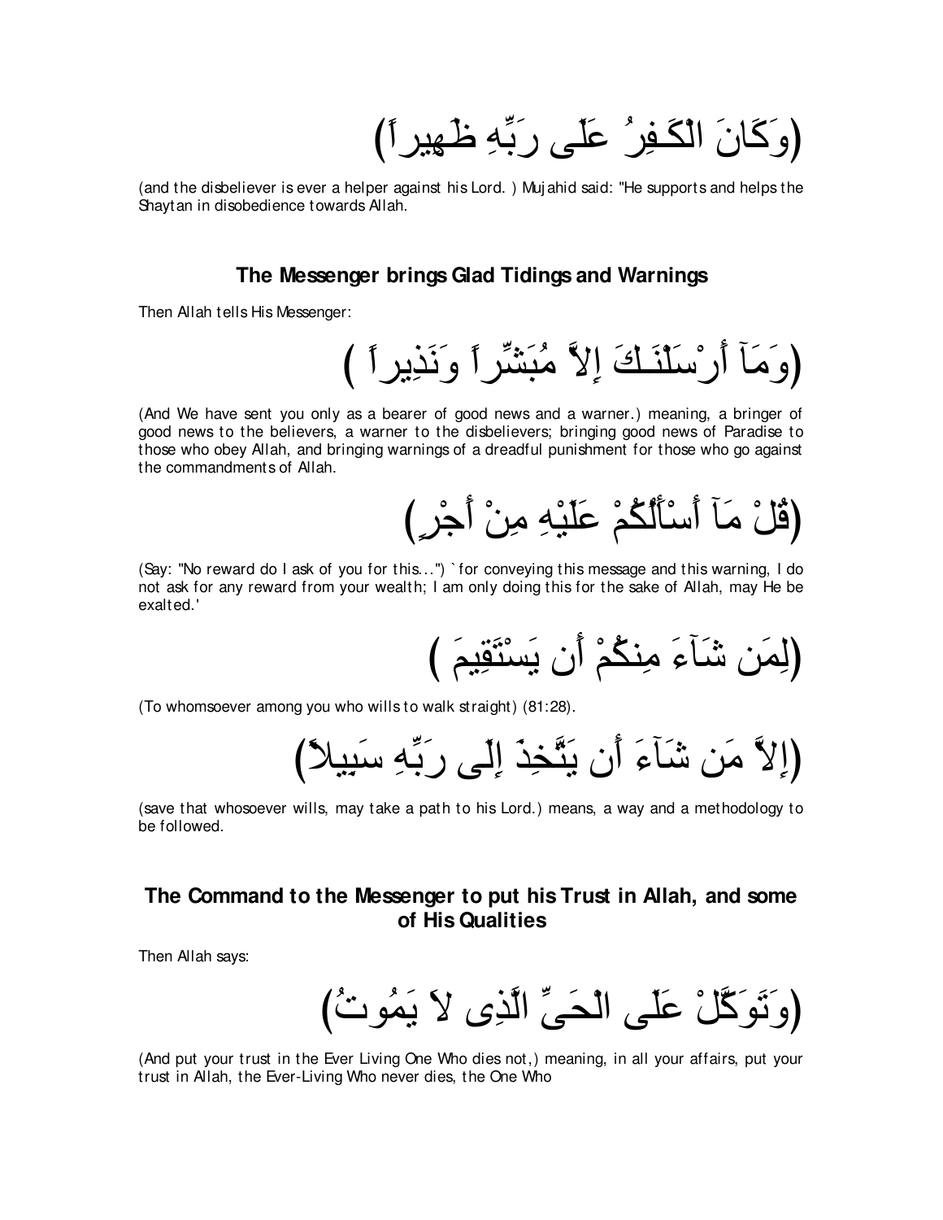(وَكَانَ الْكَـفِرُ عَلَى رَبِّهِ ظَهِيراً)

(and the disbeliever is ever a helper against his Lord. ) Mujahid said: "He supports and helps the Shaytan in disobedience towards Allah.

### The Messenger brings Glad Tidings and Warnings

Then Allah tells His Messenger:

(وَمَآ أَرْسَلْنَـكَ إِلاَّ مُبَشِّراً وَنَذِيراً )

(And We have sent you only as a bearer of good news and a warner.) meaning, a bringer of good news to the believers, a warner to the disbelievers; bringing good news of Paradise to those who obey Allah, and bringing warnings of a dreadful punishment for those who go against the commandments of Allah.

(قُلْ مَآ أَسْأَلُكُمْ عَلَيْهِ مِنْ أَجْرٍ)

(Say: "No reward do I ask of you for this...") `for conveying this message and this warning, I do not ask for any reward from your wealth; I am only doing this for the sake of Allah, may He be exalted.'

(لِمَن شَآءَ مِنكُمْ أَن يَسْتَقِيمَ )

(To whomsoever among you who wills to walk straight) (81:28).

(إِلاَّ مَن شَآءَ أَن يَتَّخِذَ إِلَى رَبِّهِ سَبِيلاً)

(save that whosoever wills, may take a path to his Lord.) means, a way and a methodology to be followed.

### The Command to the Messenger to put his Trust in Allah, and some of His Qualities

Then Allah says:

(وَتَوَكَّلْ عَلَى الْحَىِّ الَّذِى لاَ يَمُوتُ)

(And put your trust in the Ever Living One Who dies not,) meaning, in all your affairs, put your trust in Allah, the Ever-Living Who never dies, the One Who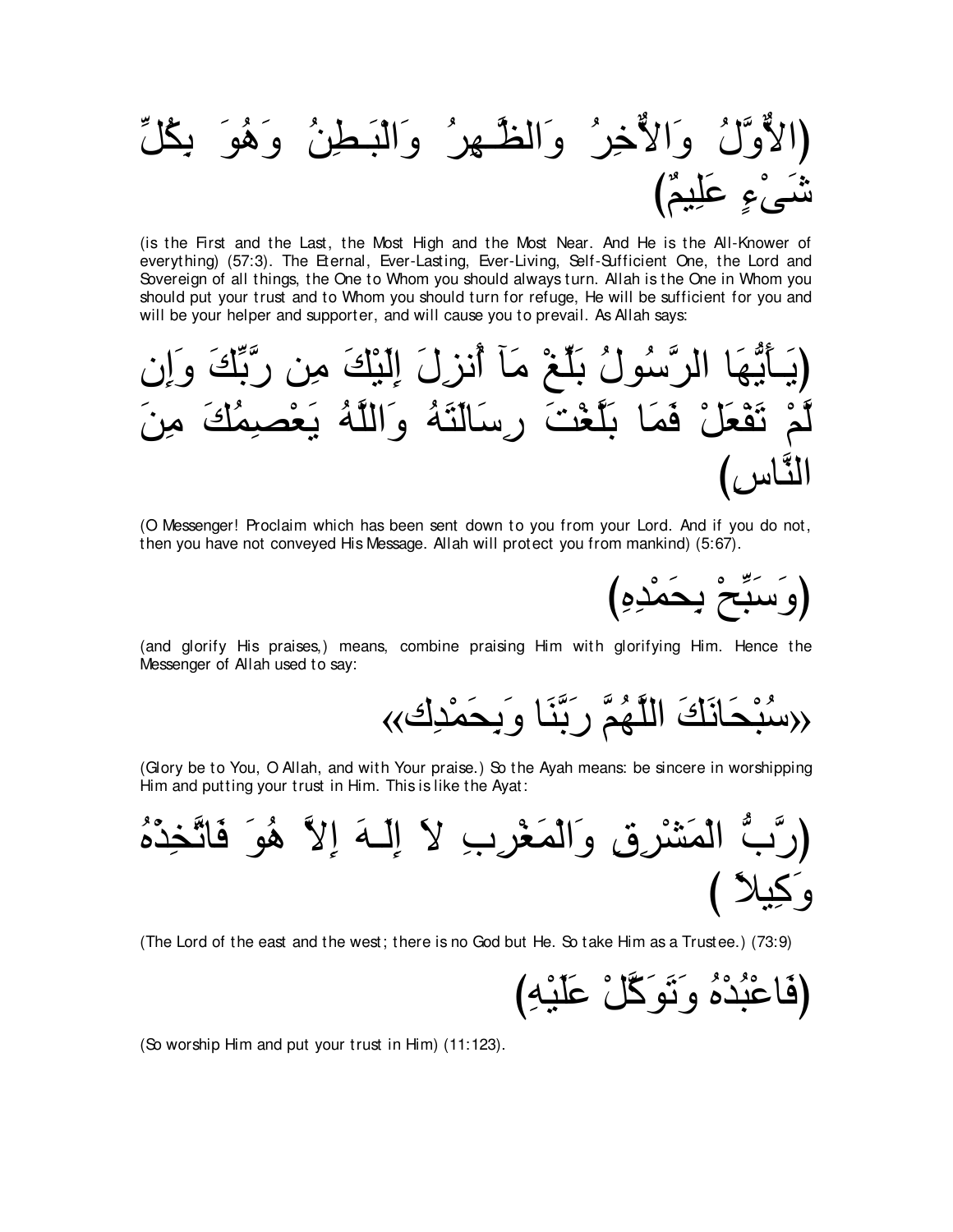(الأَوَّلُ وَالأَخِرُ وَالظَّـهِرُ وَالْبَـطِنُ وَهُوَ بِكُلِّ شَىْءٍ عَلِيمٌ)

(is the First and the Last, the Most High and the Most Near. And He is the All-Knower of everything) (57:3). The Eternal, Ever-Lasting, Ever-Living, Self-Sufficient One, the Lord and Sovereign of all things, the One to Whom you should always turn. Allah is the One in Whom you should put your trust and to Whom you should turn for refuge, He will be sufficient for you and will be your helper and supporter, and will cause you to prevail. As Allah says:

(يَـأَيُّهَا الرَّسُولُ بَلِّغْ مَآ أُنزِلَ إِلَيْكَ مِن رَّبِّكَ وَإِن لَّمْ تَفْعَلْ فَمَا بَلَّغْتَ رِسَالَتَهُ وَاللَّهُ يَعْصِمُكَ مِنَ النَّاسِ)

(O Messenger! Proclaim which has been sent down to you from your Lord. And if you do not, then you have not conveyed His Message. Allah will protect you from mankind) (5:67).

(وَسَبِّحْ بِحَمْدِهِ)

(and glorify His praises,) means, combine praising Him with glorifying Him. Hence the Messenger of Allah used to say:

«سُبْحَانَكَ اللَّهُمَّ رَبَّنَا وَبِحَمْدِك»

(Glory be to You, O Allah, and with Your praise.) So the Ayah means: be sincere in worshipping Him and putting your trust in Him. This is like the Ayat:

(رَّبُّ الْمَشْرِقِ وَالْمَغْرِبِ لاَ إِلَـهَ إِلاَّ هُوَ فَاتَّخِذْهُ وَكِيلاً )

(The Lord of the east and the west; there is no God but He. So take Him as a Trustee.) (73:9)

(فَاعْبُدْهُ وَتَوَكَّلْ عَلَيْهِ)

(So worship Him and put your trust in Him) (11:123).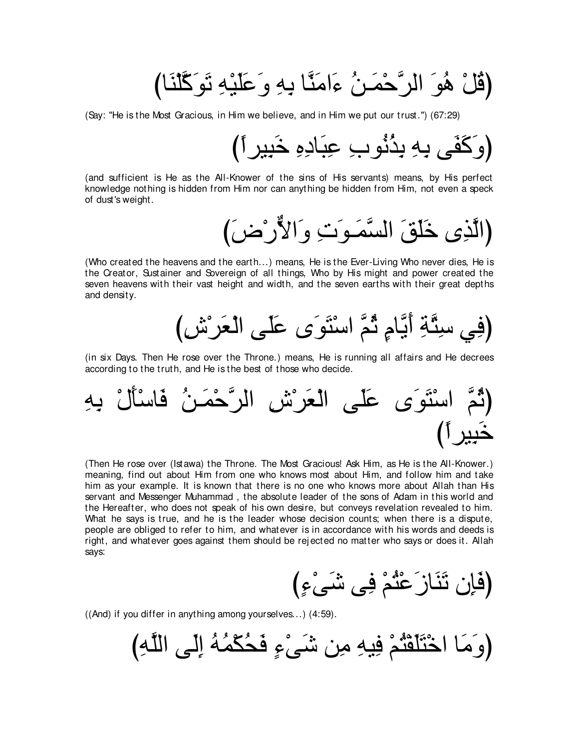(قُلْ هُوَ الرَّحْمَـنُ ءَامَنَّا بِهِ وَعَلَيْهِ تَوَكَّلْنَا)

(Say: "He is the Most Gracious, in Him we believe, and in Him we put our trust.") (67:29)

(وَكَفَى بِهِ بِذُنُوبِ عِبَادِهِ خَبِيراً)

(and sufficient is He as the All-Knower of the sins of His servants) means, by His perfect knowledge nothing is hidden from Him nor can anything be hidden from Him, not even a speck of dust's weight.

(الَّذِى خَلَقَ السَّمَـوَتِ وَالاٌّرْضَ)

(Who created the heavens and the earth...) means, He is the Ever-Living Who never dies, He is the Creator, Sustainer and Sovereign of all things, Who by His might and power created the seven heavens with their vast height and width, and the seven earths with their great depths and density.

(فِي سِتَّةِ أَيَّامٍ ثُمَّ اسْتَوَى عَلَى الْعَرْشِ)

(in six Days. Then He rose over the Throne.) means, He is running all affairs and He decrees according to the truth, and He is the best of those who decide.

(ثُمَّ اسْتَوَى عَلَى الْعَرْشِ الرَّحْمَـنُ فَاسْأَلْ بِهِ خَبِيراً)

(Then He rose over (Istawa) the Throne. The Most Gracious! Ask Him, as He is the All-Knower.) meaning, find out about Him from one who knows most about Him, and follow him and take him as your example. It is known that there is no one who knows more about Allah than His servant and Messenger Muhammad , the absolute leader of the sons of Adam in this world and the Hereafter, who does not speak of his own desire, but conveys revelation revealed to him. What he says is true, and he is the leader whose decision counts; when there is a dispute, people are obliged to refer to him, and whatever is in accordance with his words and deeds is right, and whatever goes against them should be rejected no matter who says or does it. Allah says:

(فَإِن تَنَازَعْتُمْ فِى شَىْءٍ)

((And) if you differ in anything among yourselves...) (4:59).

(وَمَا اخْتَلَفْتُمْ فِيهِ مِن شَىْءٍ فَحُكْمُهُ إِلَى اللَّهِ)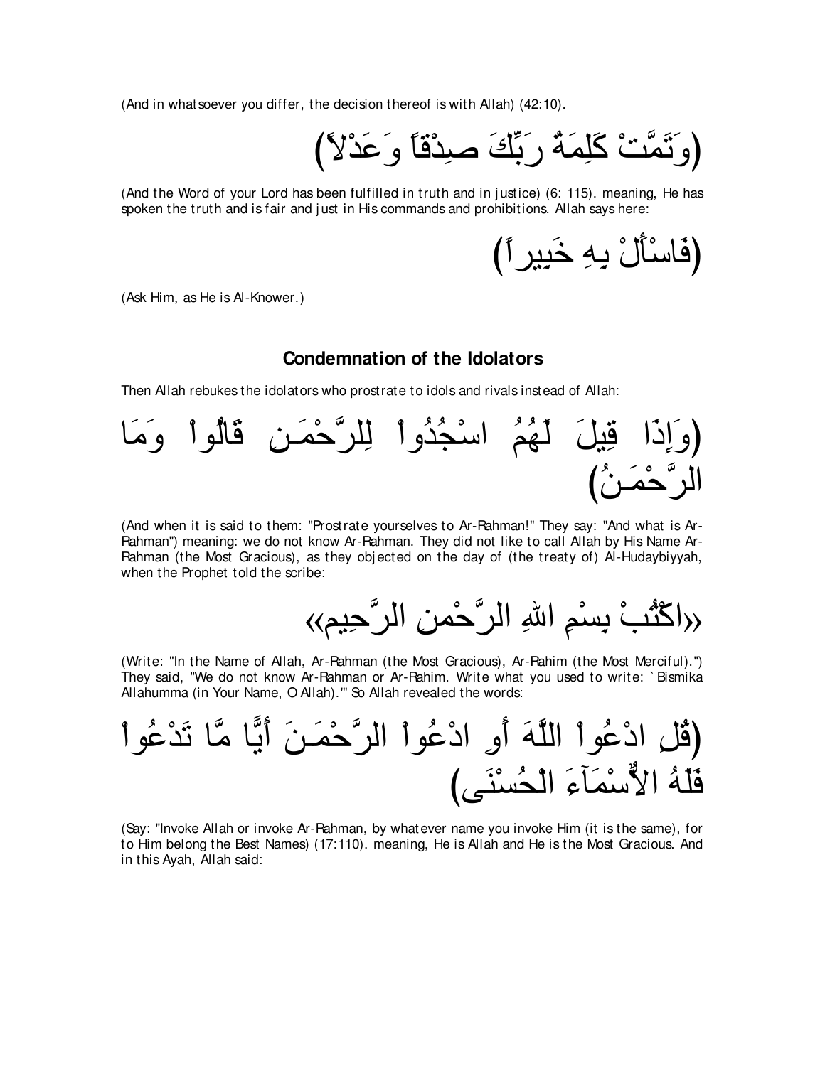(And in whatsoever you differ, the decision thereof is with Allah) (42:10).

(وَتَمَّتْ كَلِمَةُ رَبِّكَ صِدْقاً وَعَدْلاً)

(And the Word of your Lord has been fulfilled in truth and in justice) (6: 115). meaning, He has spoken the truth and is fair and just in His commands and prohibitions. Allah says here:

(فَاسْأَلْ بِهِ خَبِيراً)

(Ask Him, as He is Al-Knower.)

## Condemnation of the Idolators

Then Allah rebukes the idolators who prostrate to idols and rivals instead of Allah:

(وَإِذَا قِيلَ لَهُمُ اسْجُدُواْ لِلرَّحْمَـنِ قَالُواْ وَمَا الرَّحْمَـنُ)

(And when it is said to them: "Prostrate yourselves to Ar-Rahman!" They say: "And what is Ar-Rahman") meaning: we do not know Ar-Rahman. They did not like to call Allah by His Name Ar-Rahman (the Most Gracious), as they objected on the day of (the treaty of) Al-Hudaybiyyah, when the Prophet told the scribe:

«اكْتُبْ بِسْمِ اللهِ الرَّحْمنِ الرَّحِيمِ»

(Write: "In the Name of Allah, Ar-Rahman (the Most Gracious), Ar-Rahim (the Most Merciful).") They said, "We do not know Ar-Rahman or Ar-Rahim. Write what you used to write: `Bismika Allahumma (in Your Name, O Allah).'" So Allah revealed the words:

(قُلِ ادْعُواْ اللَّهَ أَوِ ادْعُواْ الرَّحْمَـنَ أَيًّا مَّا تَدْعُواْ فَلَهُ الاٌّسْمَآءَ الْحُسْنَى)

(Say: "Invoke Allah or invoke Ar-Rahman, by whatever name you invoke Him (it is the same), for to Him belong the Best Names) (17:110). meaning, He is Allah and He is the Most Gracious. And in this Ayah, Allah said: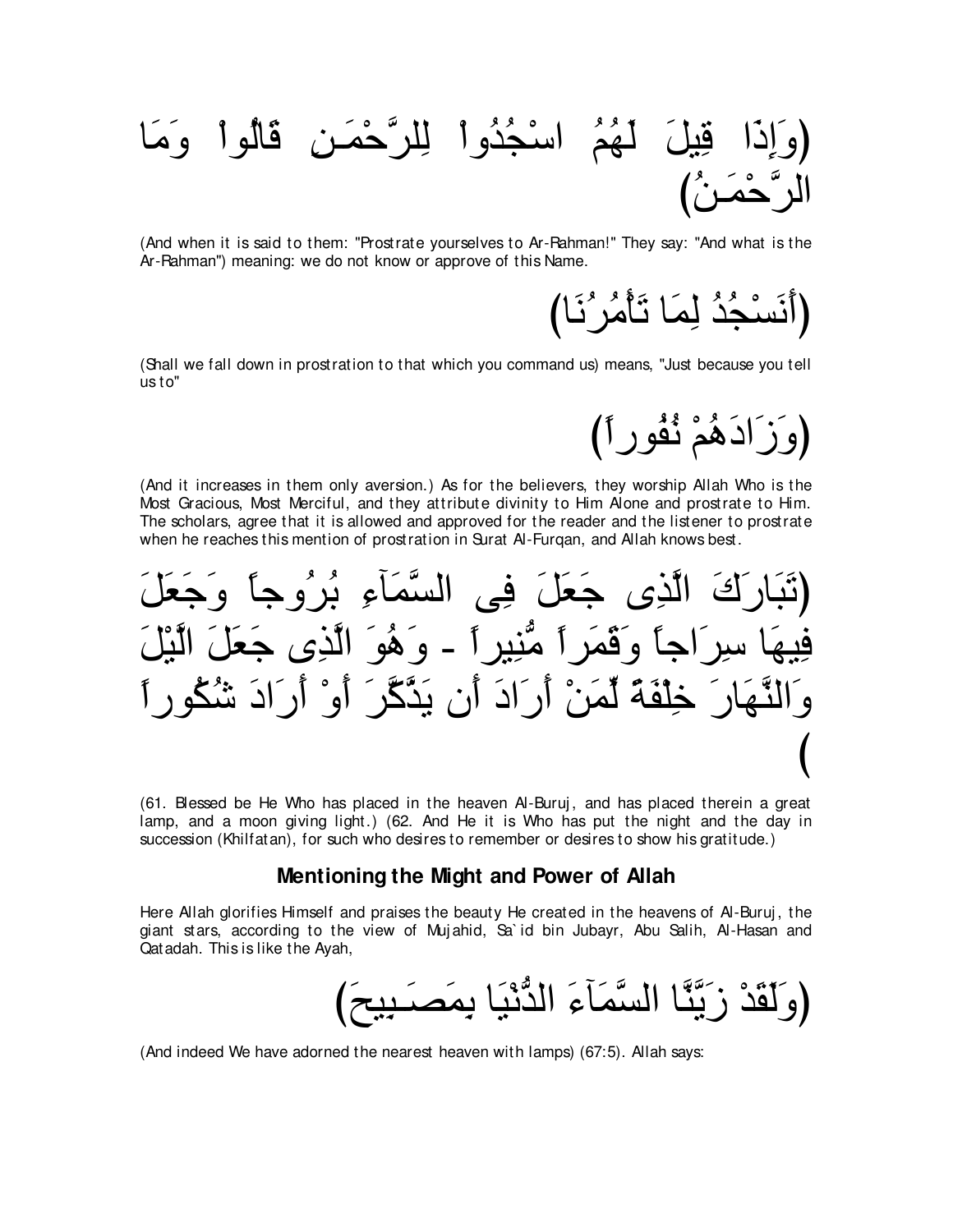(وَإِذَا قِيلَ لَهُمُ اسْجُدُواْ لِلرَّحْمَـنِ قَالُواْ وَمَا الرَّحْمَـنُ)

(And when it is said to them: "Prostrate yourselves to Ar-Rahman!" They say: "And what is the Ar-Rahman") meaning: we do not know or approve of this Name.

(أَنَسْجُدُ لِمَا تَأْمُرُنَا)

(Shall we fall down in prostration to that which you command us) means, "Just because you tell us to"

(وَزَادَهُمْ نُفُوراً)

(And it increases in them only aversion.) As for the believers, they worship Allah Who is the Most Gracious, Most Merciful, and they attribute divinity to Him Alone and prostrate to Him. The scholars, agree that it is allowed and approved for the reader and the listener to prostrate when he reaches this mention of prostration in Surat Al-Furqan, and Allah knows best.

(تَبَارَكَ الَّذِى جَعَلَ فِى السَّمَآءِ بُرُوجاً وَجَعَلَ فِيهَا سِرَاجاً وَقَمَراً مُّنِيراً - وَهُوَ الَّذِى جَعَلَ الَّيْلَ وَالنَّهَارَ خِلْفَةً لِّمَنْ أَرَادَ أَن يَذَّكَّرَ أَوْ أَرَادَ شُكُوراً)

(61. Blessed be He Who has placed in the heaven Al-Buruj, and has placed therein a great lamp, and a moon giving light.) (62. And He it is Who has put the night and the day in succession (Khilfatan), for such who desires to remember or desires to show his gratitude.)

### Mentioning the Might and Power of Allah

Here Allah glorifies Himself and praises the beauty He created in the heavens of Al-Buruj, the giant stars, according to the view of Mujahid, Sa`id bin Jubayr, Abu Salih, Al-Hasan and Qatadah. This is like the Ayah,

(وَلَقَدْ زَيَّنَّا السَّمَآءَ الدُّنْيَا بِمَصَـبِيحَ)

(And indeed We have adorned the nearest heaven with lamps) (67:5). Allah says: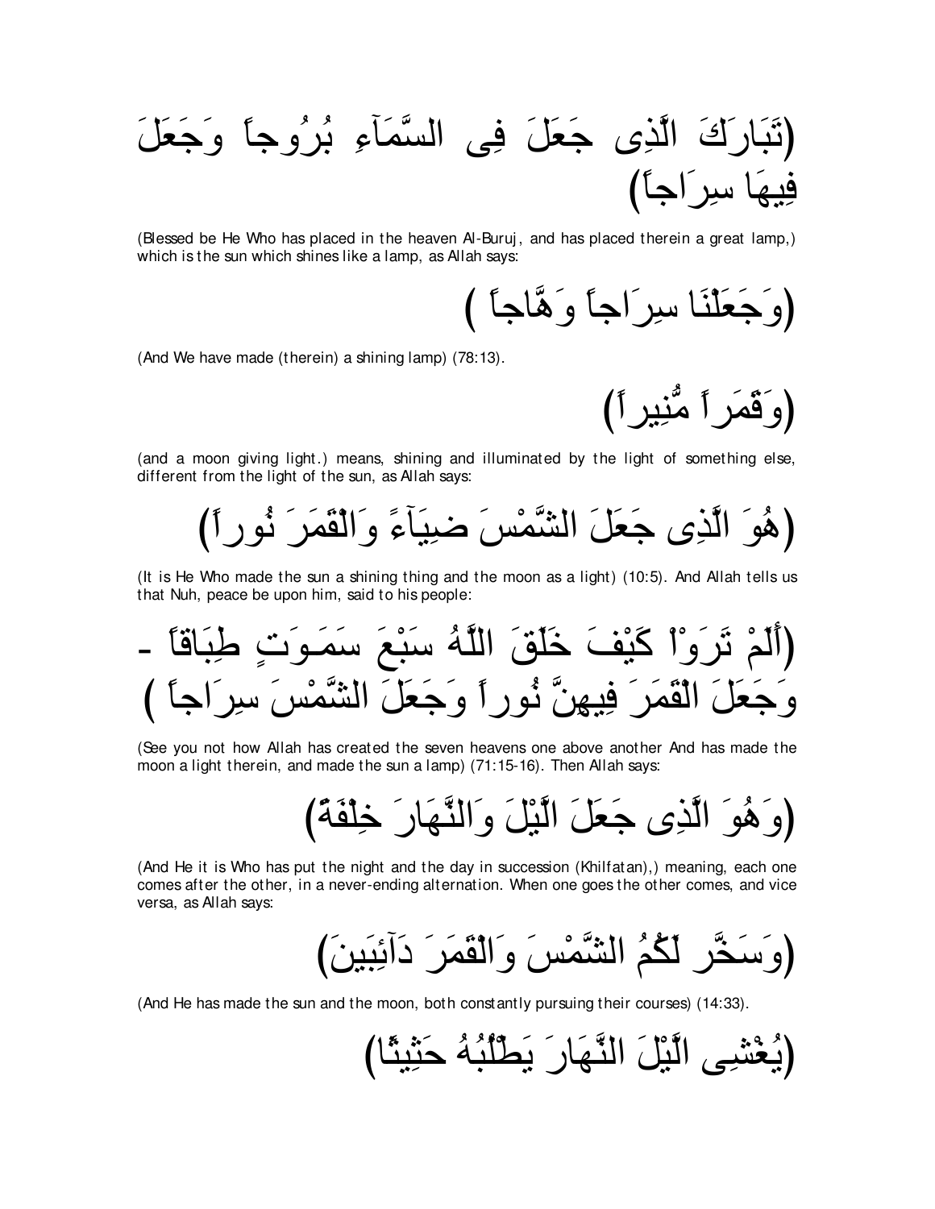(تَبَارَكَ الَّذِى جَعَلَ فِى السَّمَآءِ بُرُوجاً وَجَعَلَ فِيهَا سِرَاجاً)

(Blessed be He Who has placed in the heaven Al-Buruj, and has placed therein a great lamp,) which is the sun which shines like a lamp, as Allah says:

(وَجَعَلْنَا سِرَاجاً وَهَّاجاً )

(And We have made (therein) a shining lamp) (78:13).

(وَقَمَراً مُّنِيراً)

(and a moon giving light.) means, shining and illuminated by the light of something else, different from the light of the sun, as Allah says:

(هُوَ الَّذِى جَعَلَ الشَّمْسَ ضِيَآءً وَالْقَمَرَ نُوراً)

(It is He Who made the sun a shining thing and the moon as a light) (10:5). And Allah tells us that Nuh, peace be upon him, said to his people:

(أَلَمْ تَرَوْاْ كَيْفَ خَلَقَ اللَّهُ سَبْعَ سَمَـوَتٍ طِبَاقاً - وَجَعَلَ الْقَمَرَ فِيهِنَّ نُوراً وَجَعَلَ الشَّمْسَ سِرَاجاً )

(See you not how Allah has created the seven heavens one above another And has made the moon a light therein, and made the sun a lamp) (71:15-16). Then Allah says:

(وَهُوَ الَّذِى جَعَلَ الَّيْلَ وَالنَّهَارَ خِلْفَةً)

(And He it is Who has put the night and the day in succession (Khilfatan),) meaning, each one comes after the other, in a never-ending alternation. When one goes the other comes, and vice versa, as Allah says:

(وَسَخَّر لَكُمُ الشَّمْسَ وَالْقَمَرَ دَآئِبَينَ)

(And He has made the sun and the moon, both constantly pursuing their courses) (14:33).

(يُغْشِى الَّيْلَ النَّهَارَ يَطْلُبُهُ حَثِيثًا)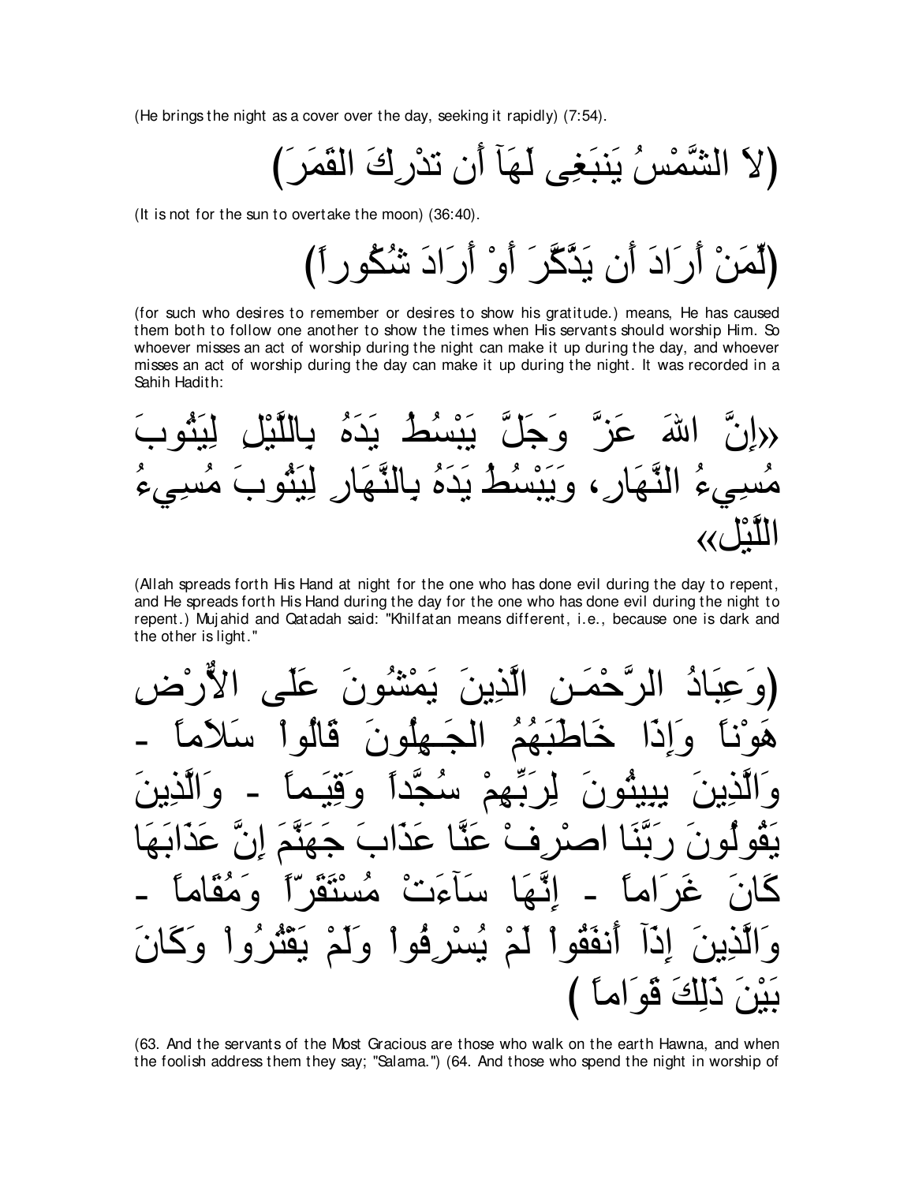(He brings the night as a cover over the day, seeking it rapidly) (7:54).

(لاَ الشَّمْسُ يَنبَغِى لَهَآ أَن تدْرِكَ القَمَرَ)

(It is not for the sun to overtake the moon) (36:40).

(لِّمَنْ أَرَادَ أَن يَذَّكَّرَ أَوْ أَرَادَ شُكُوراً)

(for such who desires to remember or desires to show his gratitude.) means, He has caused them both to follow one another to show the times when His servants should worship Him. So whoever misses an act of worship during the night can make it up during the day, and whoever misses an act of worship during the day can make it up during the night. It was recorded in a Sahih Hadith:

«إِنَّ اللهَ عَزَّ وَجَلَّ يَبْسُطُ يَدَهُ بِاللَّيْلِ لِيَتُوبَ مُسِيءُ النَّهَارِ، وَيَبْسُطُ يَدَهُ بِالنَّهَارِ لِيَتُوبَ مُسِيءُ اللَّيْل»

(Allah spreads forth His Hand at night for the one who has done evil during the day to repent, and He spreads forth His Hand during the day for the one who has done evil during the night to repent.) Mujahid and Qatadah said: "Khilfatan means different, i.e., because one is dark and the other is light."

(وَعِبَادُ الرَّحْمَـنِ الَّذِينَ يَمْشُونَ عَلَى الأَرْضِ هَوْناً وَإِذَا خَاطَبَهُمُ الجَـهِلُونَ قَالُواْ سَلاَماً - وَالَّذِينَ يِبِيتُونَ لِرَبِّهِمْ سُجَّداً وَقِيَـماً - وَالَّذِينَ يَقُولُونَ رَبَّنَا اصْرِفْ عَنَّا عَذَابَ جَهَنَّمَ إِنَّ عَذَابَهَا كَانَ غَرَاماً - إِنَّهَا سَآءَتْ مُسْتَقَرّاً وَمُقَاماً - وَالَّذِينَ إِذَآ أَنفَقُواْ لَمْ يُسْرِفُواْ وَلَمْ يَقْتُرُواْ وَكَانَ بَيْنَ ذَلِكَ قَوَاماً )

(63. And the servants of the Most Gracious are those who walk on the earth Hawna, and when the foolish address them they say; "Salama.") (64. And those who spend the night in worship of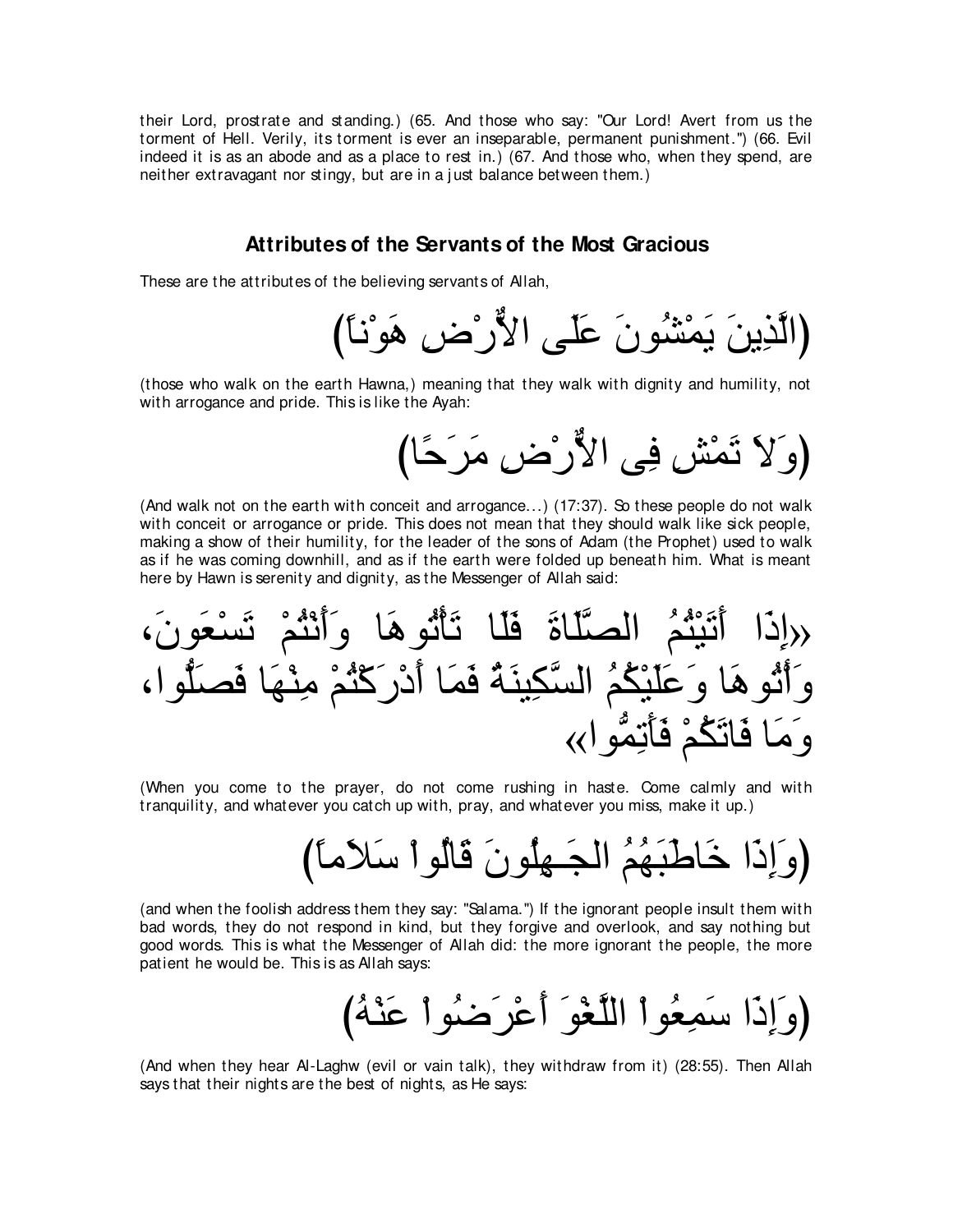their Lord, prostrate and standing.) (65. And those who say: "Our Lord! Avert from us the torment of Hell. Verily, its torment is ever an inseparable, permanent punishment.") (66. Evil indeed it is as an abode and as a place to rest in.) (67. And those who, when they spend, are neither extravagant nor stingy, but are in a just balance between them.)

## Attributes of the Servants of the Most Gracious

These are the attributes of the believing servants of Allah,

(الَّذِينَ يَمْشُونَ عَلَى الأَرْضِ هَوْناً)

(those who walk on the earth Hawna,) meaning that they walk with dignity and humility, not with arrogance and pride. This is like the Ayah:

(وَلاَ تَمْشِ فِى الأَرْضِ مَرَحًا)

(And walk not on the earth with conceit and arrogance...) (17:37). So these people do not walk with conceit or arrogance or pride. This does not mean that they should walk like sick people, making a show of their humility, for the leader of the sons of Adam (the Prophet) used to walk as if he was coming downhill, and as if the earth were folded up beneath him. What is meant here by Hawn is serenity and dignity, as the Messenger of Allah said:

«إِذَا أَتَيْتُمُ الصَّلَاةَ فَلَا تَأْتُوهَا وَأَنْتُمْ تَسْعَونَ، وَأْتُوهَا وَعَلَيْكُمُ السَّكِينَةُ فَمَا أَدْرَكْتُمْ مِنْهَا فَصَلُّوا، وَمَا فَاتَكُمْ فَأَتِمُّوا»

(When you come to the prayer, do not come rushing in haste. Come calmly and with tranquility, and whatever you catch up with, pray, and whatever you miss, make it up.)

(وَإِذَا خَاطَبَهُمُ الجَـهِلُونَ قَالُواْ سَلاَماً)

(and when the foolish address them they say: "Salama.") If the ignorant people insult them with bad words, they do not respond in kind, but they forgive and overlook, and say nothing but good words. This is what the Messenger of Allah did: the more ignorant the people, the more patient he would be. This is as Allah says:

(وَإِذَا سَمِعُواْ اللَّغْوَ أَعْرَضُواْ عَنْهُ)

(And when they hear Al-Laghw (evil or vain talk), they withdraw from it) (28:55). Then Allah says that their nights are the best of nights, as He says: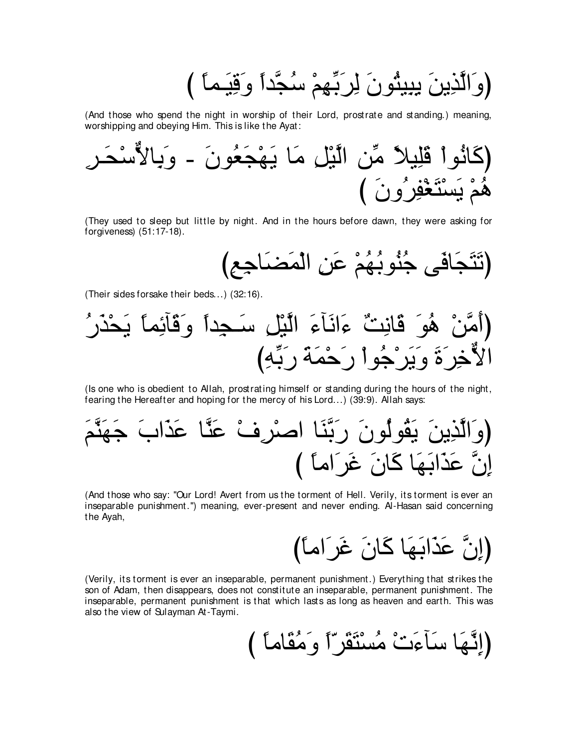(وَالَّذِينَ يِبِيتُونَ لِرَبِّهِمْ سُجَّداً وَقِيَـماً )

(And those who spend the night in worship of their Lord, prostrate and standing.) meaning, worshipping and obeying Him. This is like the Ayat:

(كَانُواْ قَلِيلاً مِّن الَّيْلِ مَا يَهْجَعُونَ - وَبِالاٌّسْحَـرِ هُمْ يَسْتَغْفِرُونَ )

(They used to sleep but little by night. And in the hours before dawn, they were asking for forgiveness) (51:17-18).

(تَتَجَافَى جُنُوبُهُمْ عَنِ الْمَضَاجِعِ)

(Their sides forsake their beds...) (32:16).

(أَمَّنْ هُوَ قَانِتٌ ءَانَآءَ الَّيْلِ سَـجِداً وَقَآئِماً يَحْذَرُ الاٌّخِرَةَ وَيَرْجُواْ رَحْمَةَ رَبِّهِ)

(Is one who is obedient to Allah, prostrating himself or standing during the hours of the night, fearing the Hereafter and hoping for the mercy of his Lord...) (39:9). Allah says:

(وَالَّذِينَ يَقُولُونَ رَبَّنَا اصْرِفْ عَنَّا عَذَابَ جَهَنَّمَ إِنَّ عَذَابَهَا كَانَ غَرَاماً )

(And those who say: "Our Lord! Avert from us the torment of Hell. Verily, its torment is ever an inseparable punishment.") meaning, ever-present and never ending. Al-Hasan said concerning the Ayah,

(إِنَّ عَذَابَهَا كَانَ غَرَاماً)

(Verily, its torment is ever an inseparable, permanent punishment.) Everything that strikes the son of Adam, then disappears, does not constitute an inseparable, permanent punishment. The inseparable, permanent punishment is that which lasts as long as heaven and earth. This was also the view of Sulayman At-Taymi.

(إِنَّهَا سَآءَتْ مُسْتَقَرّاً وَمُقَاماً )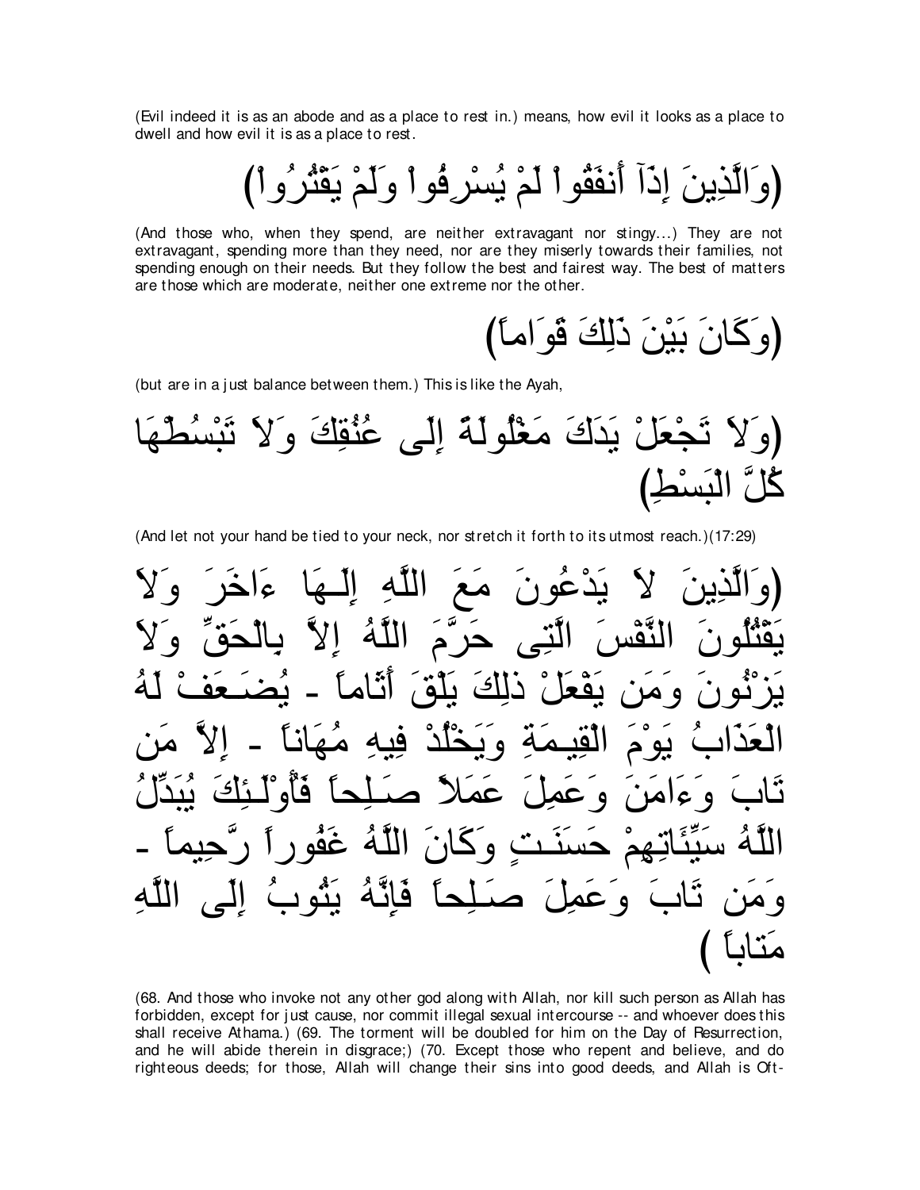(Evil indeed it is as an abode and as a place to rest in.) means, how evil it looks as a place to dwell and how evil it is as a place to rest.

(وَالَّذِينَ إِذَآ أَنفَقُواْ لَمْ يُسْرِفُواْ وَلَمْ يَقْتُرُواْ)

(And those who, when they spend, are neither extravagant nor stingy...) They are not extravagant, spending more than they need, nor are they miserly towards their families, not spending enough on their needs. But they follow the best and fairest way. The best of matters are those which are moderate, neither one extreme nor the other.

(وَكَانَ بَيْنَ ذَلِكَ قَوَاماً)

(but are in a just balance between them.) This is like the Ayah,

(وَلاَ تَجْعَلْ يَدَكَ مَغْلُولَةً إِلَى عُنُقِكَ وَلاَ تَبْسُطْهَا كُلَّ الْبَسْطِ)

(And let not your hand be tied to your neck, nor stretch it forth to its utmost reach.)(17:29)

(وَالَّذِينَ لاَ يَدْعُونَ مَعَ اللَّهِ إِلَـهَا ءَاخَرَ وَلاَ يَقْتُلُونَ النَّفْسَ الَّتِى حَرَّمَ اللَّهُ إِلاَّ بِالْحَقِّ وَلاَ يَزْنُونَ وَمَن يَفْعَلْ ذلِكَ يَلْقَ أَثَاماً - يُضَـعَفْ لَهُ الْعَذَابُ يَوْمَ الْقِيـمَةِ وَيَخْلُدْ فِيهِ مُهَاناً - إِلاَّ مَن تَابَ وَءَامَنَ وَعَمِلَ عَمَلاً صَـلِحاً فَأُوْلَـئِكَ يُبَدِّلُ اللَّهُ سَيِّئَاتِهِمْ حَسَنَـتٍ وَكَانَ اللَّهُ غَفُوراً رَّحِيماً - وَمَن تَابَ وَعَمِلَ صَـلِحاً فَإِنَّهُ يَتُوبُ إِلَى اللَّهِ مَتاباً )

(68. And those who invoke not any other god along with Allah, nor kill such person as Allah has forbidden, except for just cause, nor commit illegal sexual intercourse -- and whoever does this shall receive Athama.) (69. The torment will be doubled for him on the Day of Resurrection, and he will abide therein in disgrace;) (70. Except those who repent and believe, and do righteous deeds; for those, Allah will change their sins into good deeds, and Allah is Oft-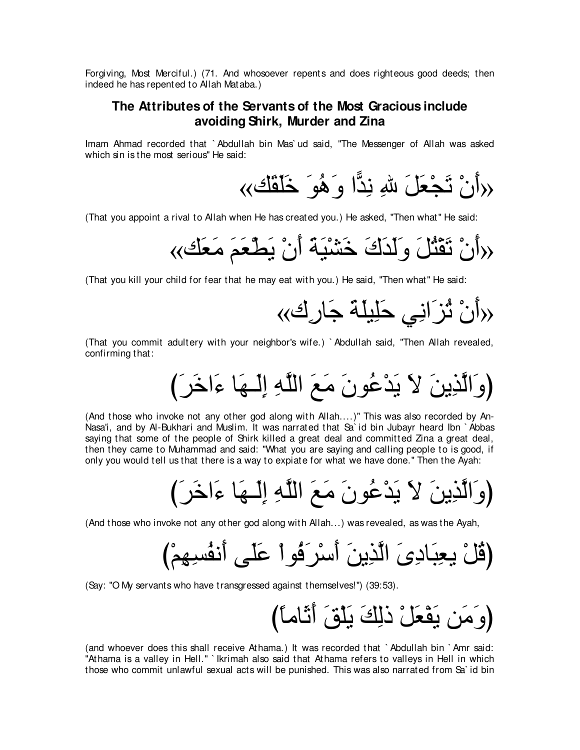Forgiving, Most Merciful.) (71. And whosoever repents and does righteous good deeds; then indeed he has repented to Allah Mataba.)

## The Attributes of the Servants of the Most Gracious include avoiding Shirk, Murder and Zina

Imam Ahmad recorded that `Abdullah bin Mas`ud said, "The Messenger of Allah was asked which sin is the most serious" He said:

«أَنْ تَجْعَلَ للهِ نِدًّا وَهُوَ خَلَقَك»

(That you appoint a rival to Allah when He has created you.) He asked, "Then what" He said:

«أَنْ تَقْتُلَ وَلَدَكَ خَشْيَةَ أَنْ يَطْعَمَ مَعَك»

(That you kill your child for fear that he may eat with you.) He said, "Then what" He said:

«أَنْ تُزَانِي حَلِيلَةَ جَارِك»

(That you commit adultery with your neighbor's wife.) `Abdullah said, "Then Allah revealed, confirming that:

(وَالَّذِينَ لاَ يَدْعُونَ مَعَ اللَّهِ إِلَـهَا ءَاخَرَ)

(And those who invoke not any other god along with Allah....)" This was also recorded by An-Nasa'i, and by Al-Bukhari and Muslim. It was narrated that Sa`id bin Jubayr heard Ibn `Abbas saying that some of the people of Shirk killed a great deal and committed Zina a great deal, then they came to Muhammad and said: "What you are saying and calling people to is good, if only you would tell us that there is a way to expiate for what we have done." Then the Ayah:

(وَالَّذِينَ لاَ يَدْعُونَ مَعَ اللَّهِ إِلَـهَا ءَاخَرَ)

(And those who invoke not any other god along with Allah...) was revealed, as was the Ayah,

(قُلْ يعِبَادِىَ الَّذِينَ أَسْرَفُواْ عَلَى أَنفُسِهِمْ)

(Say: "O My servants who have transgressed against themselves!") (39:53).

(وَمَن يَفْعَلْ ذلِكَ يَلْقَ أَثَاماً)

(and whoever does this shall receive Athama.) It was recorded that `Abdullah bin `Amr said: "Athama is a valley in Hell." `Ikrimah also said that Athama refers to valleys in Hell in which those who commit unlawful sexual acts will be punished. This was also narrated from Sa`id bin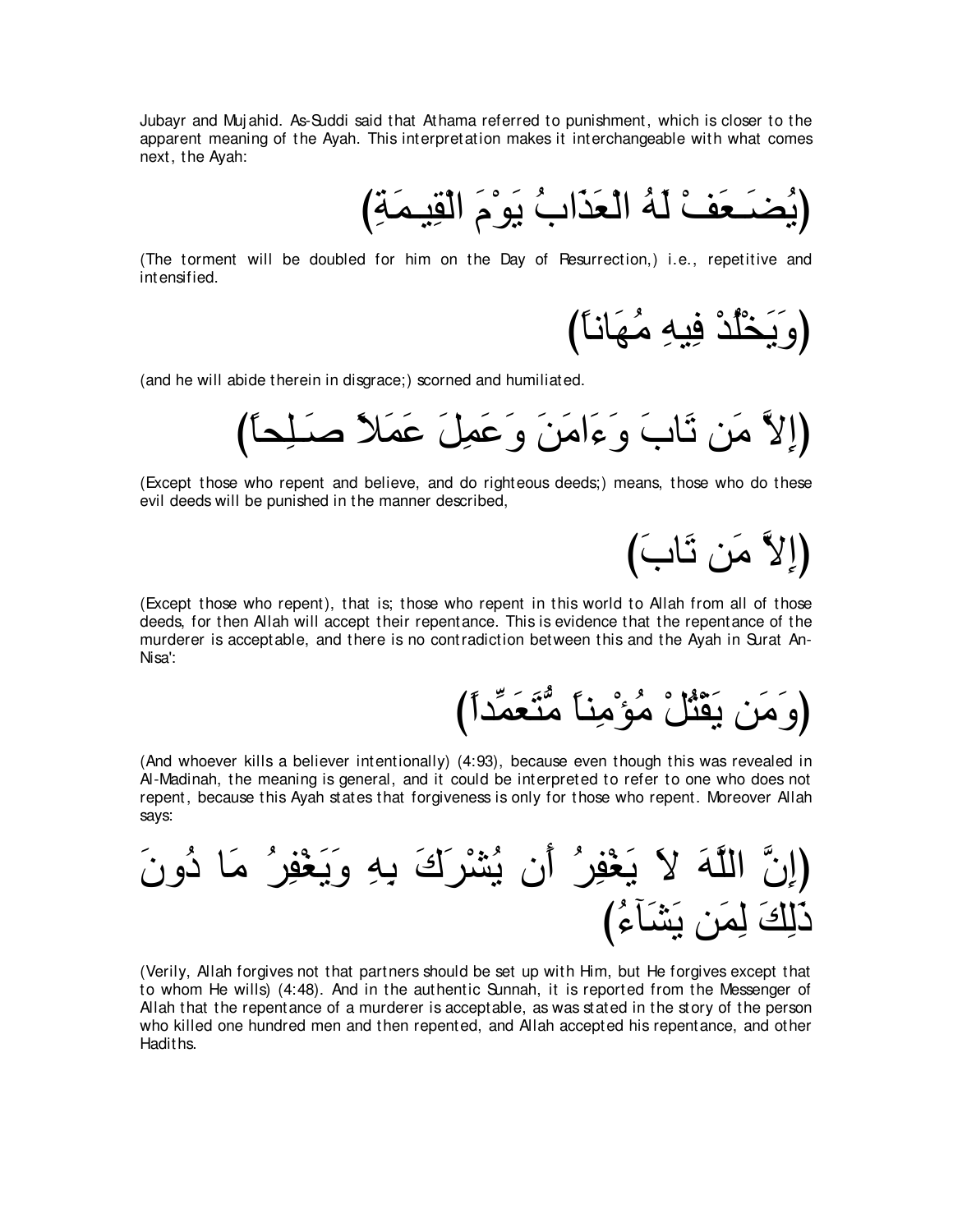Jubayr and Mujahid. As-Suddi said that Athama referred to punishment, which is closer to the apparent meaning of the Ayah. This interpretation makes it interchangeable with what comes next, the Ayah:

(يُضَـعَفْ لَهُ الْعَذَابُ يَوْمَ الْقِيـمَةِ)

(The torment will be doubled for him on the Day of Resurrection,) i.e., repetitive and intensified.

(وَيَخْلُدْ فِيهِ مُهَاناً)

(and he will abide therein in disgrace;) scorned and humiliated.

(إِلاَّ مَن تَابَ وَءَامَنَ وَعَمِلَ عَمَلاً صَـلِحاً)

(Except those who repent and believe, and do righteous deeds;) means, those who do these evil deeds will be punished in the manner described,

(إِلاَّ مَن تَابَ)

(Except those who repent), that is; those who repent in this world to Allah from all of those deeds, for then Allah will accept their repentance. This is evidence that the repentance of the murderer is acceptable, and there is no contradiction between this and the Ayah in Surat An-Nisa':

(وَمَن يَقْتُلْ مُؤْمِناً مُّتَعَمِّداً)

(And whoever kills a believer intentionally) (4:93), because even though this was revealed in Al-Madinah, the meaning is general, and it could be interpreted to refer to one who does not repent, because this Ayah states that forgiveness is only for those who repent. Moreover Allah says:

(إِنَّ اللَّهَ لاَ يَغْفِرُ أَن يُشْرَكَ بِهِ وَيَغْفِرُ مَا دُونَ ذَلِكَ لِمَن يَشَآءُ)

(Verily, Allah forgives not that partners should be set up with Him, but He forgives except that to whom He wills) (4:48). And in the authentic Sunnah, it is reported from the Messenger of Allah that the repentance of a murderer is acceptable, as was stated in the story of the person who killed one hundred men and then repented, and Allah accepted his repentance, and other Hadiths.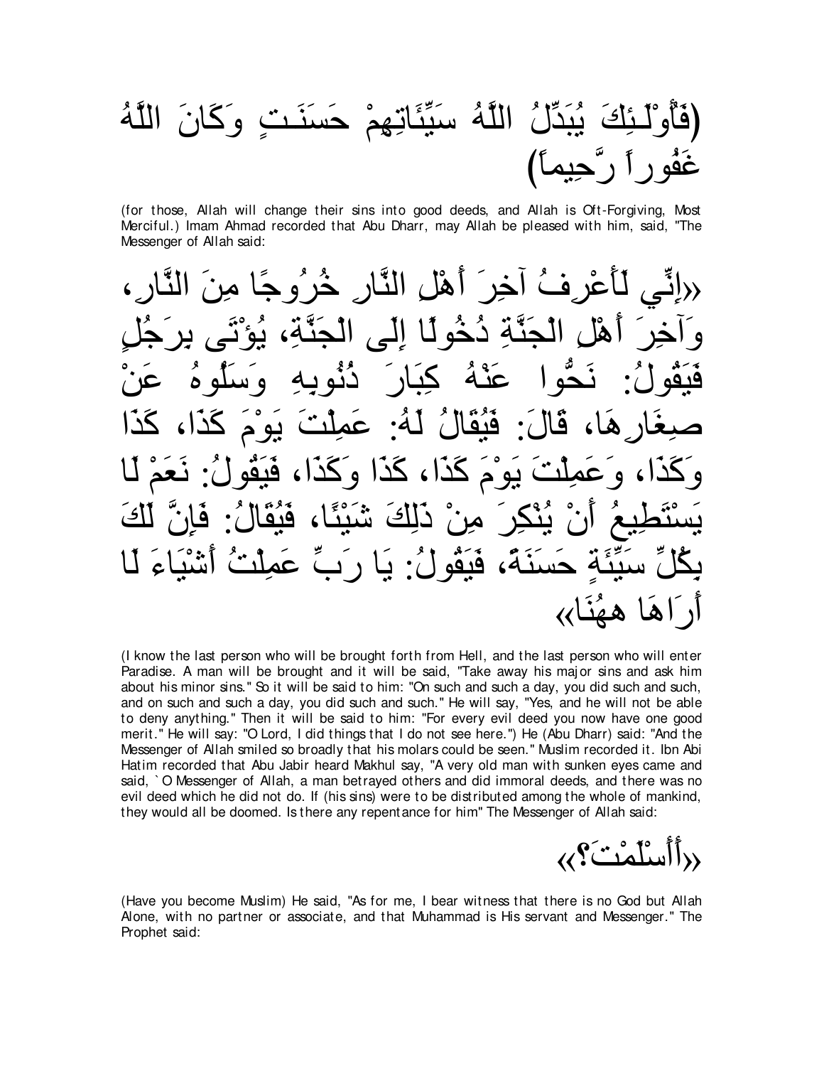(فَأُوْلَـئِكَ يُبَدِّلُ اللَّهُ سَيِّئَاتِهِمْ حَسَنَـتٍ وَكَانَ اللَّهُ غَفُوراً رَّحِيماً)

(for those, Allah will change their sins into good deeds, and Allah is Oft-Forgiving, Most Merciful.) Imam Ahmad recorded that Abu Dharr, may Allah be pleased with him, said, "The Messenger of Allah said:

«إِنِّي لَأَعْرِفُ آخِرَ أَهْلِ النَّارِ خُرُوجًا مِنَ النَّارِ، وَآخِرَ أَهْلِ الْجَنَّةِ دُخُولًا إِلَى الْجَنَّةِ، يُؤْتَى بِرَجُلٍ فَيَقُولُ: نَحُّوا عَنْهُ كِبَارَ ذُنُوبِهِ وَسَلُوهُ عَنْ صِغَارِهَا، قَالَ: فَيُقَالُ لَهُ: عَمِلْتَ يَوْمَ كَذَا، كَذَا وَكَذَا، وَعَمِلْتَ يَوْمَ كَذَا، كَذَا وَكَذَا، فَيَقُولُ: نَعَمْ لَا يَسْتَطِيعُ أَنْ يُنْكِرَ مِنْ ذَلِكَ شَيْئًا، فَيُقَالُ: فَإِنَّ لَكَ بِكُلِّ سَيِّئَةٍ حَسَنَةً، فَيَقُولُ: يَا رَبِّ عَمِلْتُ أَشْيَاءَ لَا أَرَاهَا ههُنَا»

(I know the last person who will be brought forth from Hell, and the last person who will enter Paradise. A man will be brought and it will be said, "Take away his major sins and ask him about his minor sins." So it will be said to him: "On such and such a day, you did such and such, and on such and such a day, you did such and such." He will say, "Yes, and he will not be able to deny anything." Then it will be said to him: "For every evil deed you now have one good merit." He will say: "O Lord, I did things that I do not see here.") He (Abu Dharr) said: "And the Messenger of Allah smiled so broadly that his molars could be seen." Muslim recorded it. Ibn Abi Hatim recorded that Abu Jabir heard Makhul say, "A very old man with sunken eyes came and said, `O Messenger of Allah, a man betrayed others and did immoral deeds, and there was no evil deed which he did not do. If (his sins) were to be distributed among the whole of mankind, they would all be doomed. Is there any repentance for him" The Messenger of Allah said:

«أَأَسْلَمْتَ؟»

(Have you become Muslim) He said, "As for me, I bear witness that there is no God but Allah Alone, with no partner or associate, and that Muhammad is His servant and Messenger." The Prophet said: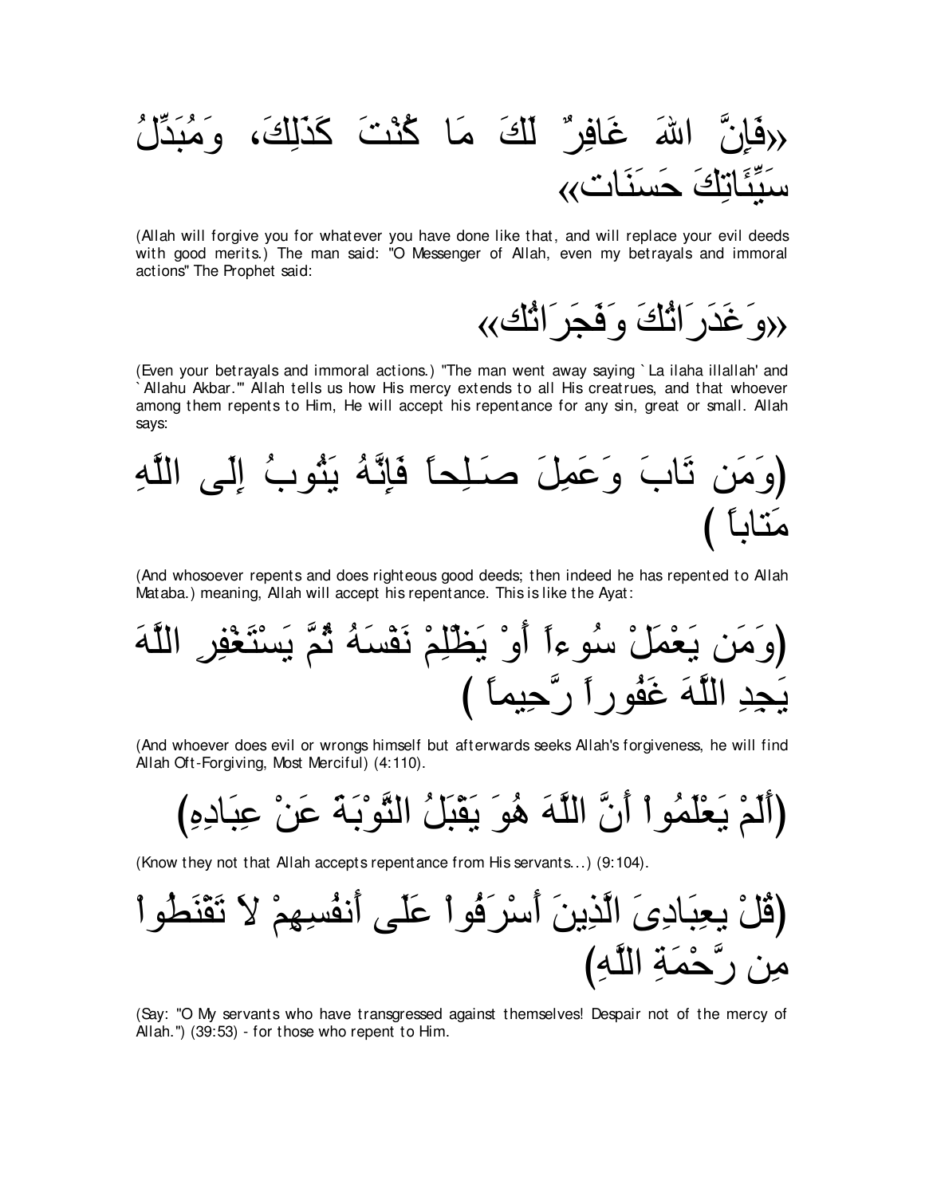«فَإِنَّ اللهَ غَافِرٌ لَكَ مَا كُنْتَ كَذَلِكَ، وَمُبَدِّلُ سَيِّئَاتِكَ حَسَنَات»

(Allah will forgive you for whatever you have done like that, and will replace your evil deeds with good merits.) The man said: "O Messenger of Allah, even my betrayals and immoral actions" The Prophet said:

«وَغَدَرَاتُكَ وَفَجَرَاتُك»

(Even your betrayals and immoral actions.) "The man went away saying `La ilaha illallah' and `Allahu Akbar.'" Allah tells us how His mercy extends to all His creatrues, and that whoever among them repents to Him, He will accept his repentance for any sin, great or small. Allah says:

(وَمَن تَابَ وَعَمِلَ صَـلِحاً فَإِنَّهُ يَتُوبُ إِلَى اللَّهِ مَتَاباً )

(And whosoever repents and does righteous good deeds; then indeed he has repented to Allah Mataba.) meaning, Allah will accept his repentance. This is like the Ayat:

(وَمَن يَعْمَلْ سُوءاً أَوْ يَظْلِمْ نَفْسَهُ ثُمَّ يَسْتَغْفِرِ اللَّهَ يَجِدِ اللَّهَ غَفُوراً رَّحِيماً )

(And whoever does evil or wrongs himself but afterwards seeks Allah's forgiveness, he will find Allah Oft-Forgiving, Most Merciful) (4:110).

(أَلَمْ يَعْلَمُواْ أَنَّ اللَّهَ هُوَ يَقْبَلُ التَّوْبَةَ عَنْ عِبَادِهِ)

(Know they not that Allah accepts repentance from His servants...) (9:104).

(قُلْ يعِبَادِىَ الَّذِينَ أَسْرَفُواْ عَلَى أَنفُسِهِمْ لاَ تَقْنَطُواْ مِن رَّحْمَةِ اللَّهِ)

(Say: "O My servants who have transgressed against themselves! Despair not of the mercy of Allah.") (39:53) - for those who repent to Him.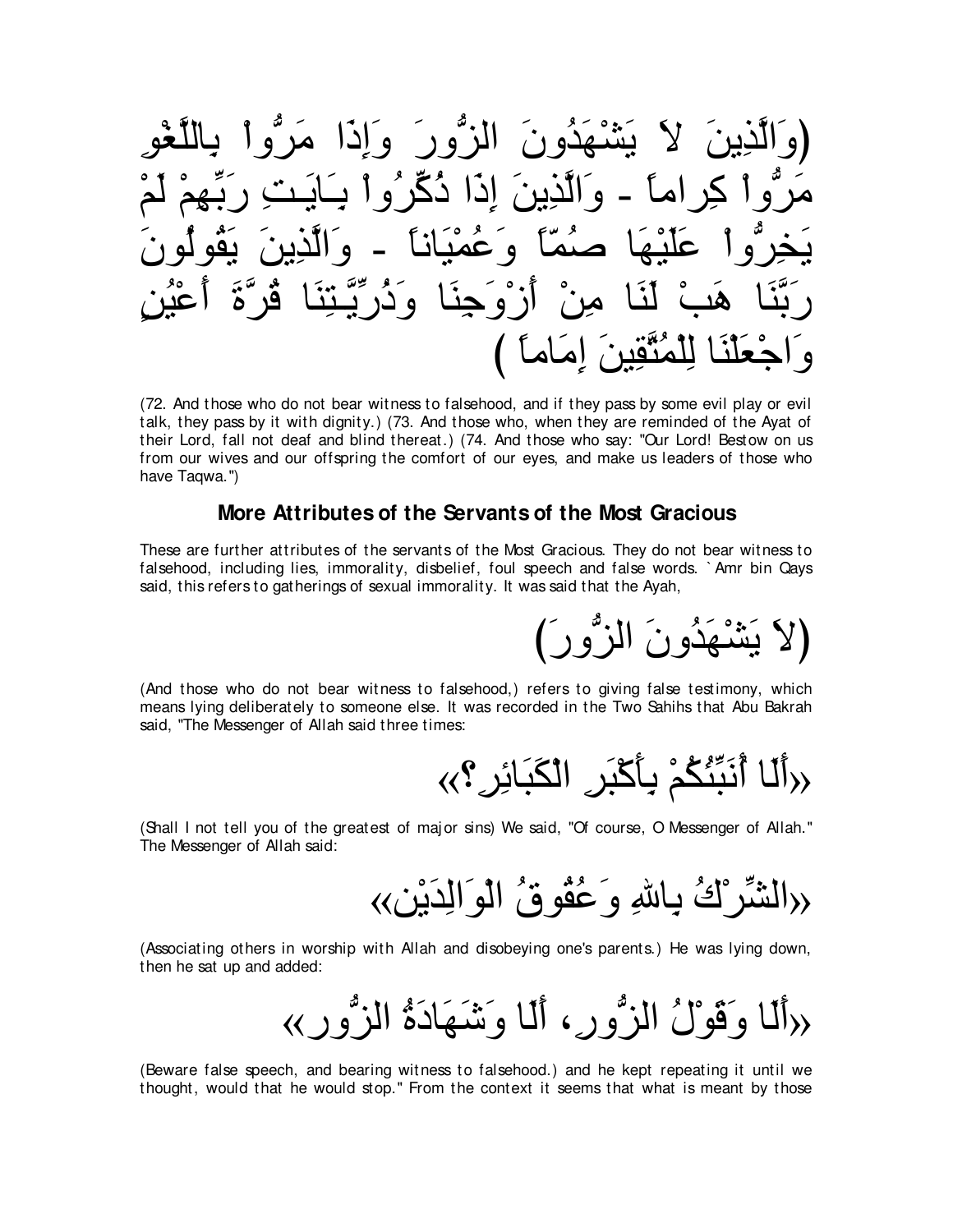(وَالَّذِينَ لاَ يَشْهَدُونَ الزُّورَ وَإِذَا مَرُّواْ بِاللَّغْوِ مَرُّواْ كِراماً - وَالَّذِينَ إِذَا ذُكِّرُواْ بِـَايَـتِ رَبِّهِمْ لَمْ يَخِرُّواْ عَلَيْهَا صُمّاً وَعُمْيَاناً - وَالَّذِينَ يَقُولُونَ رَبَّنَا هَبْ لَنَا مِنْ أَزْوَجِنَا وَذُرِّيَّتِنَا قُرَّةَ أَعْيُنٍ وَاجْعَلْنَا لِلْمُتَّقِينَ إِمَاماً )

(72. And those who do not bear witness to falsehood, and if they pass by some evil play or evil talk, they pass by it with dignity.) (73. And those who, when they are reminded of the Ayat of their Lord, fall not deaf and blind thereat.) (74. And those who say: "Our Lord! Bestow on us from our wives and our offspring the comfort of our eyes, and make us leaders of those who have Taqwa.")

## More Attributes of the Servants of the Most Gracious

These are further attributes of the servants of the Most Gracious. They do not bear witness to falsehood, including lies, immorality, disbelief, foul speech and false words. `Amr bin Qays said, this refers to gatherings of sexual immorality. It was said that the Ayah,

(لاَ يَشْهَدُونَ الزُّورَ)

(And those who do not bear witness to falsehood,) refers to giving false testimony, which means lying deliberately to someone else. It was recorded in the Two Sahihs that Abu Bakrah said, "The Messenger of Allah said three times:

«أَلَا أُنَبِّئُكُمْ بِأَكْبَرِ الْكَبَائِرِ؟»

(Shall I not tell you of the greatest of major sins) We said, "Of course, O Messenger of Allah." The Messenger of Allah said:

«الشِّرْكُ بِاللهِ وَعُقُوقُ الْوَالِدَيْنِ»

(Associating others in worship with Allah and disobeying one's parents.) He was lying down, then he sat up and added:

«أَلَا وَقَوْلُ الزُّورِ، أَلَا وَشَهَادَةُ الزُّورِ»

(Beware false speech, and bearing witness to falsehood.) and he kept repeating it until we thought, would that he would stop." From the context it seems that what is meant by those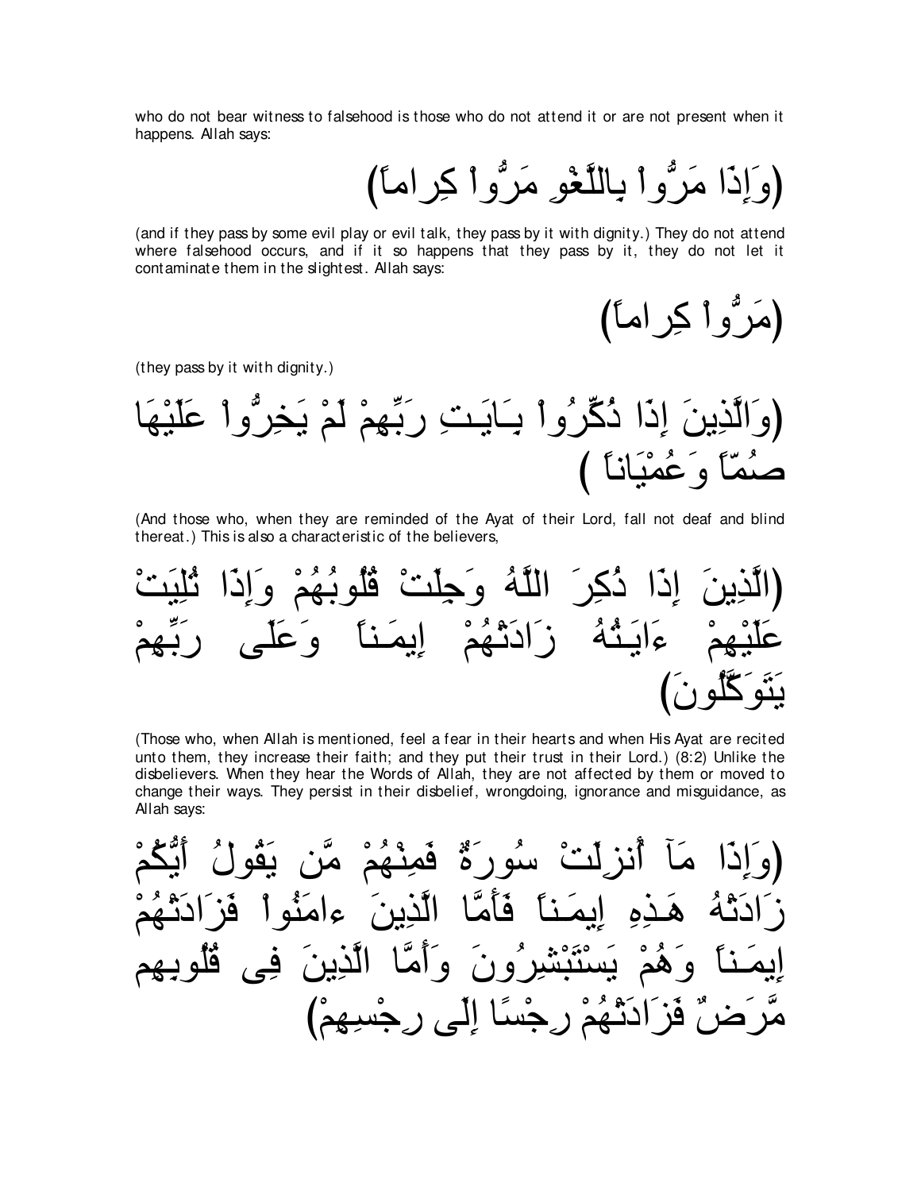who do not bear witness to falsehood is those who do not attend it or are not present when it happens. Allah says:

(وَإِذَا مَرُّواْ بِاللَّغْوِ مَرُّواْ كِراماً)

(and if they pass by some evil play or evil talk, they pass by it with dignity.) They do not attend where falsehood occurs, and if it so happens that they pass by it, they do not let it contaminate them in the slightest. Allah says:

(مَرُّواْ كِراماً)

(they pass by it with dignity.)

(وَالَّذِينَ إِذَا ذُكِّرُواْ بِـَايَـتِ رَبِّهِمْ لَمْ يَخِرُّواْ عَلَيْهَا صُمّاً وَعُمْيَاناً )

(And those who, when they are reminded of the Ayat of their Lord, fall not deaf and blind thereat.) This is also a characteristic of the believers,

(الَّذِينَ إِذَا ذُكِرَ اللَّهُ وَجِلَتْ قُلُوبُهُمْ وَإِذَا تُلِيَتْ عَلَيْهِمْ ءَايَـتُهُ زَادَتْهُمْ إِيمَـناً وَعَلَى رَبِّهِمْ يَتَوَكَّلُونَ)

(Those who, when Allah is mentioned, feel a fear in their hearts and when His Ayat are recited unto them, they increase their faith; and they put their trust in their Lord.) (8:2) Unlike the disbelievers. When they hear the Words of Allah, they are not affected by them or moved to change their ways. They persist in their disbelief, wrongdoing, ignorance and misguidance, as Allah says:

(وَإِذَا مَآ أُنزِلَتْ سُورَةٌ فَمِنْهُمْ مَّن يَقُولُ أَيُّكُمْ زَادَتْهُ هَـذِهِ إِيمَـناً فَأَمَّا الَّذِينَ ءامَنُواْ فَزَادَتْهُمْ إِيمَـناً وَهُمْ يَسْتَبْشِرُونَ وَأَمَّا الَّذِينَ فِى قُلُوبِهِم مَّرَضٌ فَزَادَتْهُمْ رِجْسًا إِلَى رِجْسِهِمْ)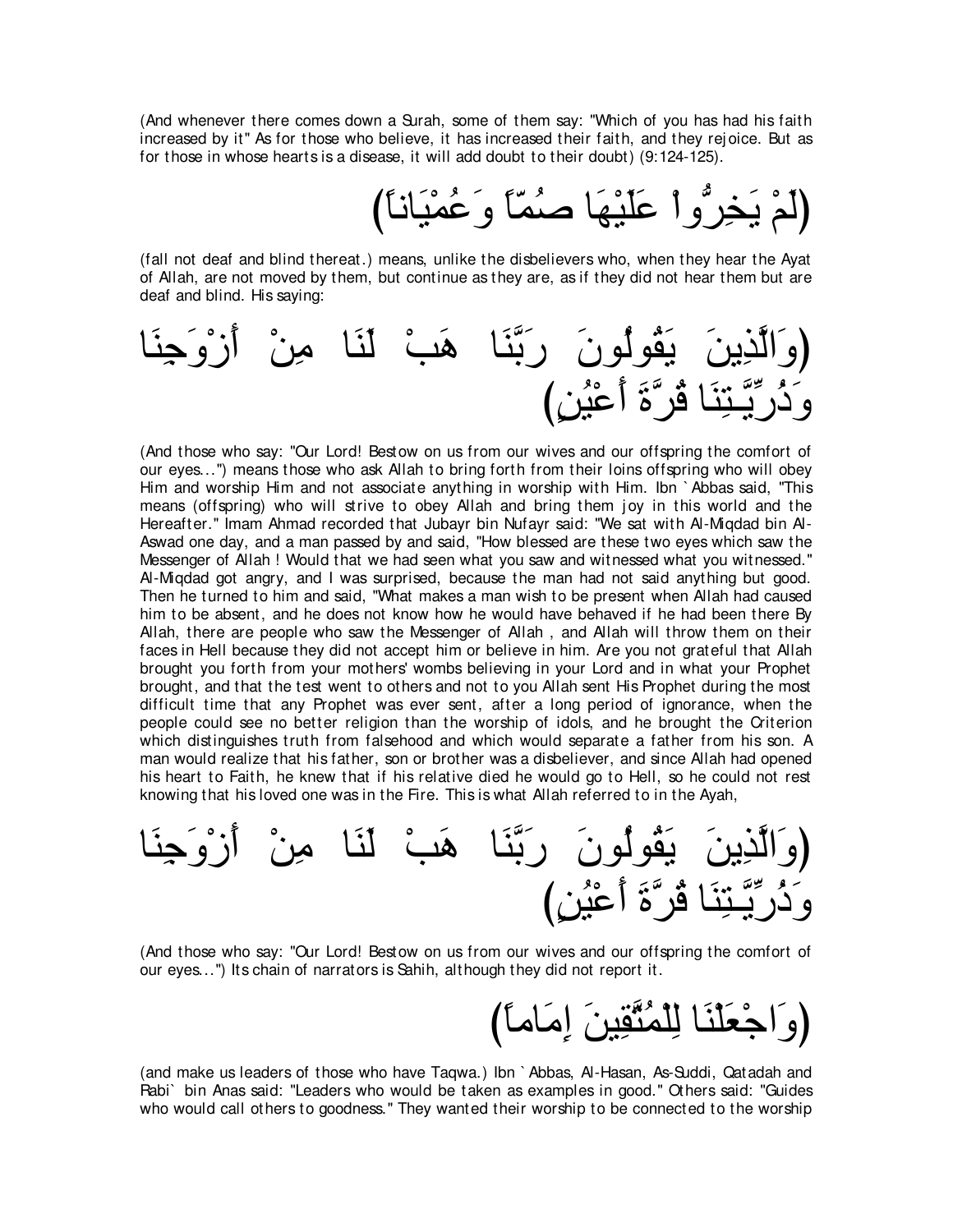(And whenever there comes down a Surah, some of them say: "Which of you has had his faith increased by it" As for those who believe, it has increased their faith, and they rejoice. But as for those in whose hearts is a disease, it will add doubt to their doubt) (9:124-125).

(لَمْ يَخِرُّواْ عَلَيْهَا صُمّاً وَعُمْيَاناً)

(fall not deaf and blind thereat.) means, unlike the disbelievers who, when they hear the Ayat of Allah, are not moved by them, but continue as they are, as if they did not hear them but are deaf and blind. His saying:

(وَالَّذِينَ يَقُولُونَ رَبَّنَا هَبْ لَنَا مِنْ أَزْوَجِنَا وَذُرِّيَّـتِنَا قُرَّةَ أَعْيُنٍ)

(And those who say: "Our Lord! Bestow on us from our wives and our offspring the comfort of our eyes...") means those who ask Allah to bring forth from their loins offspring who will obey Him and worship Him and not associate anything in worship with Him. Ibn `Abbas said, "This means (offspring) who will strive to obey Allah and bring them joy in this world and the Hereafter." Imam Ahmad recorded that Jubayr bin Nufayr said: "We sat with Al-Miqdad bin Al-Aswad one day, and a man passed by and said, "How blessed are these two eyes which saw the Messenger of Allah ! Would that we had seen what you saw and witnessed what you witnessed." Al-Miqdad got angry, and I was surprised, because the man had not said anything but good. Then he turned to him and said, "What makes a man wish to be present when Allah had caused him to be absent, and he does not know how he would have behaved if he had been there By Allah, there are people who saw the Messenger of Allah , and Allah will throw them on their faces in Hell because they did not accept him or believe in him. Are you not grateful that Allah brought you forth from your mothers' wombs believing in your Lord and in what your Prophet brought, and that the test went to others and not to you Allah sent His Prophet during the most difficult time that any Prophet was ever sent, after a long period of ignorance, when the people could see no better religion than the worship of idols, and he brought the Criterion which distinguishes truth from falsehood and which would separate a father from his son. A man would realize that his father, son or brother was a disbeliever, and since Allah had opened his heart to Faith, he knew that if his relative died he would go to Hell, so he could not rest knowing that his loved one was in the Fire. This is what Allah referred to in the Ayah,

(وَالَّذِينَ يَقُولُونَ رَبَّنَا هَبْ لَنَا مِنْ أَزْوَجِنَا وَذُرِّيَّـتِنَا قُرَّةَ أَعْيُنٍ)

(And those who say: "Our Lord! Bestow on us from our wives and our offspring the comfort of our eyes...") Its chain of narrators is Sahih, although they did not report it.

(وَاجْعَلْنَا لِلْمُتَّقِينَ إِمَاماً)

(and make us leaders of those who have Taqwa.) Ibn `Abbas, Al-Hasan, As-Suddi, Qatadah and Rabi` bin Anas said: "Leaders who would be taken as examples in good." Others said: "Guides who would call others to goodness." They wanted their worship to be connected to the worship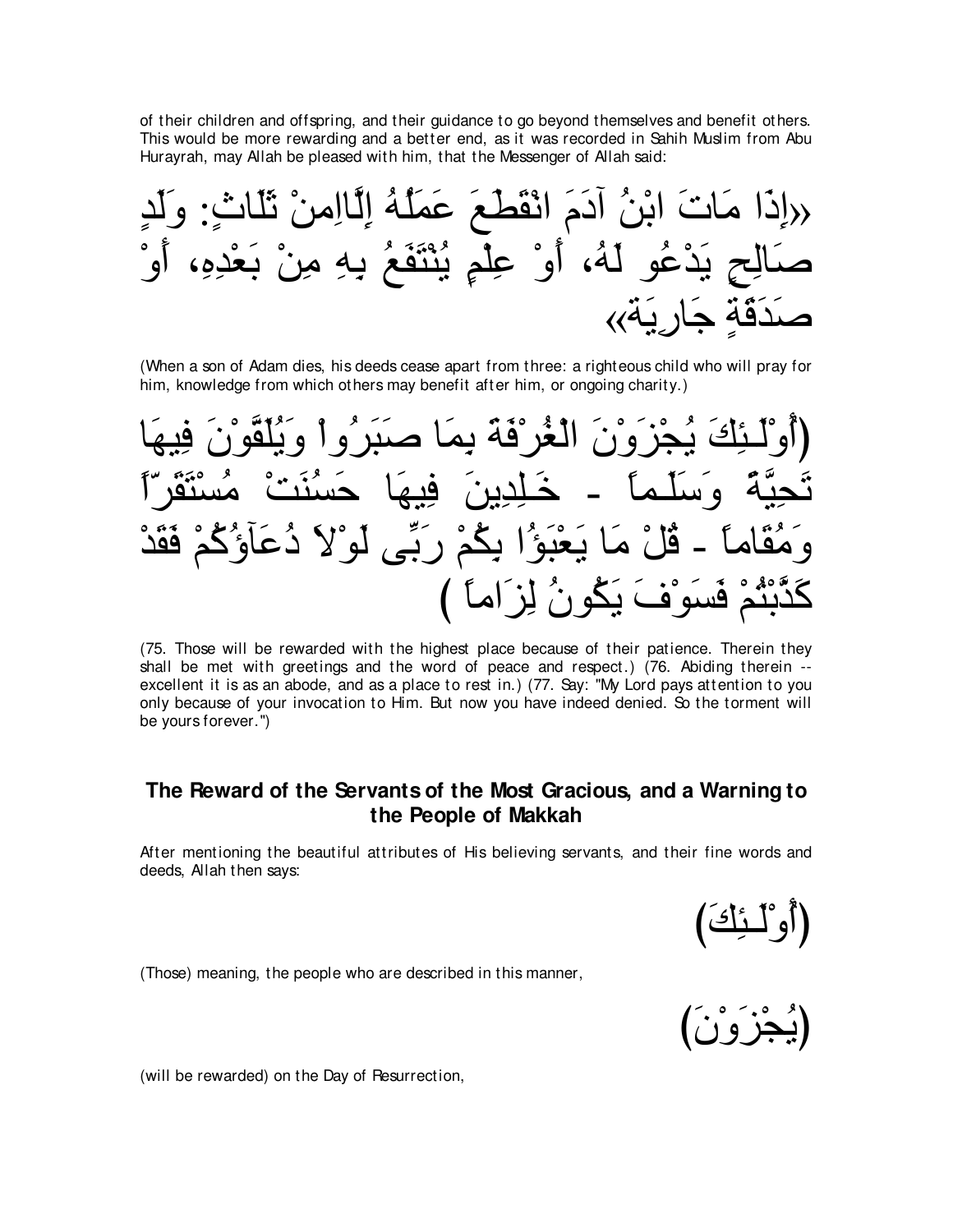of their children and offspring, and their guidance to go beyond themselves and benefit others. This would be more rewarding and a better end, as it was recorded in Sahih Muslim from Abu Hurayrah, may Allah be pleased with him, that the Messenger of Allah said:

«إِذَا مَاتَ ابْنُ آدَمَ انْقَطَعَ عَمَلُهُ إِلَّامِنْ ثَلَاثٍ: وَلَدٍ صَالِحٍ يَدْعُو لَهُ، أَوْ عِلْمٍ يُنْتَفَعُ بِهِ مِنْ بَعْدِهِ، أَوْ صَدَقَةٍ جَارِيَةٍ»

(When a son of Adam dies, his deeds cease apart from three: a righteous child who will pray for him, knowledge from which others may benefit after him, or ongoing charity.)

(أُوْلَـئِكَ يُجْزَوْنَ الْغُرْفَةَ بِمَا صَبَرُواْ وَيُلَقَّوْنَ فِيهَا تَحِيَّةً وَسَلَـماً - خَـلِدِينَ فِيهَا حَسُنَتْ مُسْتَقَرّاً وَمُقَاماً - قُلْ مَا يَعْبَؤُا بِكُمْ رَبِّى لَوْلاَ دُعَآؤُكُمْ فَقَدْ كَذَّبْتُمْ فَسَوْفَ يَكُونُ لِزَاماً )

(75. Those will be rewarded with the highest place because of their patience. Therein they shall be met with greetings and the word of peace and respect.) (76. Abiding therein -- excellent it is as an abode, and as a place to rest in.) (77. Say: "My Lord pays attention to you only because of your invocation to Him. But now you have indeed denied. So the torment will be yours forever.")

## The Reward of the Servants of the Most Gracious, and a Warning to the People of Makkah

After mentioning the beautiful attributes of His believing servants, and their fine words and deeds, Allah then says:

(أُوْلَـئِكَ)

(Those) meaning, the people who are described in this manner,

(يُجْزَوْنَ)

(will be rewarded) on the Day of Resurrection,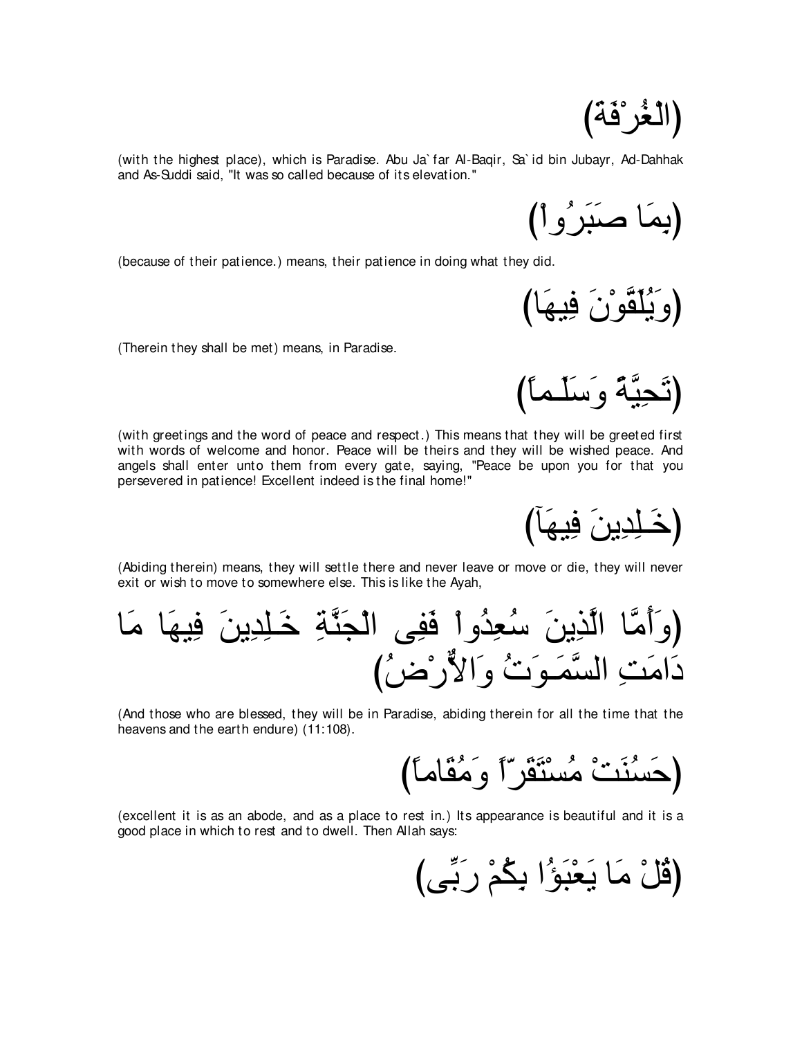(الْغُرْفَةَ)

(with the highest place), which is Paradise. Abu Ja`far Al-Baqir, Sa`id bin Jubayr, Ad-Dahhak and As-Suddi said, "It was so called because of its elevation."

(بِمَا صَبَرُواْ)

(because of their patience.) means, their patience in doing what they did.

(وَيُلَقَّوْنَ فِيهَا)

(Therein they shall be met) means, in Paradise.

(تَحِيَّةً وَسَلَـماً)

(with greetings and the word of peace and respect.) This means that they will be greeted first with words of welcome and honor. Peace will be theirs and they will be wished peace. And angels shall enter unto them from every gate, saying, "Peace be upon you for that you persevered in patience! Excellent indeed is the final home!"

(خَـلِدِينَ فِيهَآ)

(Abiding therein) means, they will settle there and never leave or move or die, they will never exit or wish to move to somewhere else. This is like the Ayah,

(وَأَمَّا الَّذِينَ سُعِدُواْ فَفِى الْجَنَّةِ خَـلِدِينَ فِيهَا مَا دَامَتِ السَّمَـوَتُ وَالاٌّرْضُ)

(And those who are blessed, they will be in Paradise, abiding therein for all the time that the heavens and the earth endure) (11:108).

(حَسُنَتْ مُسْتَقَرّاً وَمُقَاماً)

(excellent it is as an abode, and as a place to rest in.) Its appearance is beautiful and it is a good place in which to rest and to dwell. Then Allah says:

(قُلْ مَا يَعْبَؤُا بِكُمْ رَبِّى)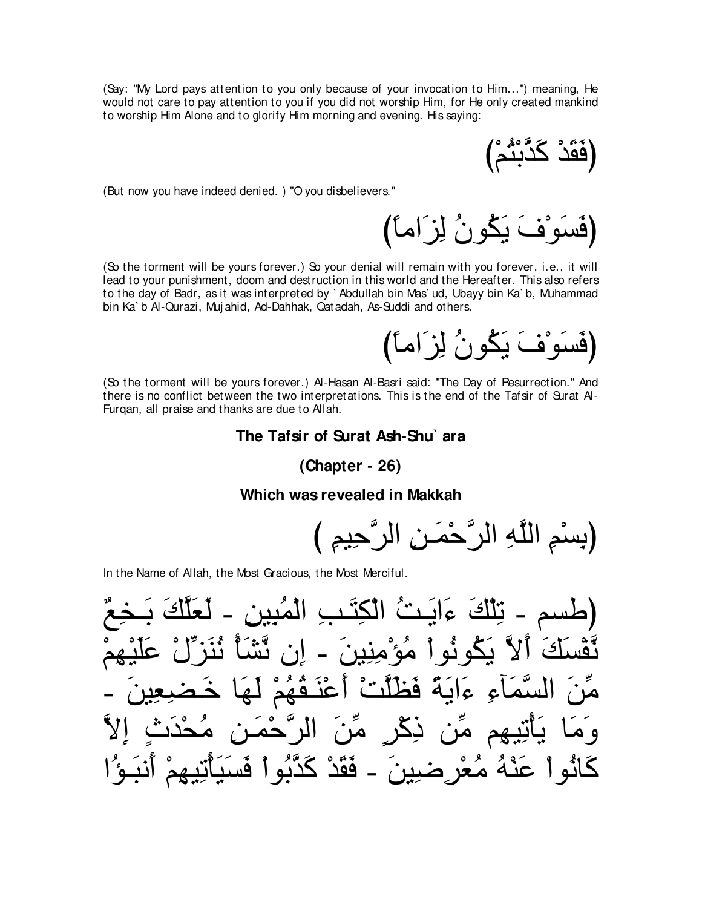(Say: "My Lord pays attention to you only because of your invocation to Him...") meaning, He would not care to pay attention to you if you did not worship Him, for He only created mankind to worship Him Alone and to glorify Him morning and evening. His saying:

(فَقَدْ كَذَّبْتُمْ)

(But now you have indeed denied. ) "O you disbelievers."

(فَسَوْفَ يَكُونُ لِزَاماً)

(So the torment will be yours forever.) So your denial will remain with you forever, i.e., it will lead to your punishment, doom and destruction in this world and the Hereafter. This also refers to the day of Badr, as it was interpreted by `Abdullah bin Mas`ud, Ubayy bin Ka`b, Muhammad bin Ka`b Al-Qurazi, Mujahid, Ad-Dahhak, Qatadah, As-Suddi and others.

(فَسَوْفَ يَكُونُ لِزَاماً)

(So the torment will be yours forever.) Al-Hasan Al-Basri said: "The Day of Resurrection." And there is no conflict between the two interpretations. This is the end of the Tafsir of Surat Al-Furqan, all praise and thanks are due to Allah.

## The Tafsir of Surat Ash-Shu`ara

### (Chapter - 26)

### Which was revealed in Makkah

(بِسْمِ اللَّهِ الرَّحْمَـنِ الرَّحِيمِ )

In the Name of Allah, the Most Gracious, the Most Merciful.

(طسم - تِلْكَ ءَايَـتُ الْكِتَـبِ الْمُبِينِ - لَعَلَّكَ بَـخِعٌ نَّفْسَكَ أَلاَّ يَكُونُواْ مُؤْمِنِينَ - إِن نَّشَأْ نُنَزِّلْ عَلَيْهِمْ مِّنَ السَّمَآءِ ءَايَةً فَظَلَّتْ أَعْنَـقُهُمْ لَهَا خَـضِعِينَ - وَمَا يَأْتِيهِم مِّن ذِكْرٍ مِّنَ الرَّحْمَـنِ مُحْدَثٍ إِلاَّ كَانُواْ عَنْهُ مُعْرِضِينَ - فَقَدْ كَذَّبُواْ فَسَيَأْتِيهِمْ أَنبَـؤُا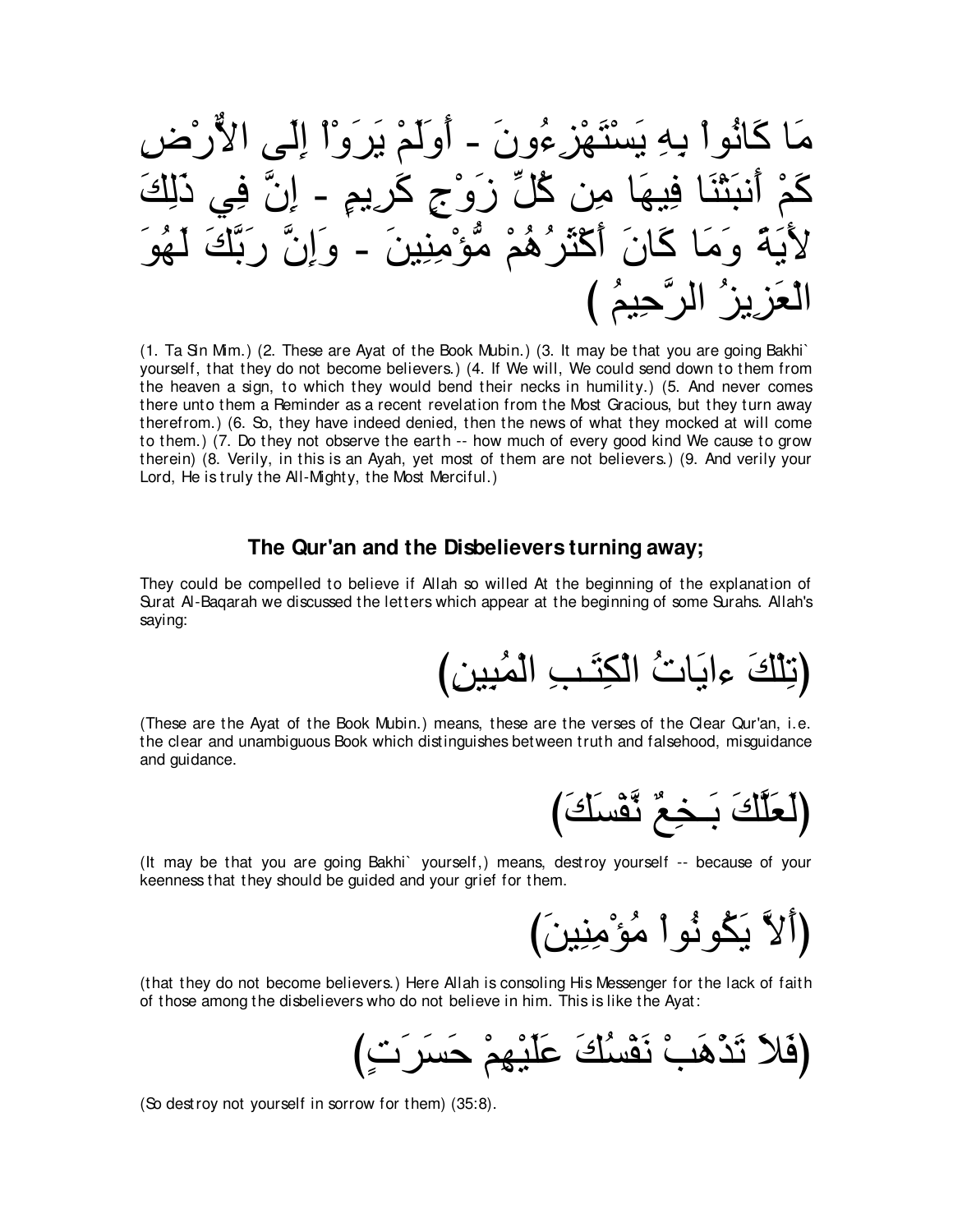مَا كَانُواْ بِهِ يَسْتَهْزِءُونَ - أَوَلَمْ يَرَوْاْ إِلَى الاٌّرْضِ كَمْ أَنبَتْنَا فِيهَا مِن كُلِّ زَوْجٍ كَرِيمٍ - إِنَّ فِي ذَلِكَ لأَيَةً وَمَا كَانَ أَكْثَرُهُمْ مُّؤْمِنِينَ - وَإِنَّ رَبَّكَ لَهُوَ الْعَزِيزُ الرَّحِيمُ )

(1. Ta Sin Mim.) (2. These are Ayat of the Book Mubin.) (3. It may be that you are going Bakhi` yourself, that they do not become believers.) (4. If We will, We could send down to them from the heaven a sign, to which they would bend their necks in humility.) (5. And never comes there unto them a Reminder as a recent revelation from the Most Gracious, but they turn away therefrom.) (6. So, they have indeed denied, then the news of what they mocked at will come to them.) (7. Do they not observe the earth -- how much of every good kind We cause to grow therein) (8. Verily, in this is an Ayah, yet most of them are not believers.) (9. And verily your Lord, He is truly the All-Mighty, the Most Merciful.)

## The Qur'an and the Disbelievers turning away;

They could be compelled to believe if Allah so willed At the beginning of the explanation of Surat Al-Baqarah we discussed the letters which appear at the beginning of some Surahs. Allah's saying:

(تِلْكَ ءايَاتُ الْكِتَـبِ الْمُبِينِ)

(These are the Ayat of the Book Mubin.) means, these are the verses of the Clear Qur'an, i.e. the clear and unambiguous Book which distinguishes between truth and falsehood, misguidance and guidance.

(لَعَلَّكَ بَـخِعٌ نَّفْسَكَ)

(It may be that you are going Bakhi` yourself,) means, destroy yourself -- because of your keenness that they should be guided and your grief for them.

(أَلاَّ يَكُونُواْ مُؤْمِنِينَ)

(that they do not become believers.) Here Allah is consoling His Messenger for the lack of faith of those among the disbelievers who do not believe in him. This is like the Ayat:

(فَلاَ تَذْهَبْ نَفْسُكَ عَلَيْهِمْ حَسَرَتٍ)

(So destroy not yourself in sorrow for them) (35:8).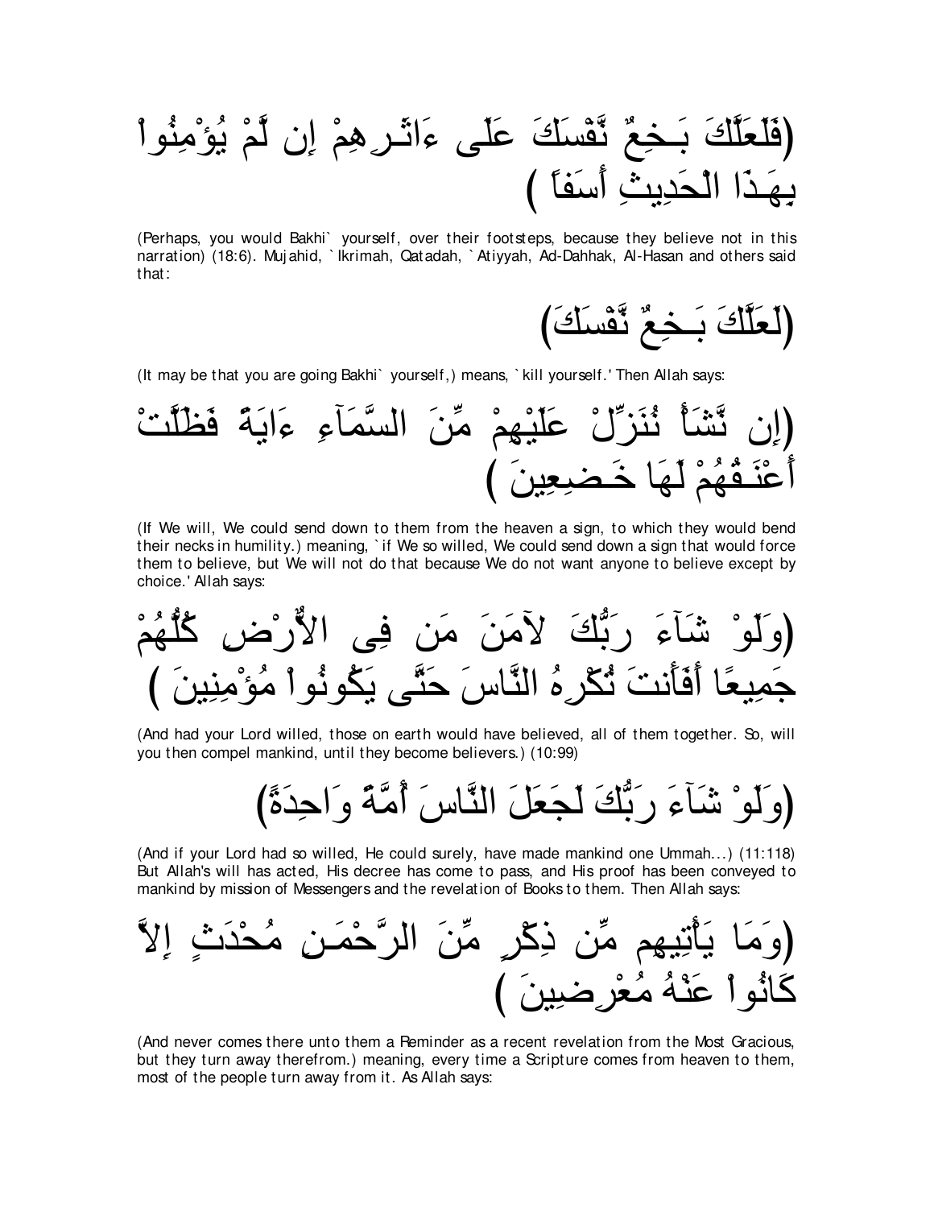(فَلَعَلَّكَ بَـخِعٌ نَّفْسَكَ عَلَى ءَاثَـرِهِمْ إِن لَّمْ يُؤْمِنُواْ بِهَـذَا الْحَدِيثِ أَسَفاً )

(Perhaps, you would Bakhi` yourself, over their footsteps, because they believe not in this narration) (18:6). Mujahid, `Ikrimah, Qatadah, `Atiyyah, Ad-Dahhak, Al-Hasan and others said that:

(لَعَلَّكَ بَـخِعٌ نَّفْسَكَ)

(It may be that you are going Bakhi` yourself,) means, `kill yourself.' Then Allah says:

(إِن نَّشَأْ نُنَزِّلْ عَلَيْهِمْ مِّنَ السَّمَآءِ ءَايَةً فَظَلَّتْ أَعْنَـقُهُمْ لَهَا خَـضِعِينَ )

(If We will, We could send down to them from the heaven a sign, to which they would bend their necks in humility.) meaning, `if We so willed, We could send down a sign that would force them to believe, but We will not do that because We do not want anyone to believe except by choice.' Allah says:

(وَلَوْ شَآءَ رَبُّكَ لآمَنَ مَن فِى الاٌّرْضِ كُلُّهُمْ جَمِيعًا أَفَأَنتَ تُكْرِهُ النَّاسَ حَتَّى يَكُونُواْ مُؤْمِنِينَ )

(And had your Lord willed, those on earth would have believed, all of them together. So, will you then compel mankind, until they become believers.) (10:99)

(وَلَوْ شَآءَ رَبُّكَ لَجَعَلَ النَّاسَ أُمَّةً وَاحِدَةً)

(And if your Lord had so willed, He could surely, have made mankind one Ummah...) (11:118) But Allah's will has acted, His decree has come to pass, and His proof has been conveyed to mankind by mission of Messengers and the revelation of Books to them. Then Allah says:

(وَمَا يَأْتِيهِم مِّن ذِكْرٍ مِّنَ الرَّحْمَـنِ مُحْدَثٍ إِلاَّ كَانُواْ عَنْهُ مُعْرِضِينَ )

(And never comes there unto them a Reminder as a recent revelation from the Most Gracious, but they turn away therefrom.) meaning, every time a Scripture comes from heaven to them, most of the people turn away from it. As Allah says: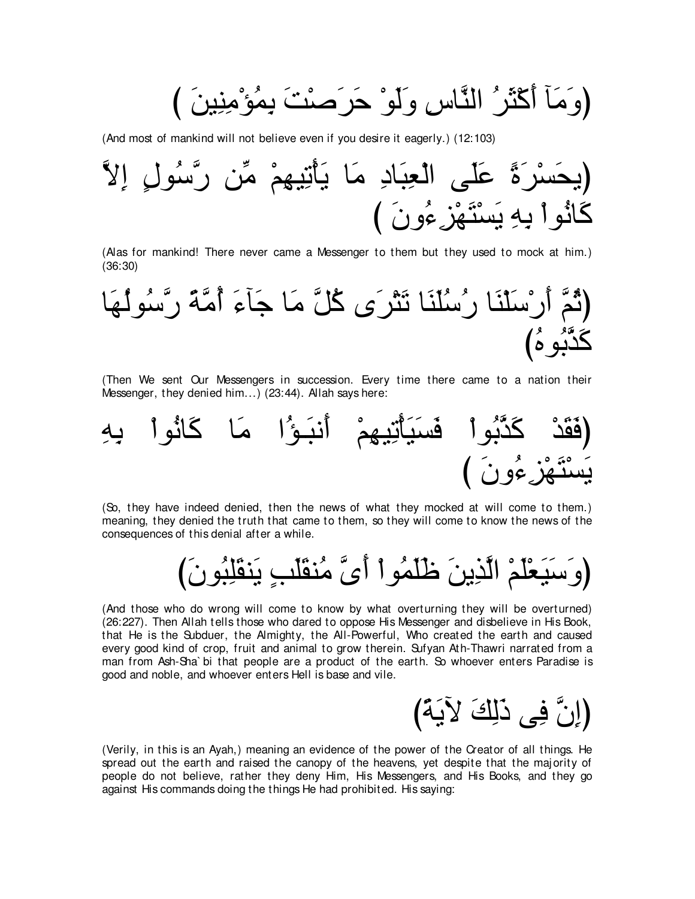(وَمَآ أَكْثَرُ النَّاسِ وَلَوْ حَرَصْتَ بِمُؤْمِنِينَ )

(And most of mankind will not believe even if you desire it eagerly.) (12:103)

(يحَسْرَةً عَلَى الْعِبَادِ مَا يَأْتِيهِمْ مِّن رَّسُولٍ إِلاَّ كَانُواْ بِهِ يَسْتَهْزِءُونَ )

(Alas for mankind! There never came a Messenger to them but they used to mock at him.) (36:30)

(ثُمَّ أَرْسَلْنَا رُسُلَنَا تَتْرَى كُلَّ مَا جَآءَ أُمَّةً رَّسُولُهَا كَذَّبُوهُ)

(Then We sent Our Messengers in succession. Every time there came to a nation their Messenger, they denied him...) (23:44). Allah says here:

(فَقَدْ كَذَّبُواْ فَسَيَأْتِيهِمْ أَنبَـؤُا مَا كَانُواْ بِهِ يَسْتَهْزِءُونَ )

(So, they have indeed denied, then the news of what they mocked at will come to them.) meaning, they denied the truth that came to them, so they will come to know the news of the consequences of this denial after a while.

(وَسَيَعْلَمْ الَّذِينَ ظَلَمُواْ أَىَّ مُنقَلَبٍ يَنقَلِبُونَ)

(And those who do wrong will come to know by what overturning they will be overturned) (26:227). Then Allah tells those who dared to oppose His Messenger and disbelieve in His Book, that He is the Subduer, the Almighty, the All-Powerful, Who created the earth and caused every good kind of crop, fruit and animal to grow therein. Sufyan Ath-Thawri narrated from a man from Ash-Sha`bi that people are a product of the earth. So whoever enters Paradise is good and noble, and whoever enters Hell is base and vile.

(إِنَّ فِى ذَلِكَ لآيَةً)

(Verily, in this is an Ayah,) meaning an evidence of the power of the Creator of all things. He spread out the earth and raised the canopy of the heavens, yet despite that the majority of people do not believe, rather they deny Him, His Messengers, and His Books, and they go against His commands doing the things He had prohibited. His saying: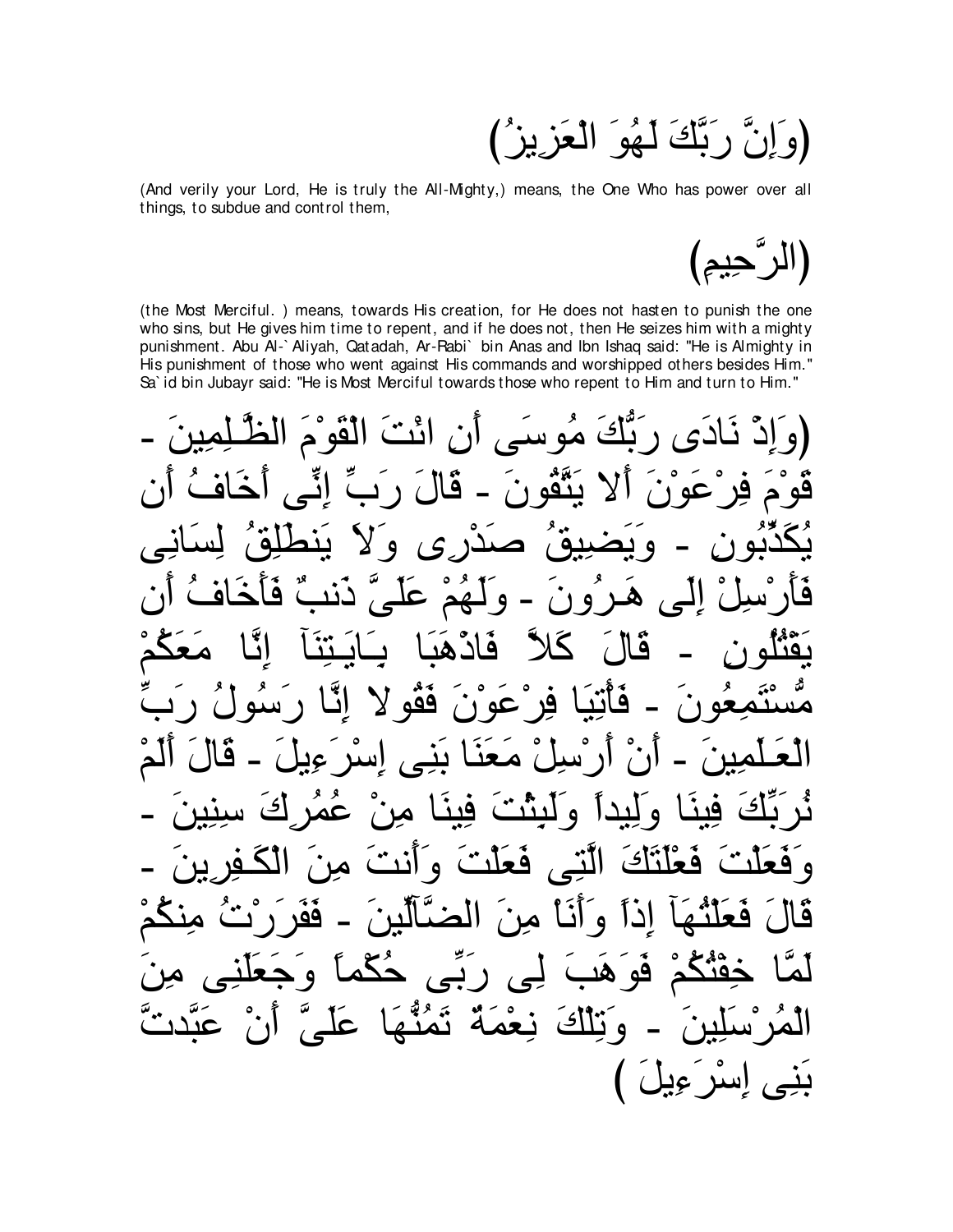(وَإِنَّ رَبَّكَ لَهُوَ الْعَزِيزُ)

(And verily your Lord, He is truly the All-Mighty,) means, the One Who has power over all things, to subdue and control them,

(الرَّحِيمِ)

(the Most Merciful. ) means, towards His creation, for He does not hasten to punish the one who sins, but He gives him time to repent, and if he does not, then He seizes him with a mighty punishment. Abu Al-`Aliyah, Qatadah, Ar-Rabi` bin Anas and Ibn Ishaq said: "He is Almighty in His punishment of those who went against His commands and worshipped others besides Him." Sa`id bin Jubayr said: "He is Most Merciful towards those who repent to Him and turn to Him."

(وَإِذْ نَادَى رَبُّكَ مُوسَى أَنِ ائْتَ الْقَوْمَ الظَّـلِمِينَ - قَوْمَ فِرْعَوْنَ أَلا يَتَّقُونَ - قَالَ رَبِّ إِنِّى أَخَافُ أَن يُكَذِّبُونِ - وَيَضِيقُ صَدْرِى وَلاَ يَنطَلِقُ لِسَانِى فَأَرْسِلْ إِلَى هَـرُونَ - وَلَهُمْ عَلَىَّ ذَنبٌ فَأَخَافُ أَن يَقْتُلُونِ - قَالَ كَلاَّ فَاذْهَبَا بِـَايَـتِنَآ إِنَّا مَعَكُمْ مُّسْتَمِعُونَ - فَأْتِيَا فِرْعَوْنَ فَقُولا إِنَّا رَسُولُ رَبِّ الْعَـلَمِينَ - أَنْ أَرْسِلْ مَعَنَا بَنِى إِسْرَءِيلَ - قَالَ أَلَمْ نُرَبِّكَ فِينَا وَلِيداً وَلَبِثْتَ فِينَا مِنْ عُمُرِكَ سِنِينَ - وَفَعَلْتَ فَعْلَتَكَ الَّتِى فَعَلْتَ وَأَنتَ مِنَ الْكَـفِرِينَ - قَالَ فَعَلْتُهَآ إِذاً وَأَنَاْ مِنَ الضَّآلِّينَ - فَفَرَرْتُ مِنكُمْ لَمَّا خِفْتُكُمْ فَوَهَبَ لِى رَبِّى حُكْماً وَجَعَلَنِى مِنَ الْمُرْسَلِينَ - وَتِلْكَ نِعْمَةٌ تَمُنُّهَا عَلَىَّ أَنْ عَبَّدتَّ بَنِى إِسْرَءِيلَ )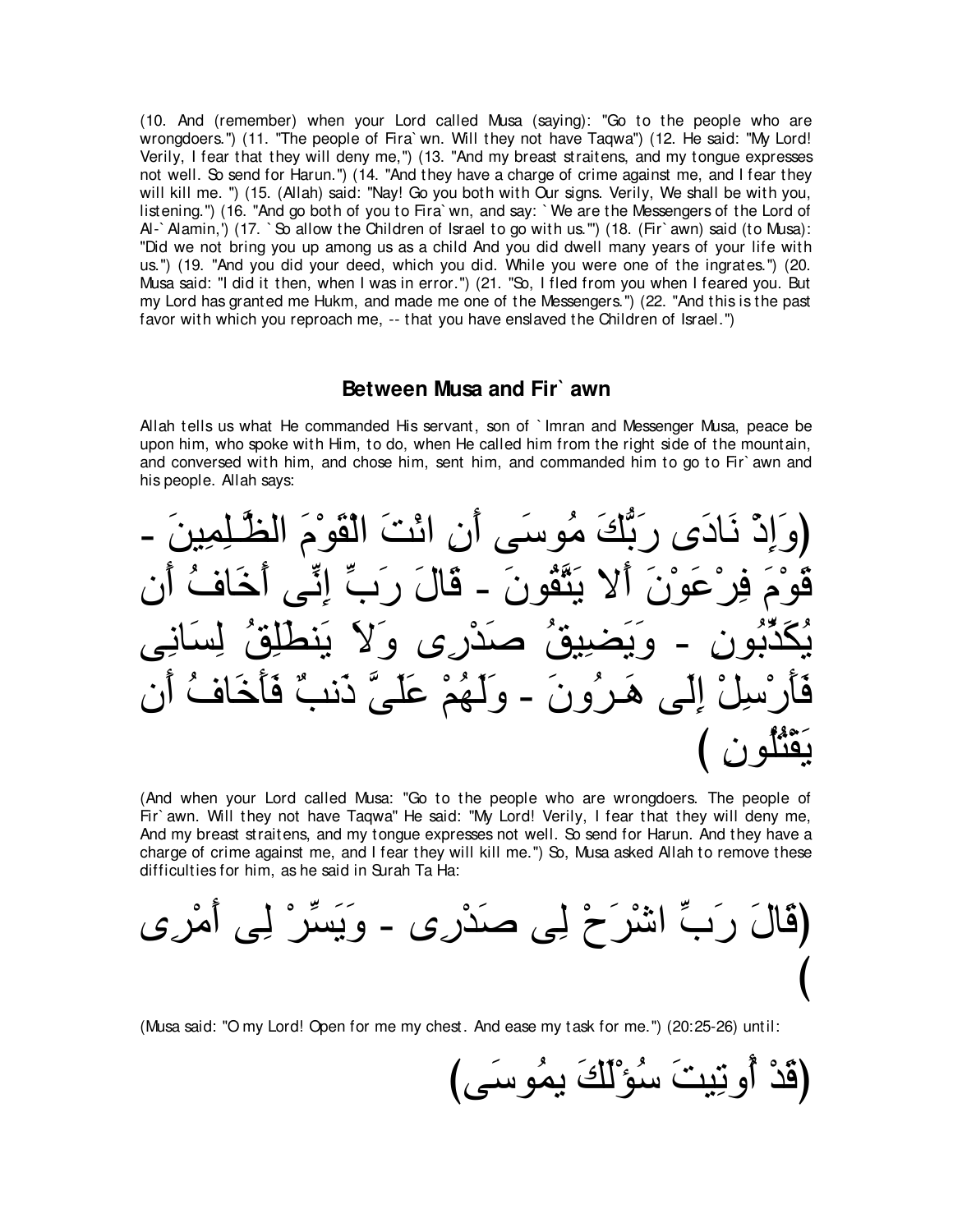(10. And (remember) when your Lord called Musa (saying): "Go to the people who are wrongdoers.") (11. "The people of Fira`wn. Will they not have Taqwa") (12. He said: "My Lord! Verily, I fear that they will deny me,") (13. "And my breast straitens, and my tongue expresses not well. So send for Harun.") (14. "And they have a charge of crime against me, and I fear they will kill me. ") (15. (Allah) said: "Nay! Go you both with Our signs. Verily, We shall be with you, listening.") (16. "And go both of you to Fira`wn, and say: `We are the Messengers of the Lord of Al-`Alamin,') (17. `So allow the Children of Israel to go with us."') (18. (Fir`awn) said (to Musa): "Did we not bring you up among us as a child And you did dwell many years of your life with us.") (19. "And you did your deed, which you did. While you were one of the ingrates.") (20. Musa said: "I did it then, when I was in error.") (21. "So, I fled from you when I feared you. But my Lord has granted me Hukm, and made me one of the Messengers.") (22. "And this is the past favor with which you reproach me, -- that you have enslaved the Children of Israel.")

## Between Musa and Fir`awn

Allah tells us what He commanded His servant, son of `Imran and Messenger Musa, peace be upon him, who spoke with Him, to do, when He called him from the right side of the mountain, and conversed with him, and chose him, sent him, and commanded him to go to Fir`awn and his people. Allah says:

(وَإِذْ نَادَى رَبُّكَ مُوسَى أَنِ ائْتَ الْقَوْمَ الظَّـلِمِينَ - قَوْمَ فِرْعَوْنَ أَلا يَتَّقُونَ - قَالَ رَبِّ إِنِّى أَخَافُ أَن يُكَذِّبُونِ - وَيَضِيقُ صَدْرِى وَلاَ يَنطَلِقُ لِسَانِى فَأَرْسِلْ إِلَى هَـرُونَ - وَلَهُمْ عَلَىَّ ذَنبٌ فَأَخَافُ أَن يَقْتُلُونِ )

(And when your Lord called Musa: "Go to the people who are wrongdoers. The people of Fir`awn. Will they not have Taqwa" He said: "My Lord! Verily, I fear that they will deny me, And my breast straitens, and my tongue expresses not well. So send for Harun. And they have a charge of crime against me, and I fear they will kill me.") So, Musa asked Allah to remove these difficulties for him, as he said in Surah Ta Ha:

(قَالَ رَبِّ اشْرَحْ لِى صَدْرِى - وَيَسِّرْ لِى أَمْرِى )

(Musa said: "O my Lord! Open for me my chest. And ease my task for me.") (20:25-26) until:

(قَدْ أُوتِيتَ سُؤْلَكَ يمُوسَى)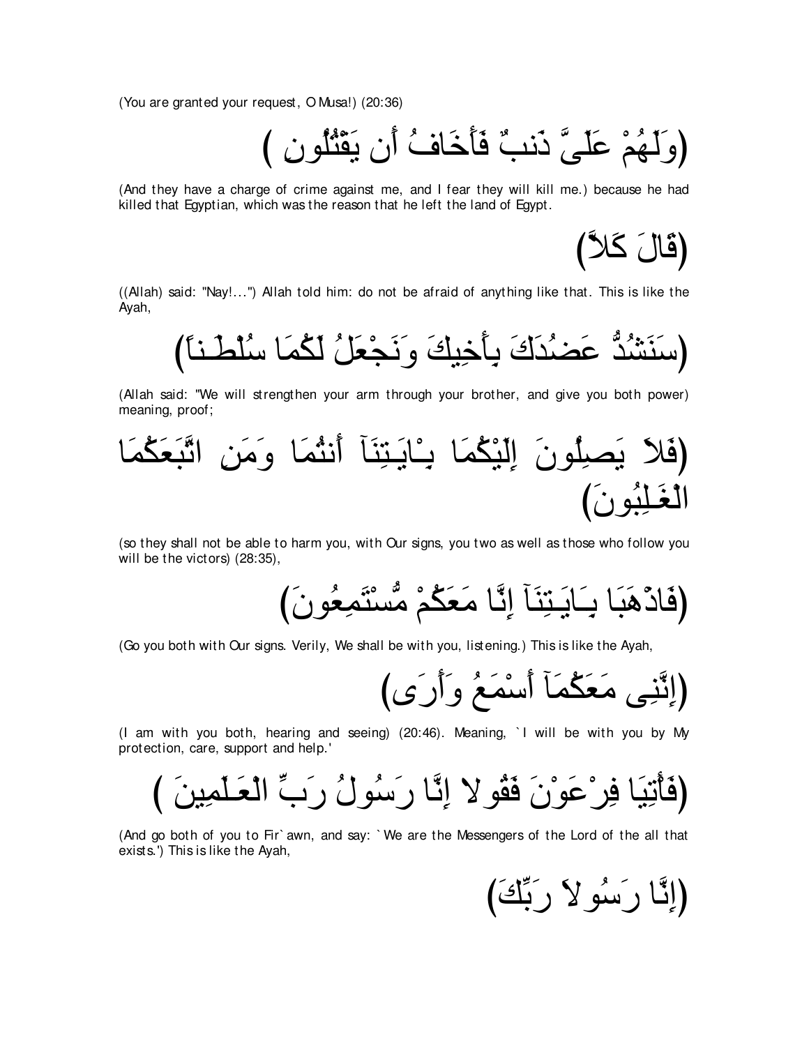(You are granted your request, O Musa!) (20:36)

(وَلَهُمْ عَلَىَّ ذَنبٌ فَأَخَافُ أَن يَقْتُلُونِ )

(And they have a charge of crime against me, and I fear they will kill me.) because he had killed that Egyptian, which was the reason that he left the land of Egypt.

(قَالَ كَلاَّ)

((Allah) said: "Nay!...") Allah told him: do not be afraid of anything like that. This is like the Ayah,

(سَنَشُدُّ عَضُدَكَ بِأَخِيكَ وَنَجْعَلُ لَكُمَا سُلْطَـناً)

(Allah said: "We will strengthen your arm through your brother, and give you both power) meaning, proof;

(فَلاَ يَصِلُونَ إِلَيْكُمَا بِـايَـتِنَآ أَنتُمَا وَمَنِ اتَّبَعَكُمَا الْغَـلِبُونَ)

(so they shall not be able to harm you, with Our signs, you two as well as those who follow you will be the victors) (28:35),

(فَاذْهَبَا بِـَايَـتِنَآ إِنَّا مَعَكُمْ مُّسْتَمِعُونَ)

(Go you both with Our signs. Verily, We shall be with you, listening.) This is like the Ayah,

(إِنَّنِى مَعَكُمَآ أَسْمَعُ وَأَرَى)

(I am with you both, hearing and seeing) (20:46). Meaning, `I will be with you by My protection, care, support and help.'

(فَأْتِيَا فِرْعَوْنَ فَقُولا إِنَّا رَسُولُ رَبِّ الْعَـلَمِينَ )

(And go both of you to Fir`awn, and say: `We are the Messengers of the Lord of the all that exists.') This is like the Ayah,

(إِنَّا رَسُولاَ رَبِّكَ)